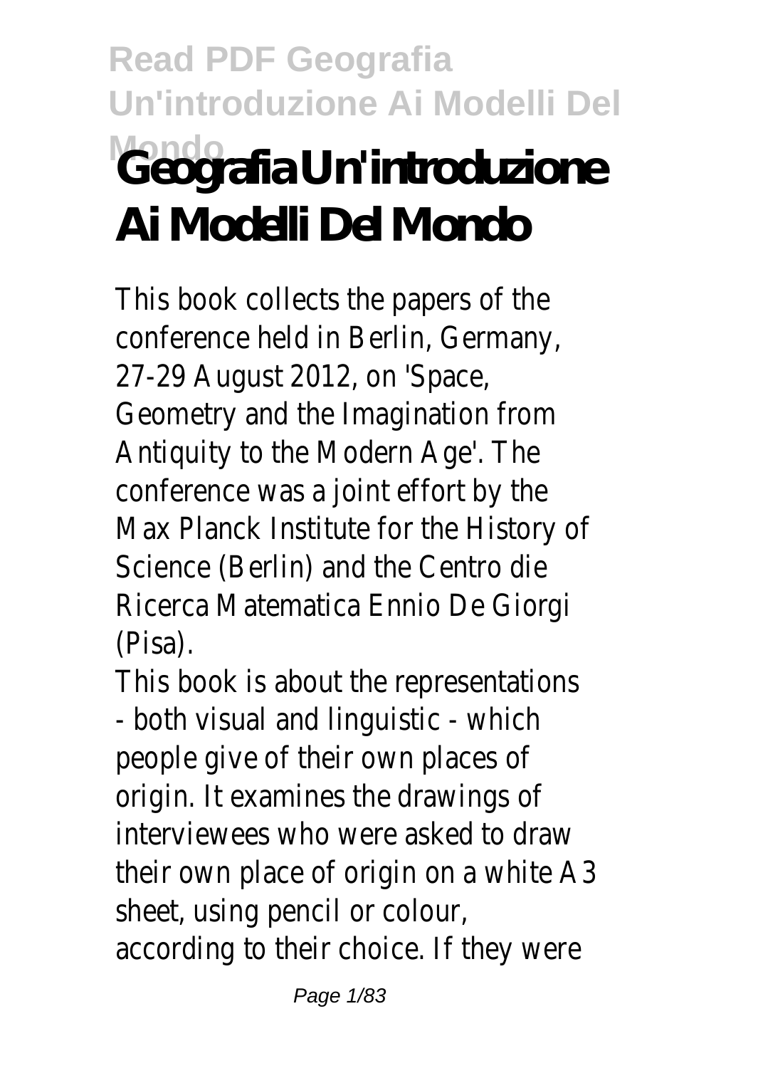# Geografia Un'introduzione Ai Modelli Del Mondo

This book collects the papers of the conference held in Berlin, Germany, 27-29 August 2012, on 'Space, Geometry and the Imagination from Antiquity to the Modern Age'. The conference was a joint effort by the Max Planck Institute for the History of Science (Berlin) and the Centro die Ricerca Matematica Ennio De Giorgi (Pisa).

This book is about the representations - both visual and linguistic - which people give of their own places of origin. It examines the drawings of interviewees who were asked to draw their own place of origin on a white A3 sheet, using pencil or colour, according to their choice. If they were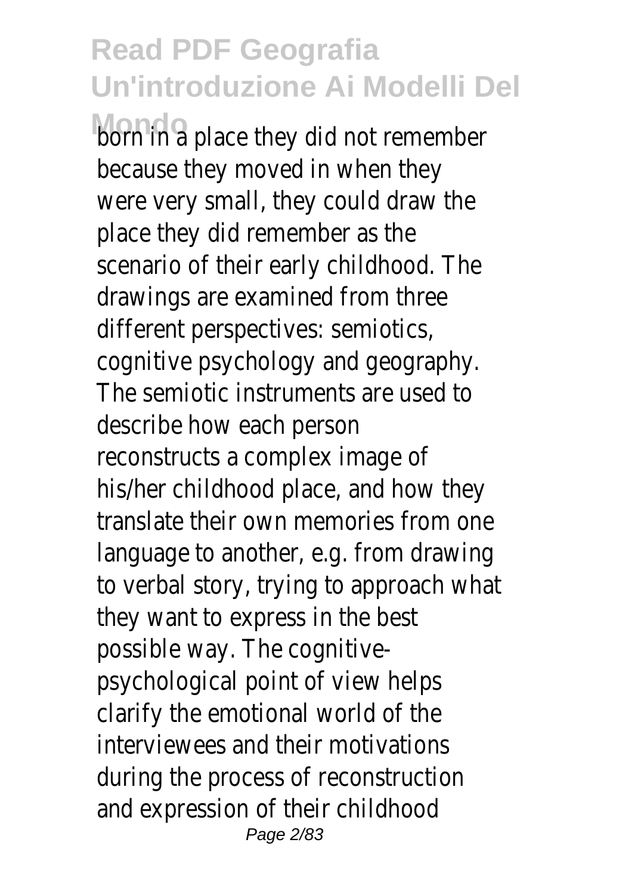born in a place they did not remember because they moved in when they were very small, they could draw the place they did remember as the scenario of their early childhood. The drawings are examined from three different perspectives: semiotics, cognitive psychology and geography. The semiotic instruments are used to describe how each person reconstructs a complex image of his/her childhood place, and how they translate their own memories from one language to another, e.g. from drawing to verbal story, trying to approach what they want to express in the best possible way. The cognitive-psychological point of view helps clarify the emotional world of the interviewees and their motivations during the process of reconstruction and expression of their childhood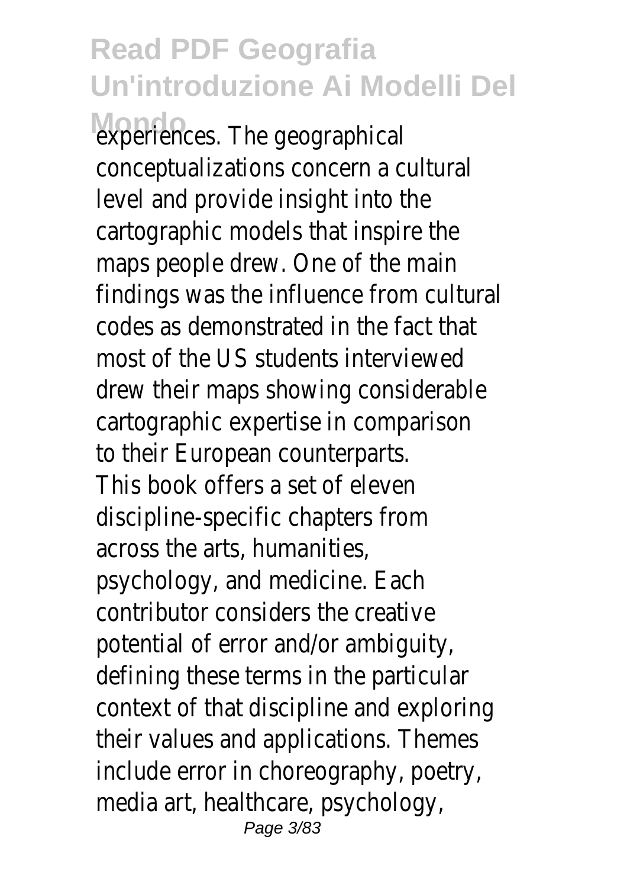experiences. The geographical conceptualizations concern a cultural level and provide insight into the cartographic models that inspire the maps people drew. One of the main findings was the influence from cultural codes as demonstrated in the fact that most of the US students interviewed drew their maps showing considerable cartographic expertise in comparison to their European counterparts.

This book offers a set of eleven discipline-specific chapters from across the arts, humanities, psychology, and medicine. Each contributor considers the creative potential of error and/or ambiguity, defining these terms in the particular context of that discipline and exploring their values and applications. Themes include error in choreography, poetry, media art, healthcare, psychology,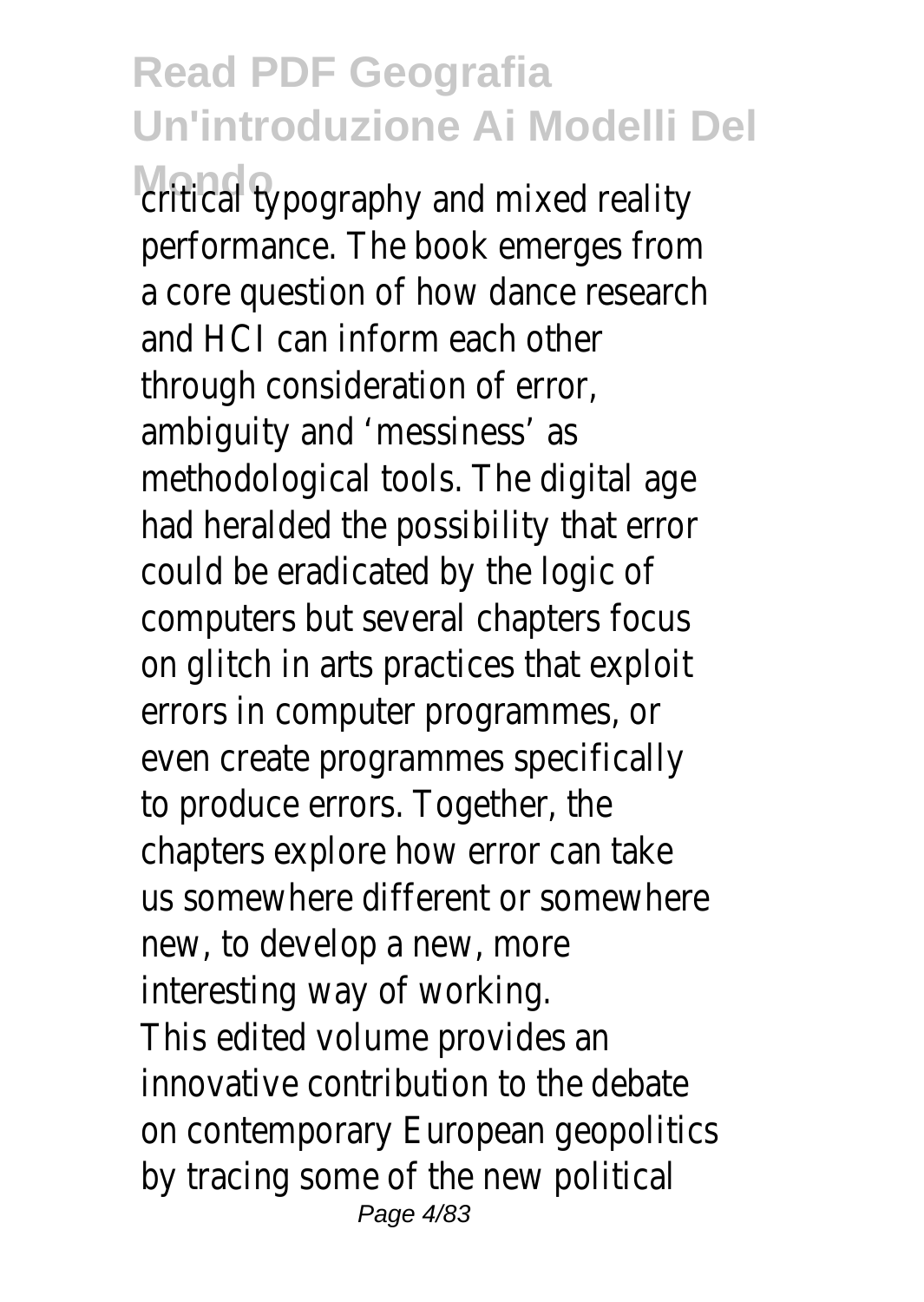critical typography and mixed reality performance. The book emerges from a core question of how dance research and HCI can inform each other through consideration of error, ambiguity and 'messiness' as methodological tools. The digital age had heralded the possibility that error could be eradicated by the logic of computers but several chapters focus on glitch in arts practices that exploit errors in computer programmes, or even create programmes specifically to produce errors. Together, the chapters explore how error can take us somewhere different or somewhere new, to develop a new, more interesting way of working.

This edited volume provides an innovative contribution to the debate on contemporary European geopolitics by tracing some of the new political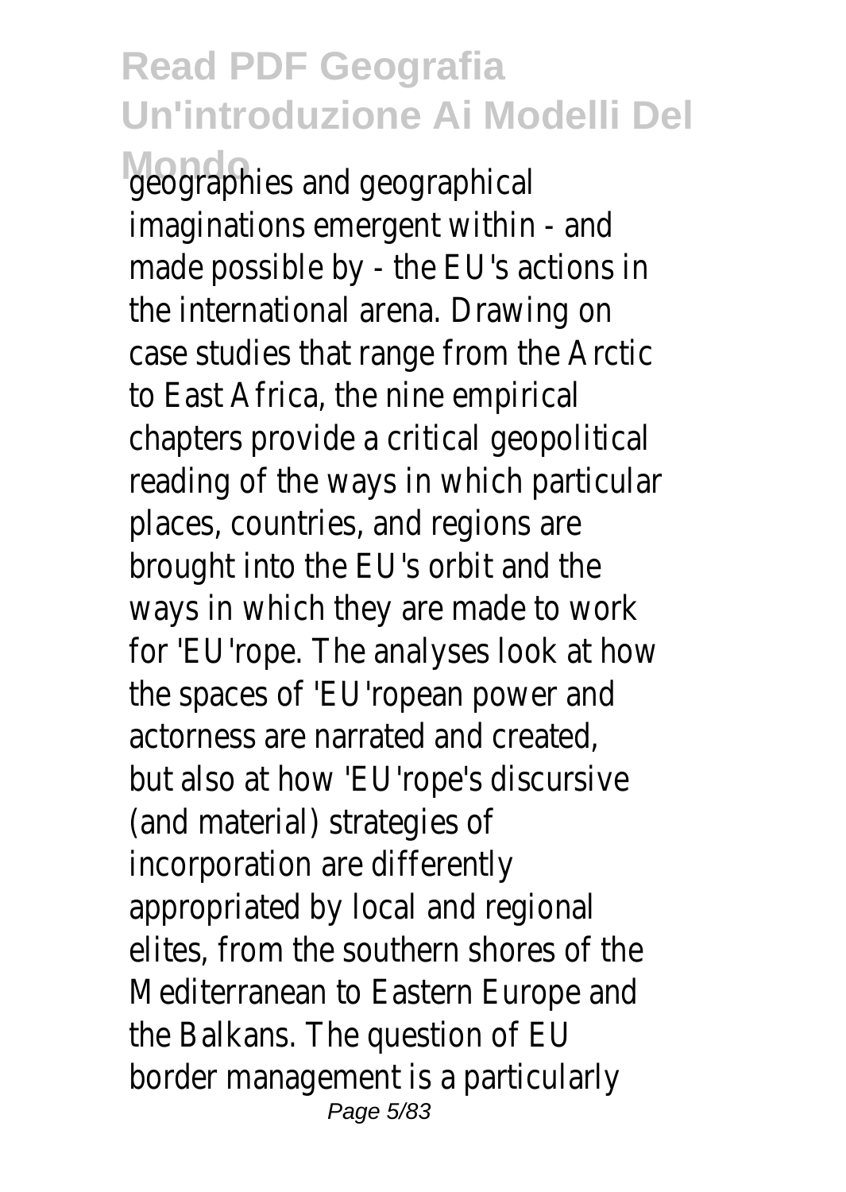geographies and geographical imaginations emergent within - and made possible by - the EU's actions in the international arena. Drawing on case studies that range from the Arctic to East Africa, the nine empirical chapters provide a critical geopolitical reading of the ways in which particular places, countries, and regions are brought into the EU's orbit and the ways in which they are made to work for 'EU'rope. The analyses look at how the spaces of 'EU'ropean power and actorness are narrated and created, but also at how 'EU'rope's discursive (and material) strategies of incorporation are differently appropriated by local and regional elites, from the southern shores of the Mediterranean to Eastern Europe and the Balkans. The question of EU border management is a particularly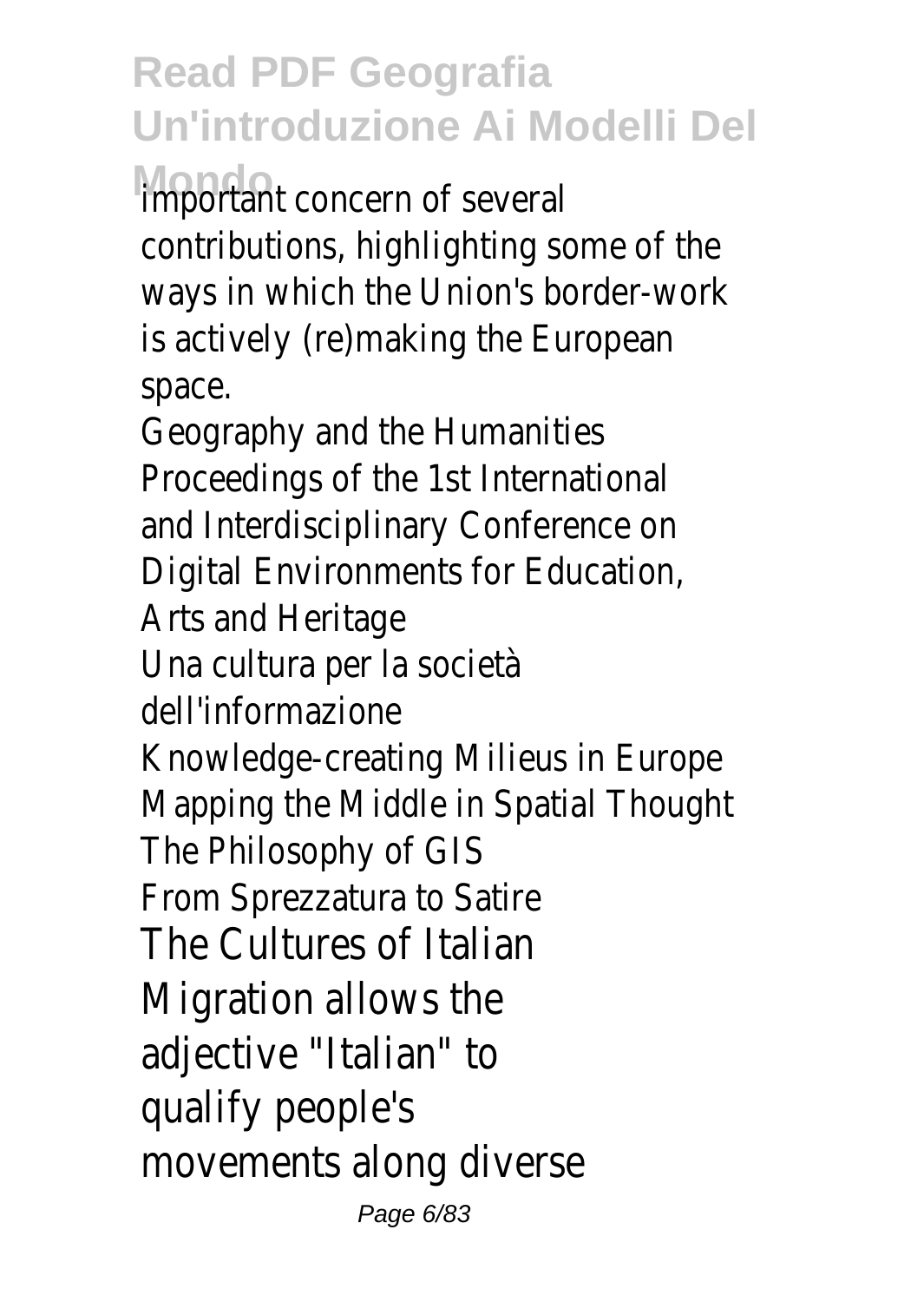important concern of several contributions, highlighting some of the ways in which the Union's border-work is actively (re)making the European space.

Geography and the Humanities
Proceedings of the 1st International and Interdisciplinary Conference on Digital Environments for Education, Arts and Heritage
Una cultura per la società dell'informazione
Knowledge-creating Milieus in Europe
Mapping the Middle in Spatial Thought
The Philosophy of GIS
From Sprezzatura to Satire

The Cultures of Italian Migration allows the adjective "Italian" to qualify people's movements along diverse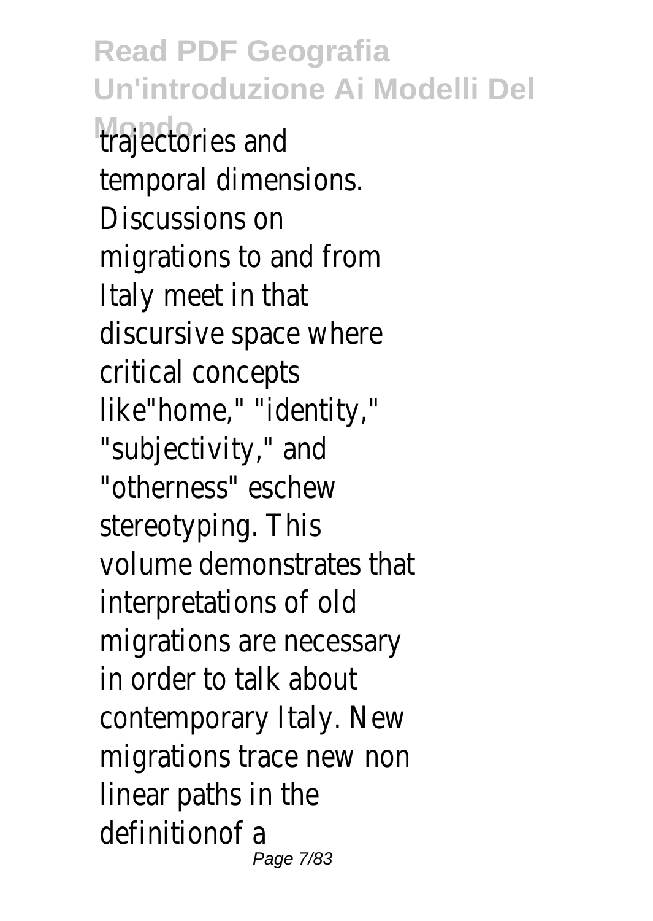trajectories and temporal dimensions. Discussions on migrations to and from Italy meet in that discursive space where critical concepts like"home," "identity," "subjectivity," and "otherness" eschew stereotyping. This volume demonstrates that interpretations of old migrations are necessary in order to talk about contemporary Italy. New migrations trace new non linear paths in the definitionof a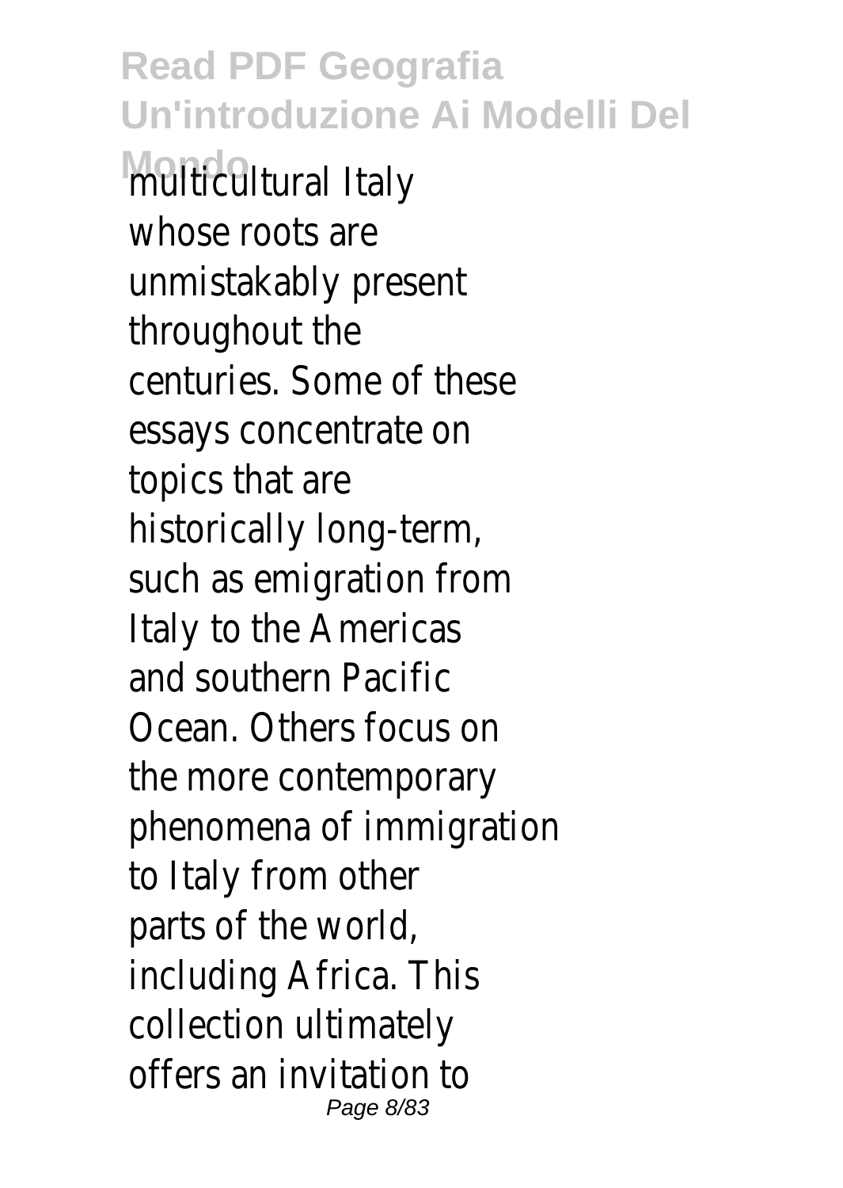multicultural Italy whose roots are unmistakably present throughout the centuries. Some of these essays concentrate on topics that are historically long-term, such as emigration from Italy to the Americas and southern Pacific Ocean. Others focus on the more contemporary phenomena of immigration to Italy from other parts of the world, including Africa. This collection ultimately offers an invitation to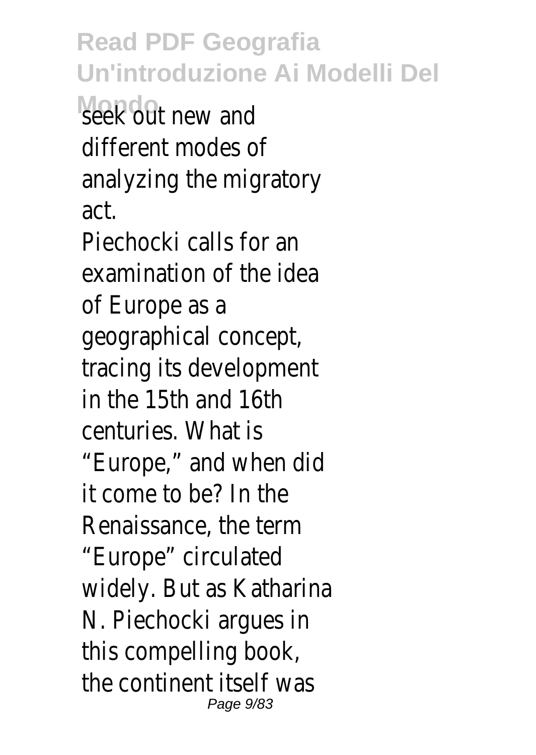seek out new and different modes of analyzing the migratory act.

Piechocki calls for an examination of the idea of Europe as a geographical concept, tracing its development in the 15th and 16th centuries. What is “Europe,” and when did it come to be? In the Renaissance, the term “Europe” circulated widely. But as Katharina N. Piechocki argues in this compelling book, the continent itself was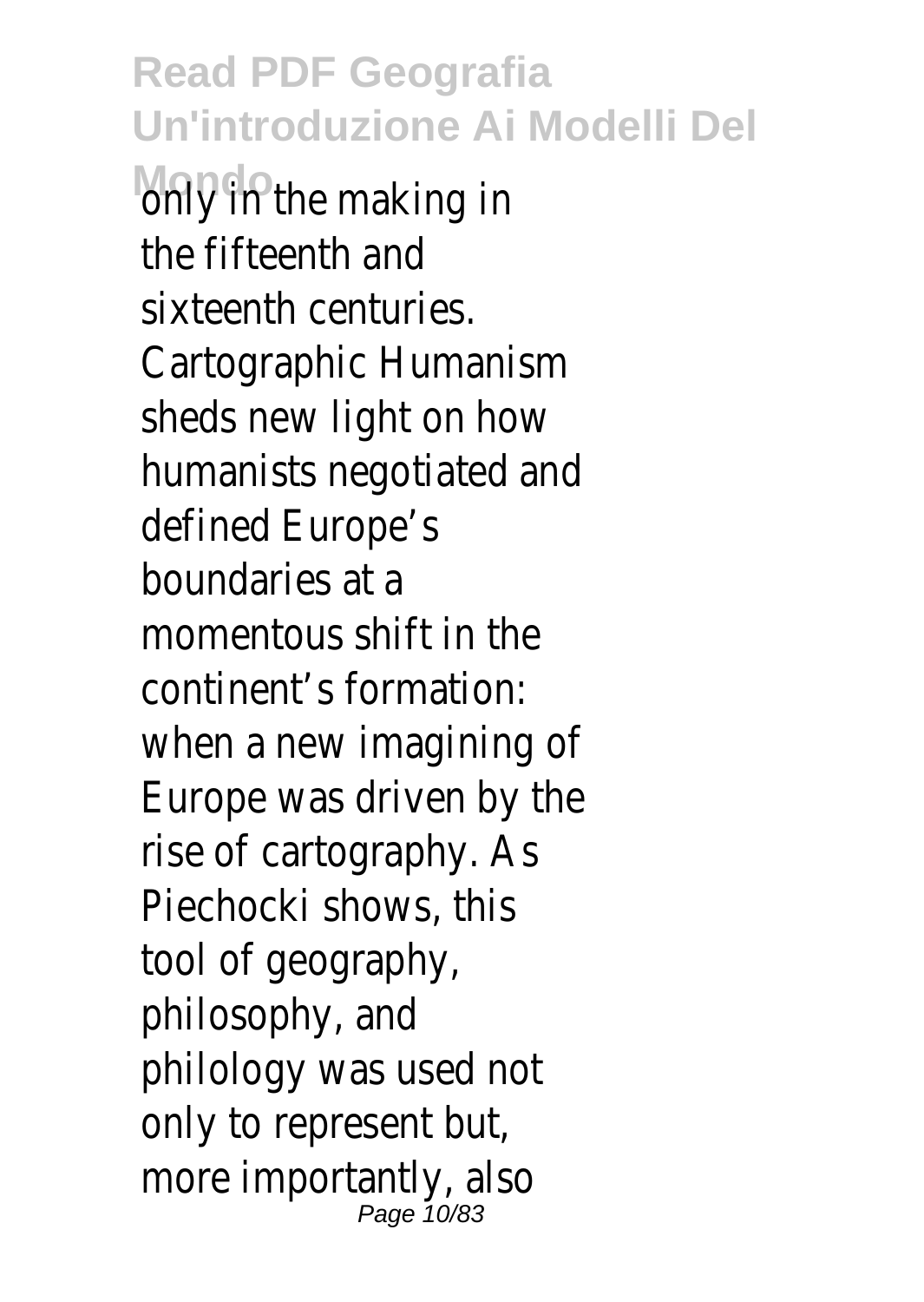only in the making in the fifteenth and sixteenth centuries. Cartographic Humanism sheds new light on how humanists negotiated and defined Europe's boundaries at a momentous shift in the continent's formation: when a new imagining of Europe was driven by the rise of cartography. As Piechocki shows, this tool of geography, philosophy, and philology was used not only to represent but, more importantly, also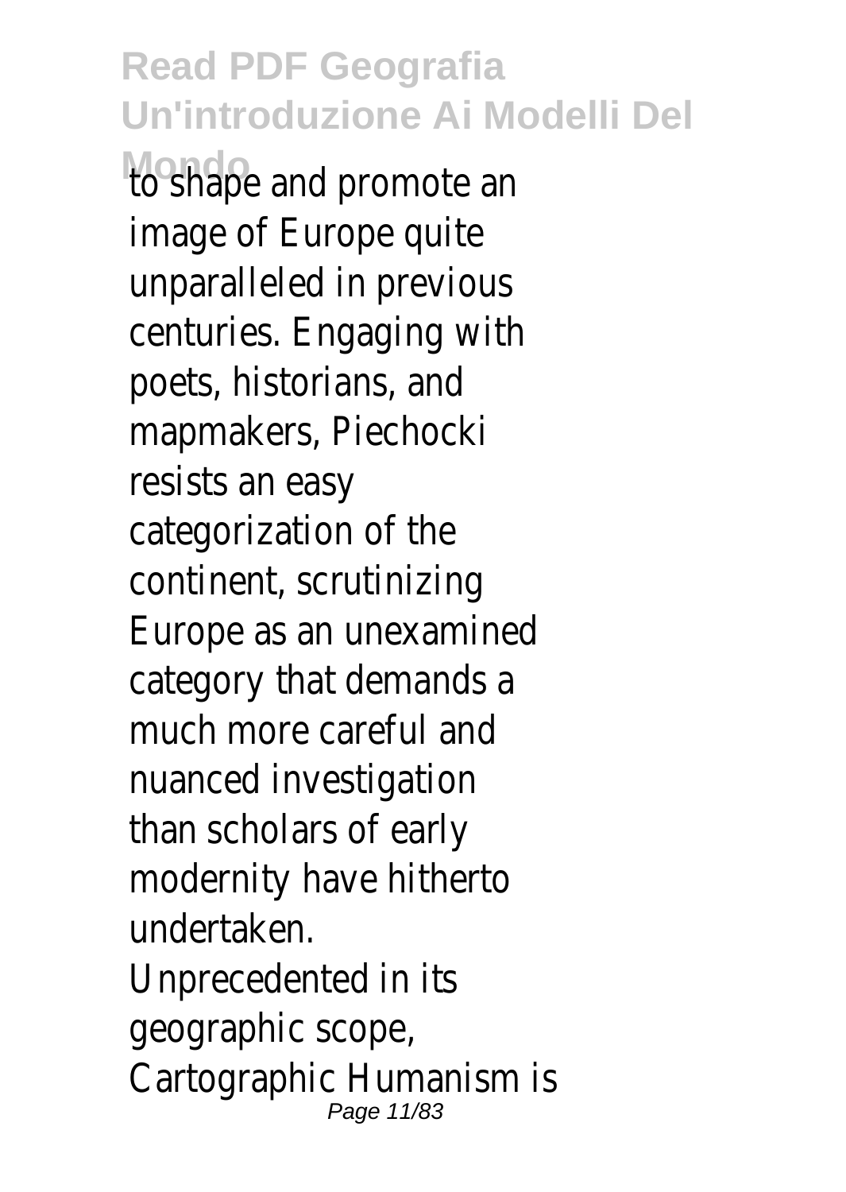to shape and promote an image of Europe quite unparalleled in previous centuries. Engaging with poets, historians, and mapmakers, Piechocki resists an easy categorization of the continent, scrutinizing Europe as an unexamined category that demands a much more careful and nuanced investigation than scholars of early modernity have hitherto undertaken.

Unprecedented in its geographic scope, Cartographic Humanism is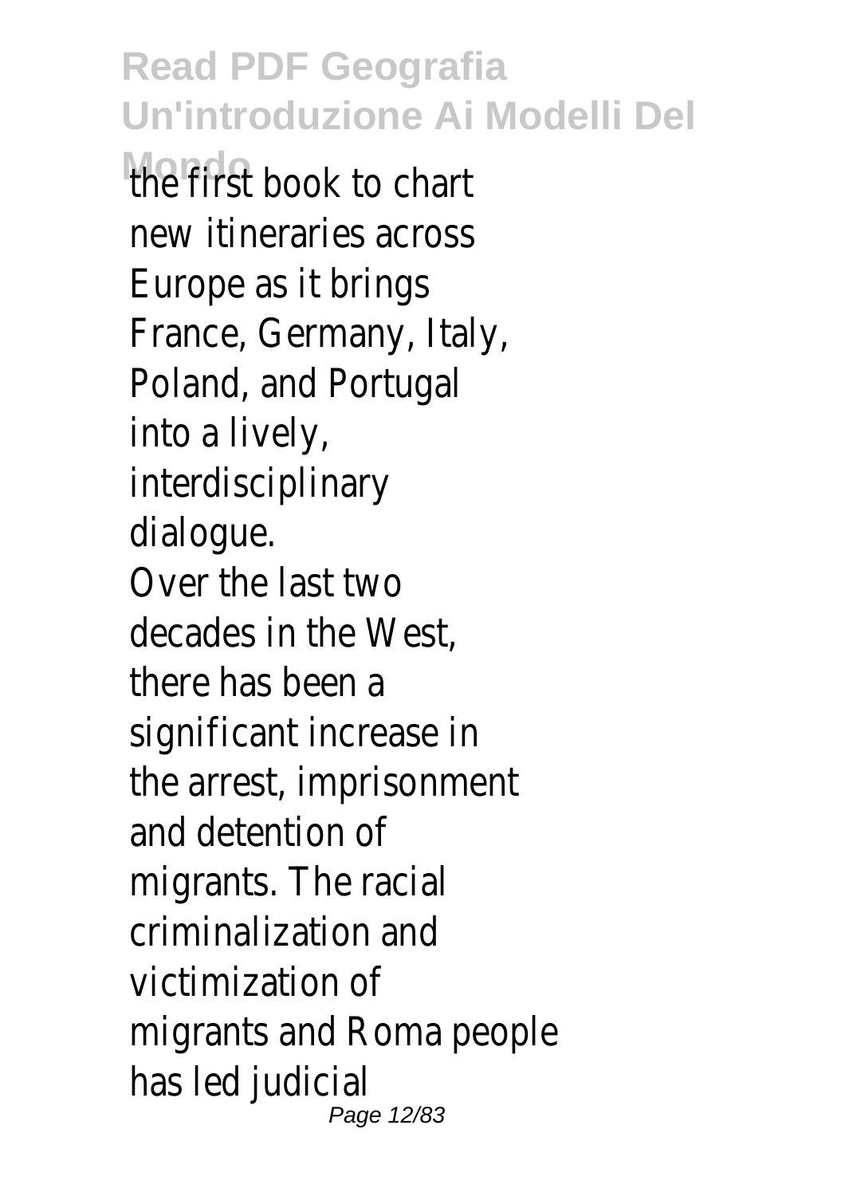the first book to chart new itineraries across Europe as it brings France, Germany, Italy, Poland, and Portugal into a lively, interdisciplinary dialogue.

Over the last two decades in the West, there has been a significant increase in the arrest, imprisonment and detention of migrants. The racial criminalization and victimization of migrants and Roma people has led judicial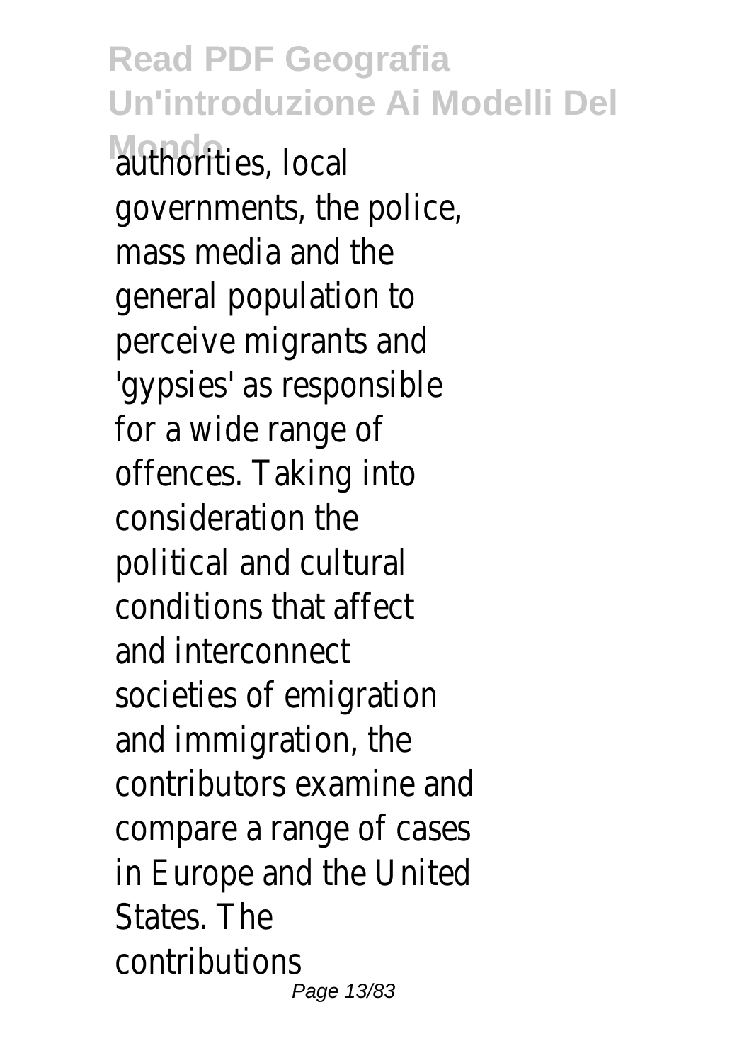authorities, local governments, the police, mass media and the general population to perceive migrants and 'gypsies' as responsible for a wide range of offences. Taking into consideration the political and cultural conditions that affect and interconnect societies of emigration and immigration, the contributors examine and compare a range of cases in Europe and the United States. The contributions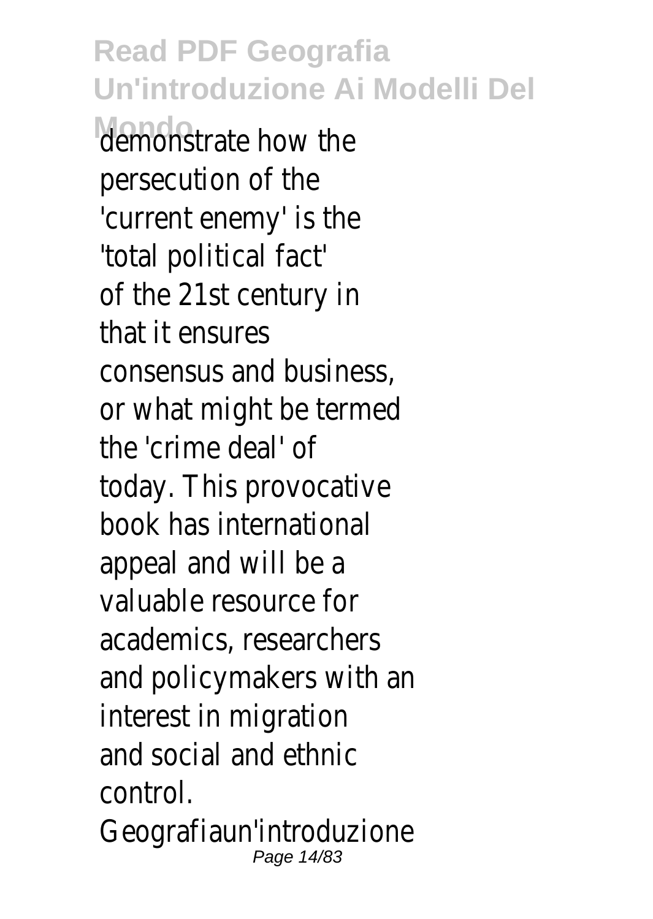demonstrate how the persecution of the 'current enemy' is the 'total political fact' of the 21st century in that it ensures consensus and business, or what might be termed the 'crime deal' of today. This provocative book has international appeal and will be a valuable resource for academics, researchers and policymakers with an interest in migration and social and ethnic control.

Geografiaun'introduzione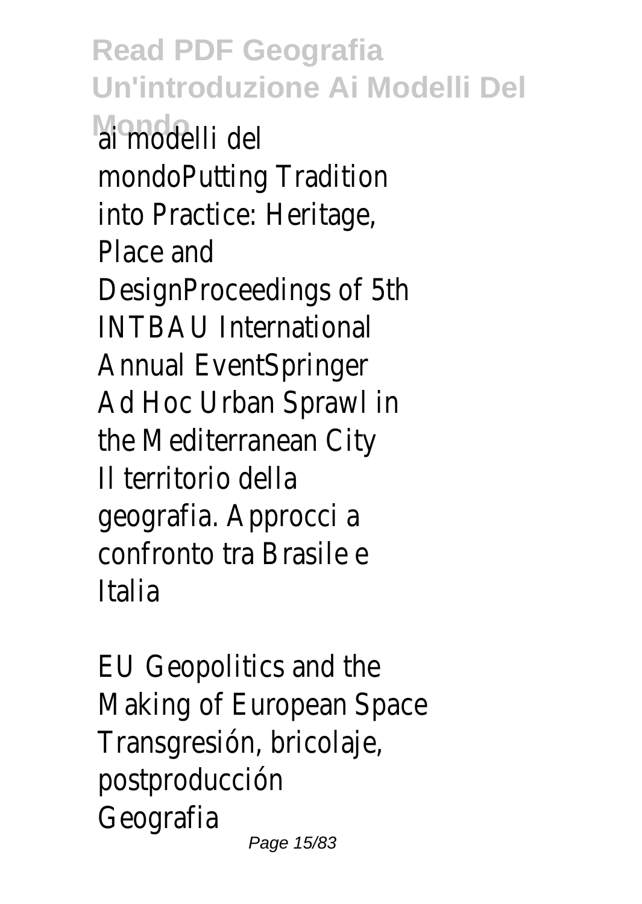ai modelli del mondoPutting Tradition into Practice: Heritage, Place and DesignProceedings of 5th INTBAU International Annual EventSpringer
Ad Hoc Urban Sprawl in the Mediterranean City
Il territorio della geografia. Approcci a confronto tra Brasile e Italia

EU Geopolitics and the Making of European Space
Transgresión, bricolaje, postproducción
Geografia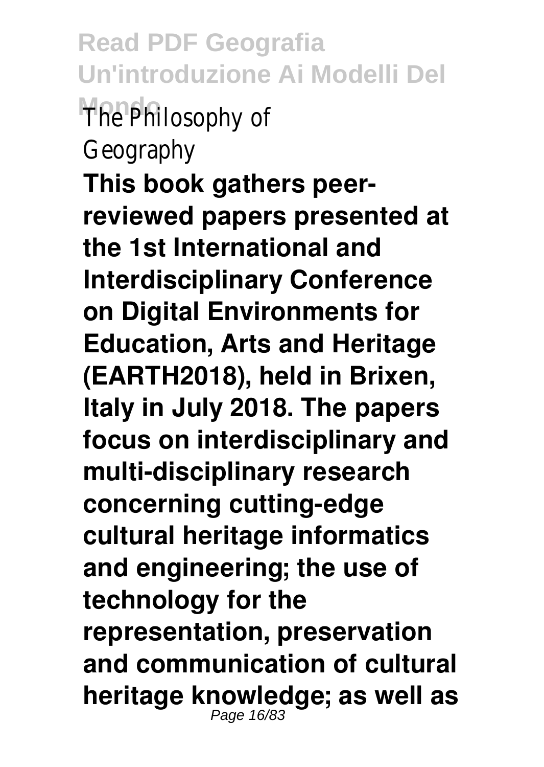The Philosophy of Geography

**This book gathers peer-reviewed papers presented at the 1st International and Interdisciplinary Conference on Digital Environments for Education, Arts and Heritage (EARTH2018), held in Brixen, Italy in July 2018. The papers focus on interdisciplinary and multi-disciplinary research concerning cutting-edge cultural heritage informatics and engineering; the use of technology for the representation, preservation and communication of cultural heritage knowledge; as well as**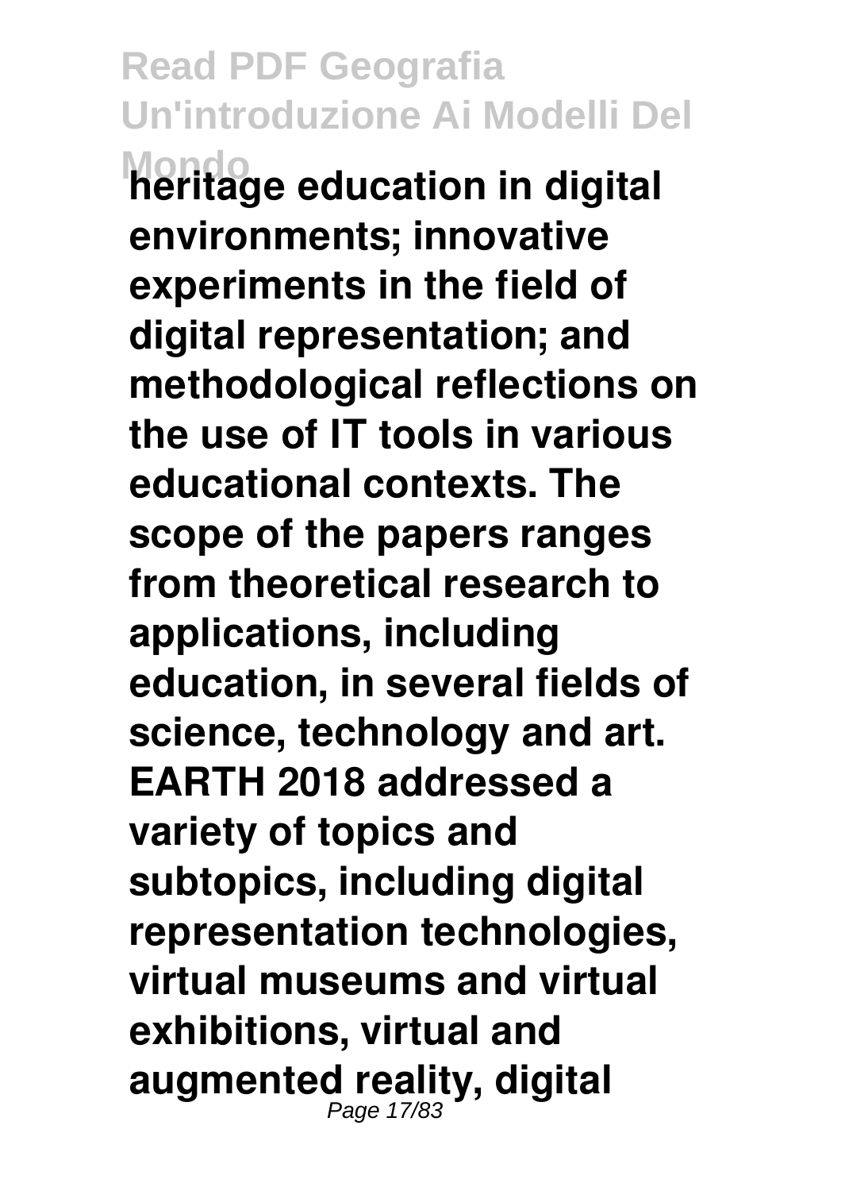**heritage education in digital environments; innovative experiments in the field of digital representation; and methodological reflections on the use of IT tools in various educational contexts. The scope of the papers ranges from theoretical research to applications, including education, in several fields of science, technology and art. EARTH 2018 addressed a variety of topics and subtopics, including digital representation technologies, virtual museums and virtual exhibitions, virtual and augmented reality, digital**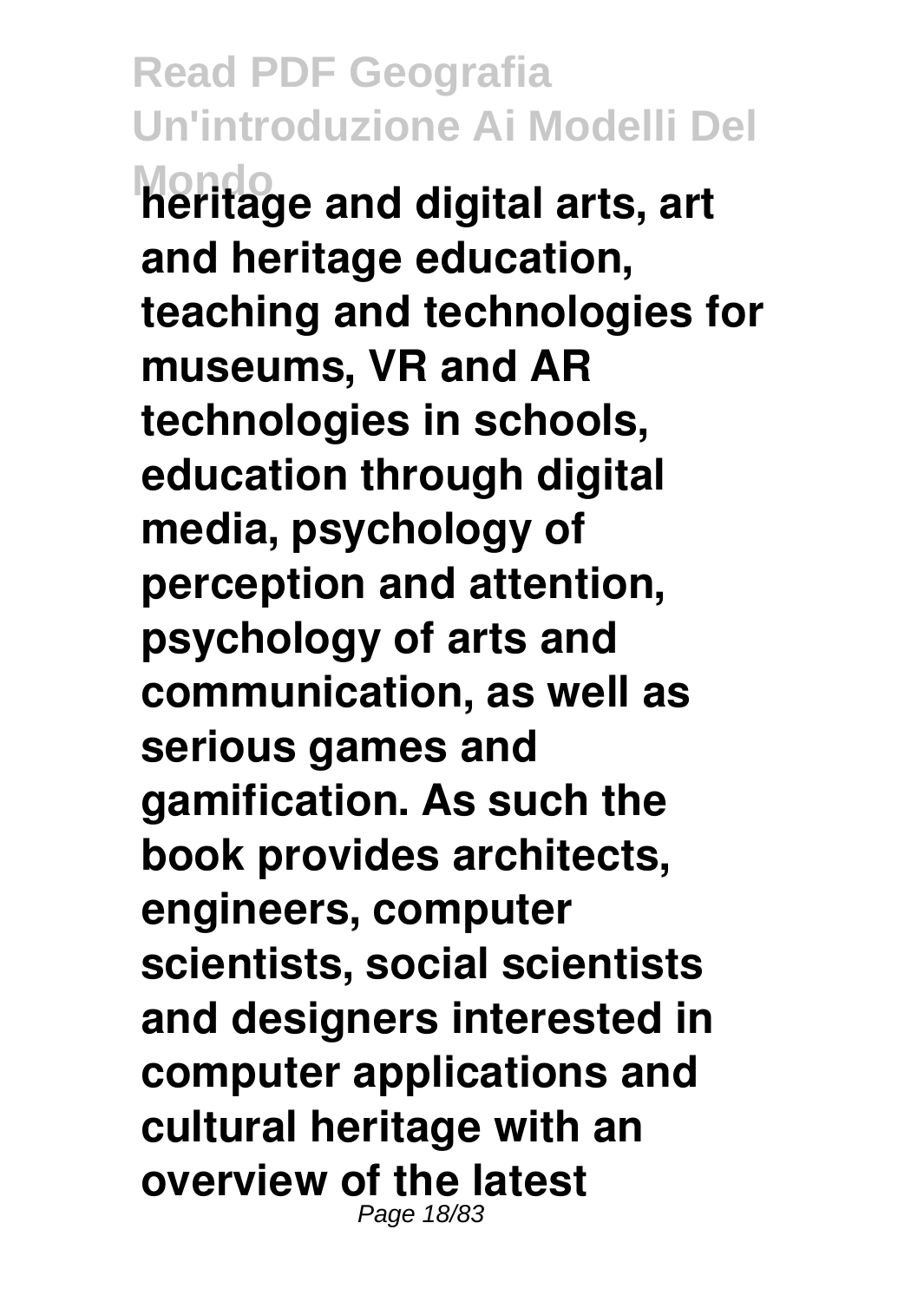**heritage and digital arts, art and heritage education, teaching and technologies for museums, VR and AR technologies in schools, education through digital media, psychology of perception and attention, psychology of arts and communication, as well as serious games and gamification. As such the book provides architects, engineers, computer scientists, social scientists and designers interested in computer applications and cultural heritage with an overview of the latest**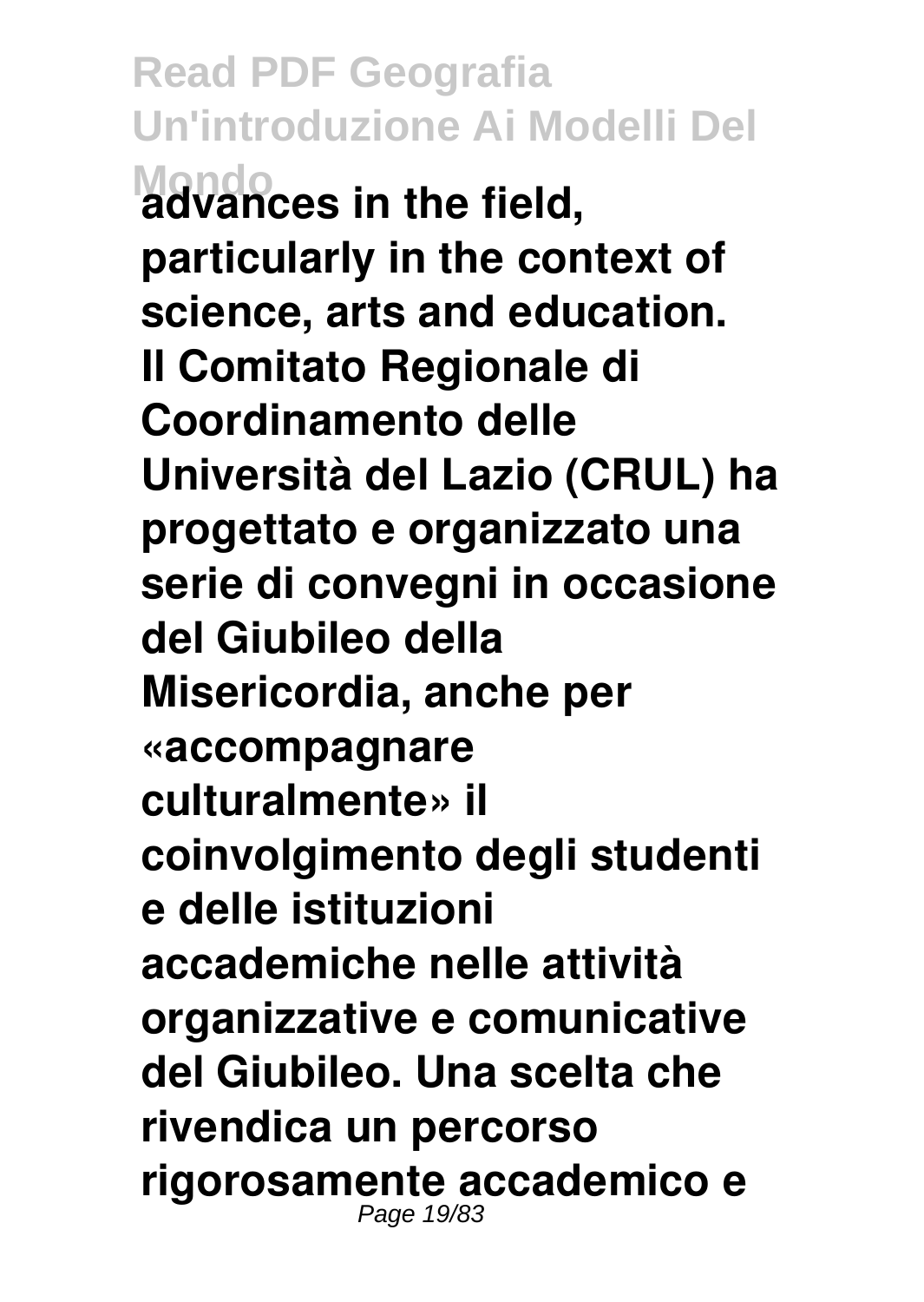**advances in the field, particularly in the context of science, arts and education.**

**Il Comitato Regionale di Coordinamento delle Università del Lazio (CRUL) ha progettato e organizzato una serie di convegni in occasione del Giubileo della Misericordia, anche per «accompagnare culturalmente» il coinvolgimento degli studenti e delle istituzioni accademiche nelle attività organizzative e comunicative del Giubileo. Una scelta che rivendica un percorso rigorosamente accademico e**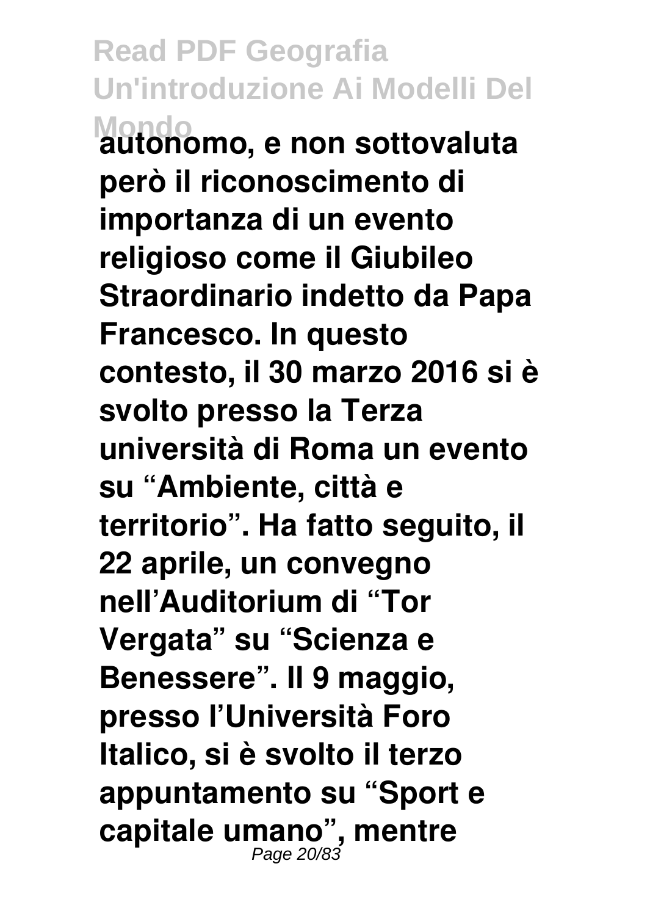**autonomo, e non sottovaluta però il riconoscimento di importanza di un evento religioso come il Giubileo Straordinario indetto da Papa Francesco. In questo contesto, il 30 marzo 2016 si è svolto presso la Terza università di Roma un evento su "Ambiente, città e territorio". Ha fatto seguito, il 22 aprile, un convegno nell'Auditorium di "Tor Vergata" su "Scienza e Benessere". Il 9 maggio, presso l'Università Foro Italico, si è svolto il terzo appuntamento su "Sport e capitale umano", mentre**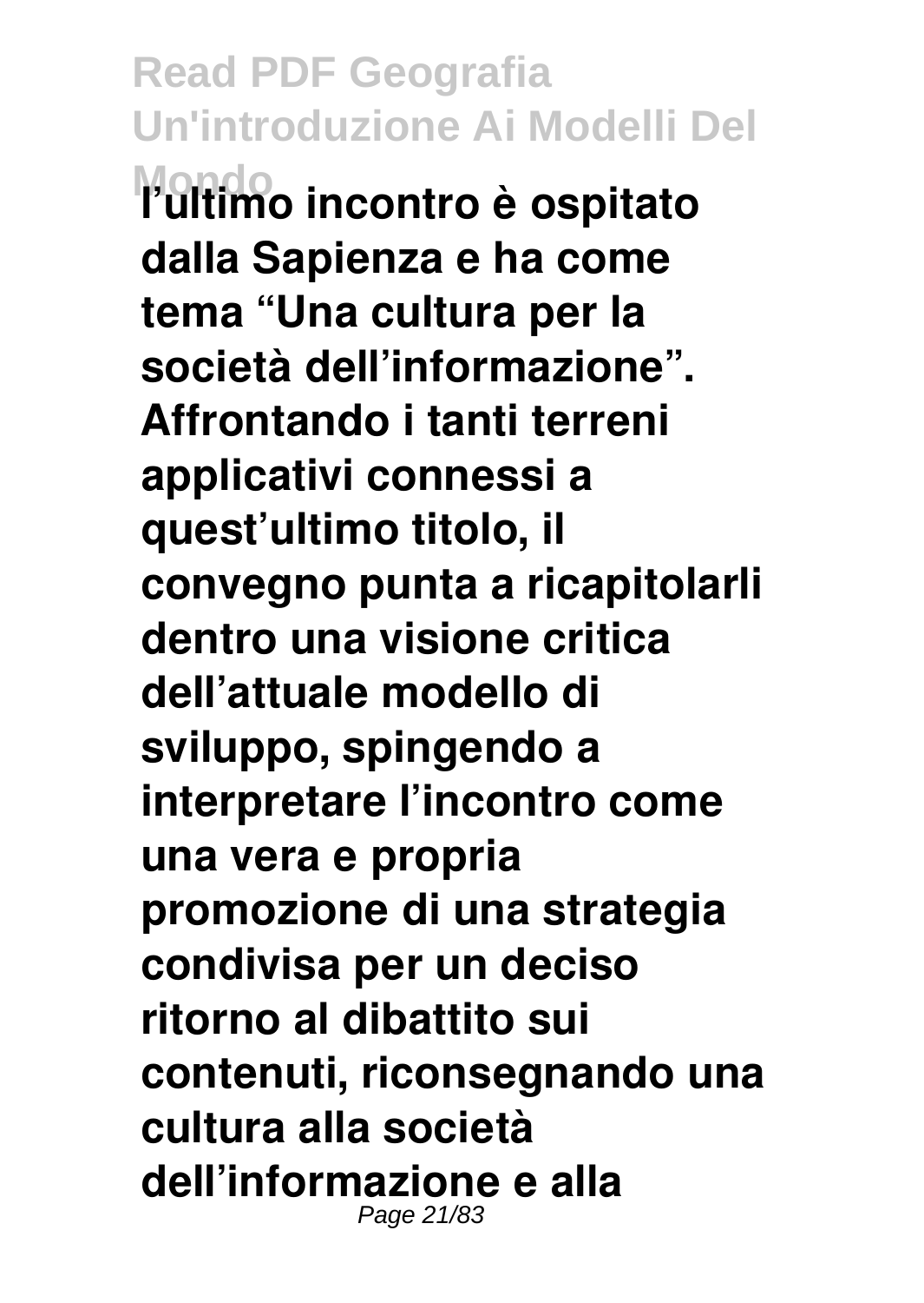**l'ultimo incontro è ospitato dalla Sapienza e ha come tema "Una cultura per la società dell'informazione". Affrontando i tanti terreni applicativi connessi a quest'ultimo titolo, il convegno punta a ricapitolarli dentro una visione critica dell'attuale modello di sviluppo, spingendo a interpretare l'incontro come una vera e propria promozione di una strategia condivisa per un deciso ritorno al dibattito sui contenuti, riconsegnando una cultura alla società dell'informazione e alla**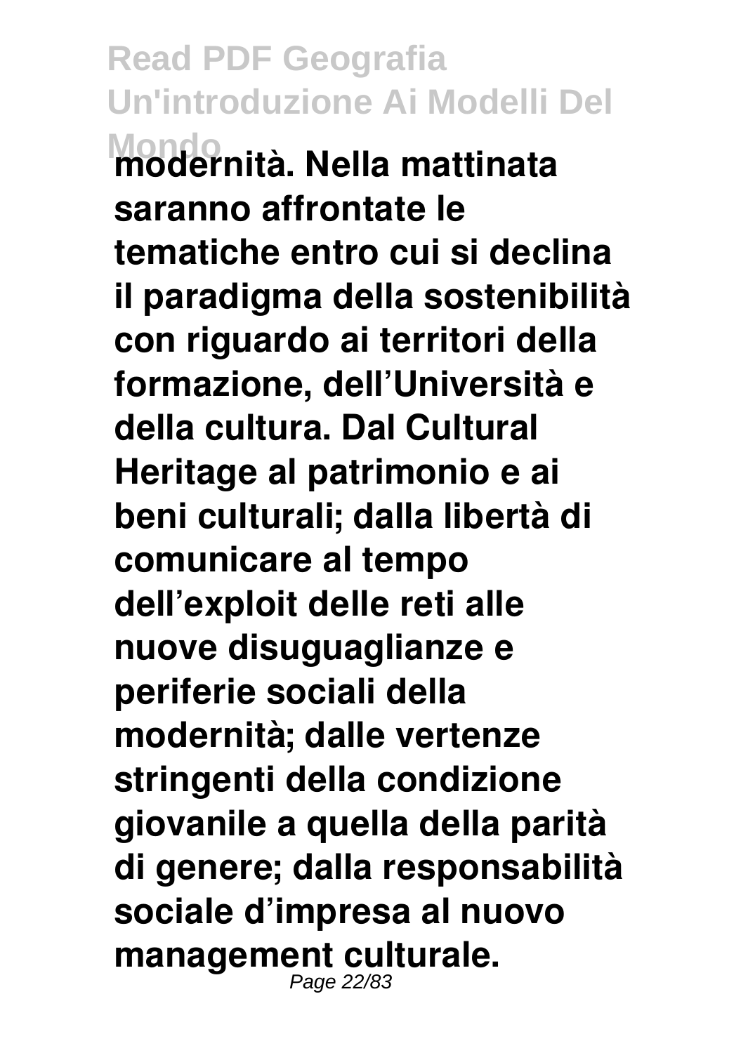**modernità. Nella mattinata saranno affrontate le tematiche entro cui si declina il paradigma della sostenibilità con riguardo ai territori della formazione, dell'Università e della cultura. Dal Cultural Heritage al patrimonio e ai beni culturali; dalla libertà di comunicare al tempo dell'exploit delle reti alle nuove disuguaglianze e periferie sociali della modernità; dalle vertenze stringenti della condizione giovanile a quella della parità di genere; dalla responsabilità sociale d'impresa al nuovo management culturale.**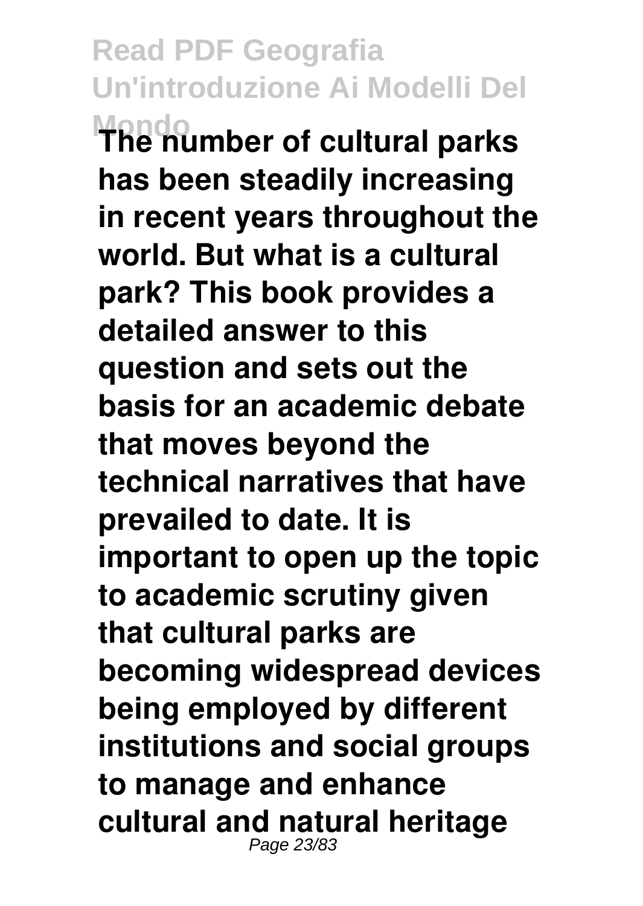**The number of cultural parks has been steadily increasing in recent years throughout the world. But what is a cultural park? This book provides a detailed answer to this question and sets out the basis for an academic debate that moves beyond the technical narratives that have prevailed to date. It is important to open up the topic to academic scrutiny given that cultural parks are becoming widespread devices being employed by different institutions and social groups to manage and enhance cultural and natural heritage**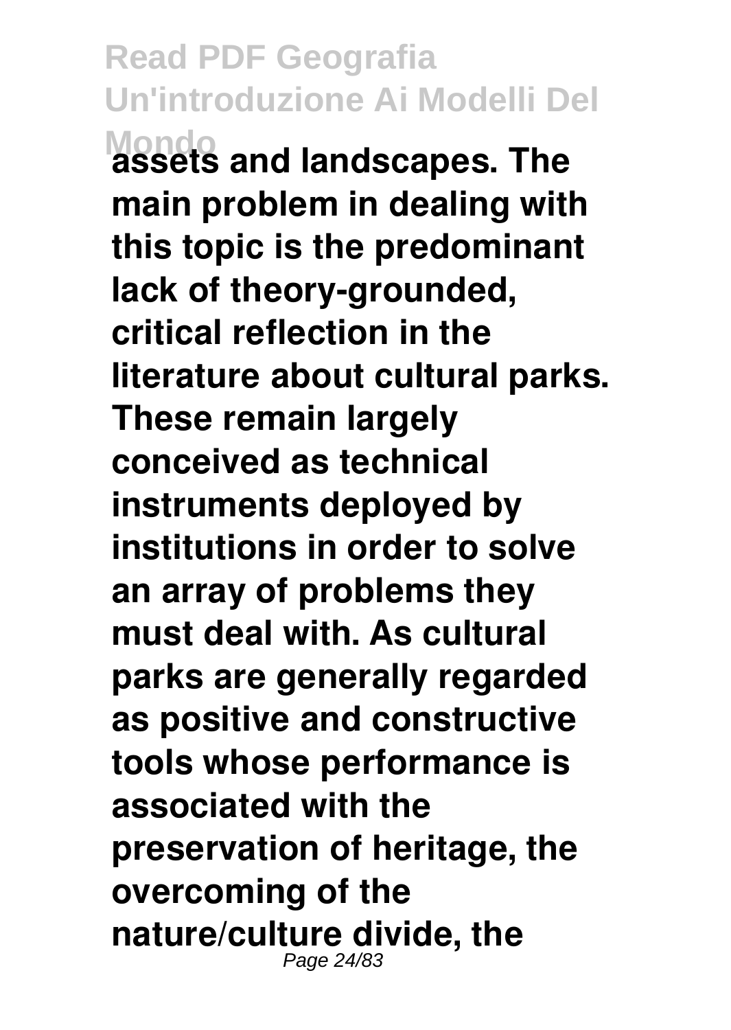**assets and landscapes. The main problem in dealing with this topic is the predominant lack of theory-grounded, critical reflection in the literature about cultural parks. These remain largely conceived as technical instruments deployed by institutions in order to solve an array of problems they must deal with. As cultural parks are generally regarded as positive and constructive tools whose performance is associated with the preservation of heritage, the overcoming of the nature/culture divide, the**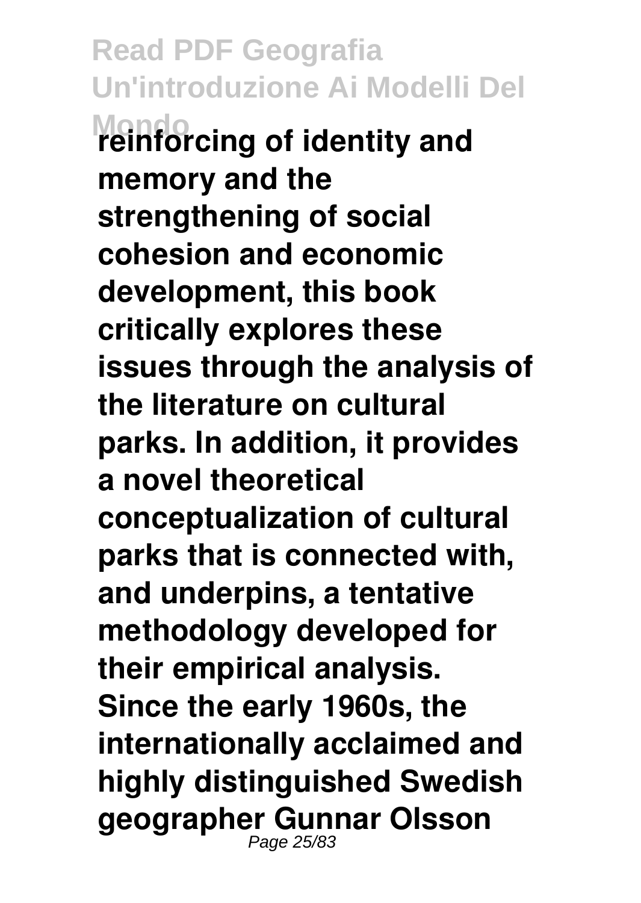**reinforcing of identity and memory and the strengthening of social cohesion and economic development, this book critically explores these issues through the analysis of the literature on cultural parks. In addition, it provides a novel theoretical conceptualization of cultural parks that is connected with, and underpins, a tentative methodology developed for their empirical analysis. Since the early 1960s, the internationally acclaimed and highly distinguished Swedish geographer Gunnar Olsson**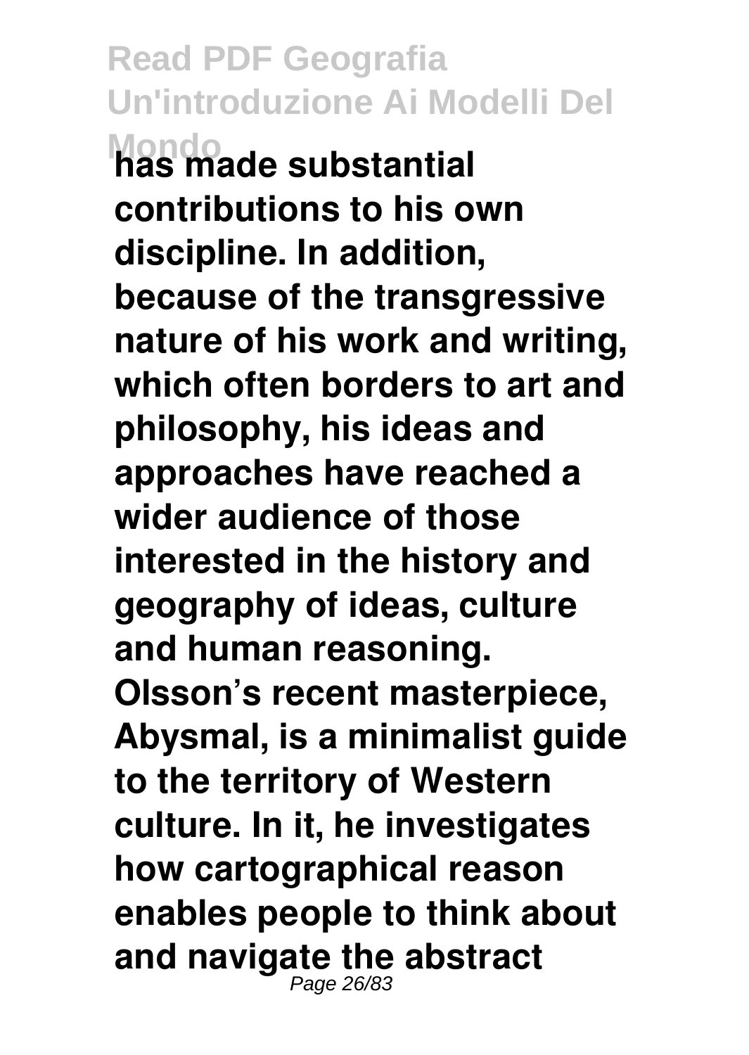**has made substantial contributions to his own discipline. In addition, because of the transgressive nature of his work and writing, which often borders to art and philosophy, his ideas and approaches have reached a wider audience of those interested in the history and geography of ideas, culture and human reasoning. Olsson's recent masterpiece, Abysmal, is a minimalist guide to the territory of Western culture. In it, he investigates how cartographical reason enables people to think about and navigate the abstract**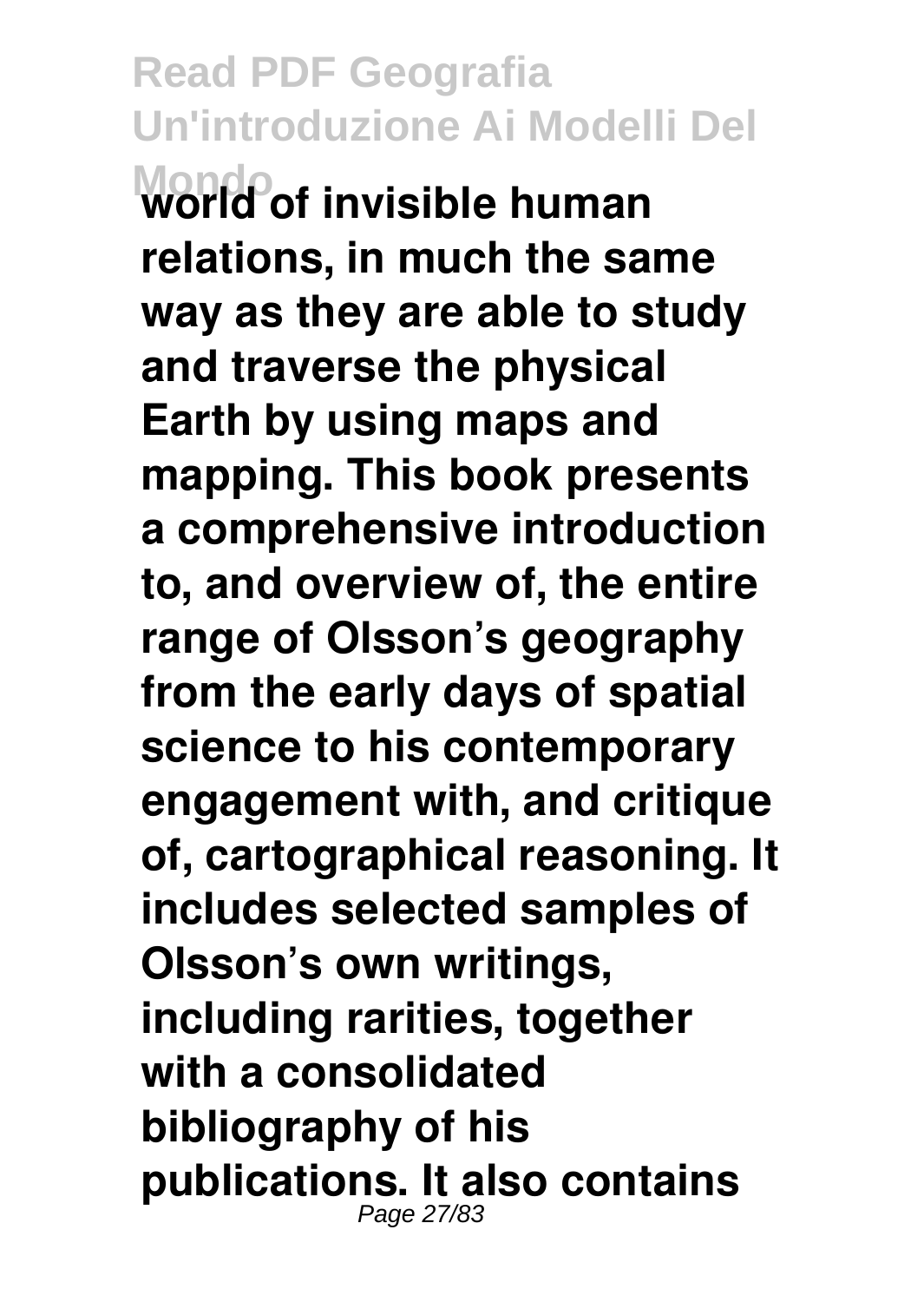**world of invisible human relations, in much the same way as they are able to study and traverse the physical Earth by using maps and mapping. This book presents a comprehensive introduction to, and overview of, the entire range of Olsson's geography from the early days of spatial science to his contemporary engagement with, and critique of, cartographical reasoning. It includes selected samples of Olsson's own writings, including rarities, together with a consolidated bibliography of his publications. It also contains**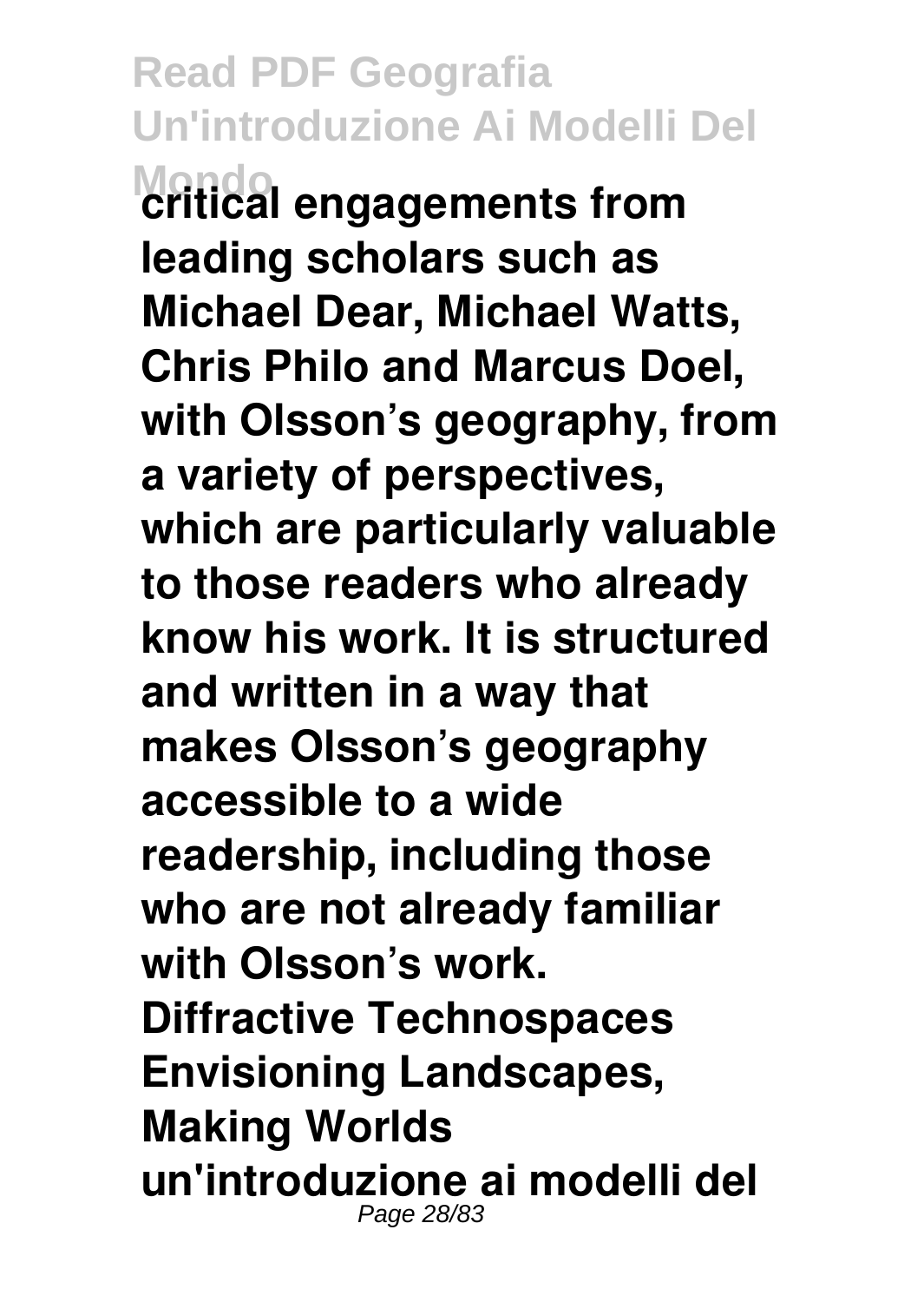critical engagements from leading scholars such as Michael Dear, Michael Watts, Chris Philo and Marcus Doel, with Olsson's geography, from a variety of perspectives, which are particularly valuable to those readers who already know his work. It is structured and written in a way that makes Olsson's geography accessible to a wide readership, including those who are not already familiar with Olsson's work.

Diffractive Technospaces

Envisioning Landscapes, Making Worlds

un'introduzione ai modelli del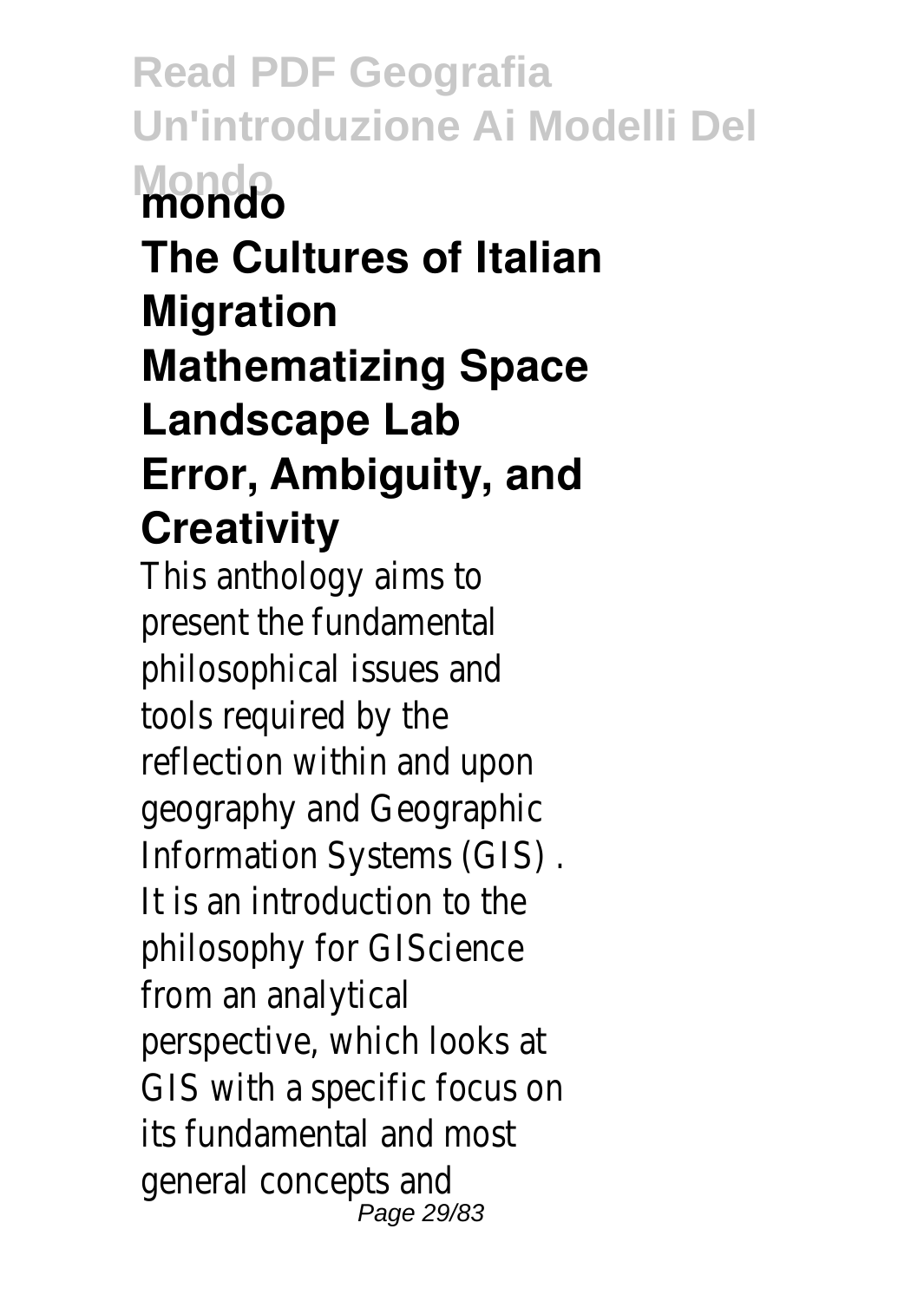**mondo**

**The Cultures of Italian Migration**

**Mathematizing Space**

**Landscape Lab**

**Error, Ambiguity, and Creativity**

This anthology aims to present the fundamental philosophical issues and tools required by the reflection within and upon geography and Geographic Information Systems (GIS) . It is an introduction to the philosophy for GIScience from an analytical perspective, which looks at GIS with a specific focus on its fundamental and most general concepts and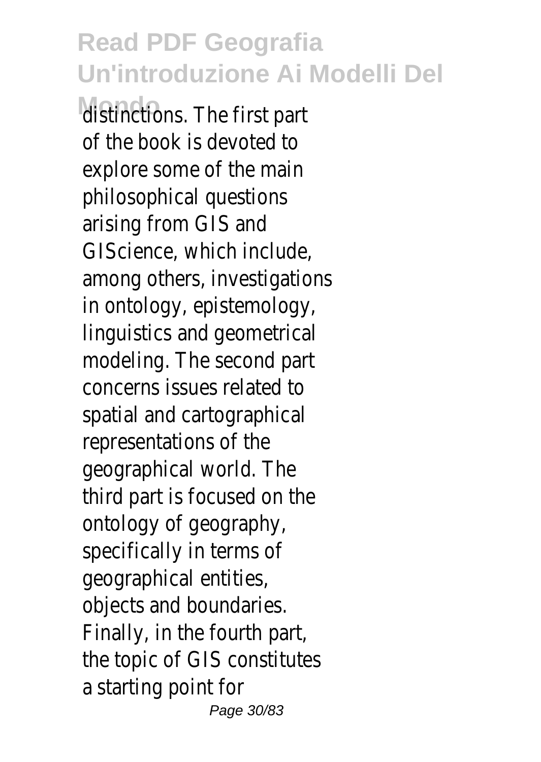distinctions. The first part of the book is devoted to explore some of the main philosophical questions arising from GIS and GIScience, which include, among others, investigations in ontology, epistemology, linguistics and geometrical modeling. The second part concerns issues related to spatial and cartographical representations of the geographical world. The third part is focused on the ontology of geography, specifically in terms of geographical entities, objects and boundaries. Finally, in the fourth part, the topic of GIS constitutes a starting point for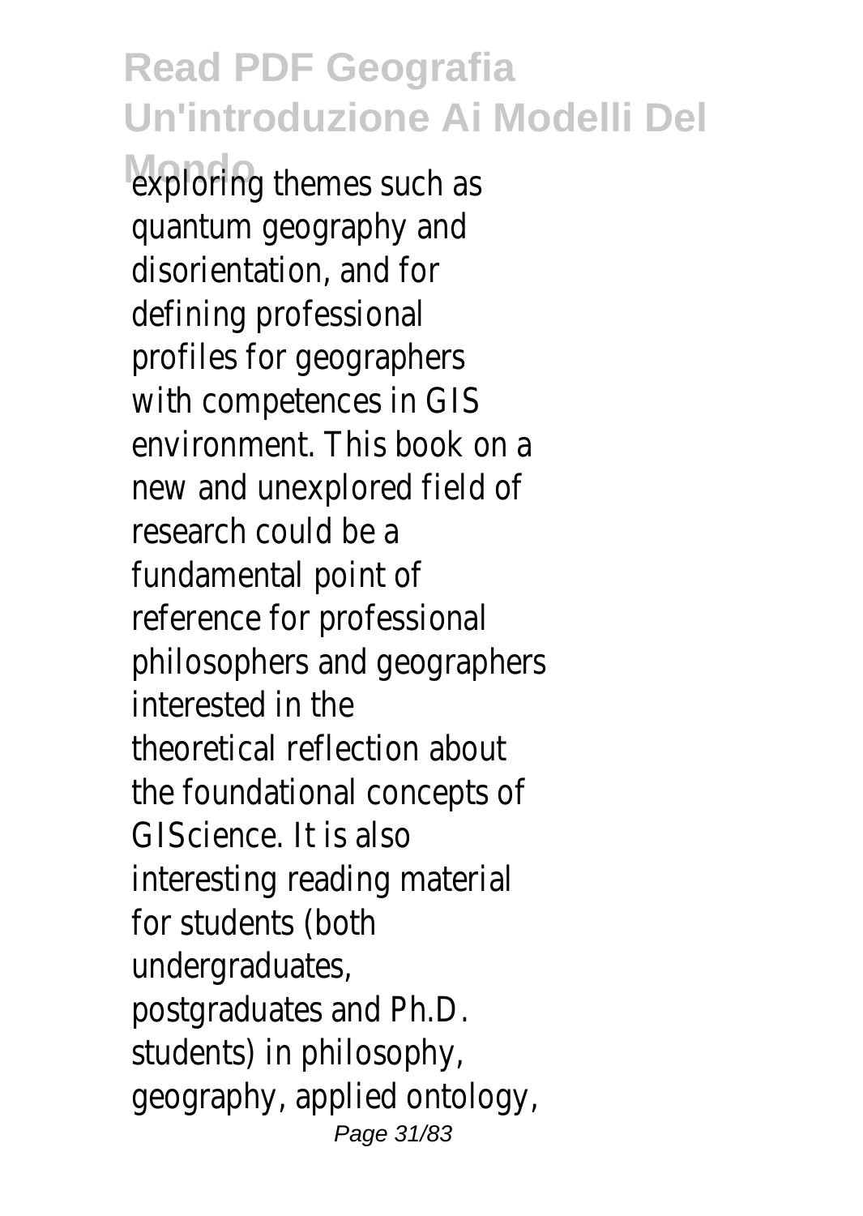exploring themes such as quantum geography and disorientation, and for defining professional profiles for geographers with competences in GIS environment. This book on a new and unexplored field of research could be a fundamental point of reference for professional philosophers and geographers interested in the theoretical reflection about the foundational concepts of GIScience. It is also interesting reading material for students (both undergraduates, postgraduates and Ph.D. students) in philosophy, geography, applied ontology,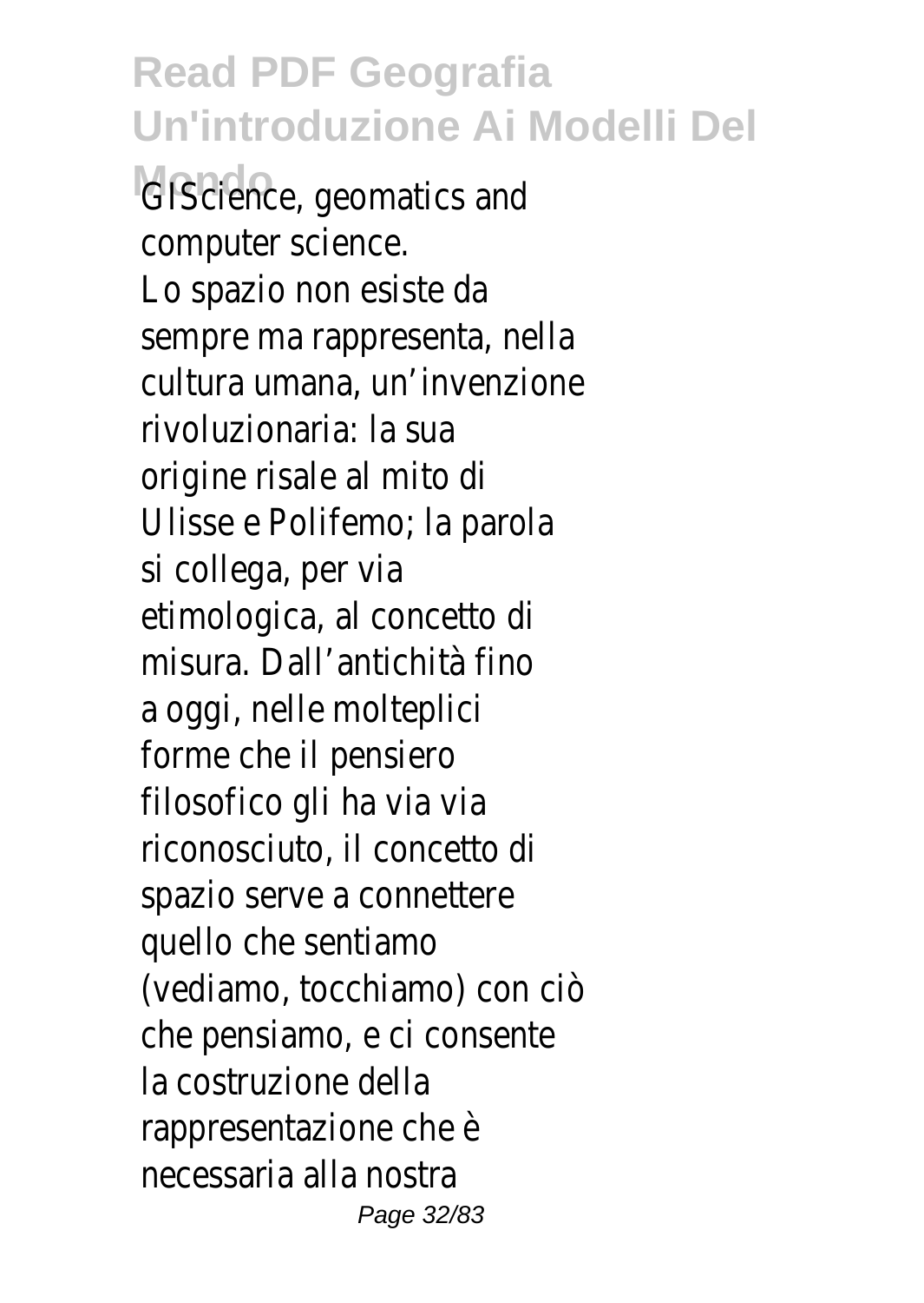GIScience, geomatics and computer science.

Lo spazio non esiste da sempre ma rappresenta, nella cultura umana, un’invenzione rivoluzionaria: la sua origine risale al mito di Ulisse e Polifemo; la parola si collega, per via etimologica, al concetto di misura. Dall’antichità fino a oggi, nelle molteplici forme che il pensiero filosofico gli ha via via riconosciuto, il concetto di spazio serve a connettere quello che sentiamo (vediamo, tocchiamo) con ciò che pensiamo, e ci consente la costruzione della rappresentazione che è necessaria alla nostra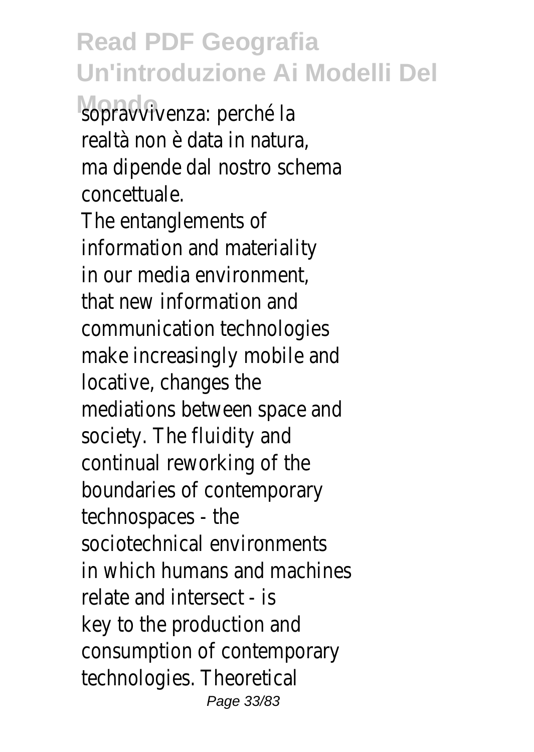sopravvivenza: perché la realtà non è data in natura, ma dipende dal nostro schema concettuale.

The entanglements of information and materiality in our media environment, that new information and communication technologies make increasingly mobile and locative, changes the mediations between space and society. The fluidity and continual reworking of the boundaries of contemporary technospaces - the sociotechnical environments in which humans and machines relate and intersect - is key to the production and consumption of contemporary technologies. Theoretical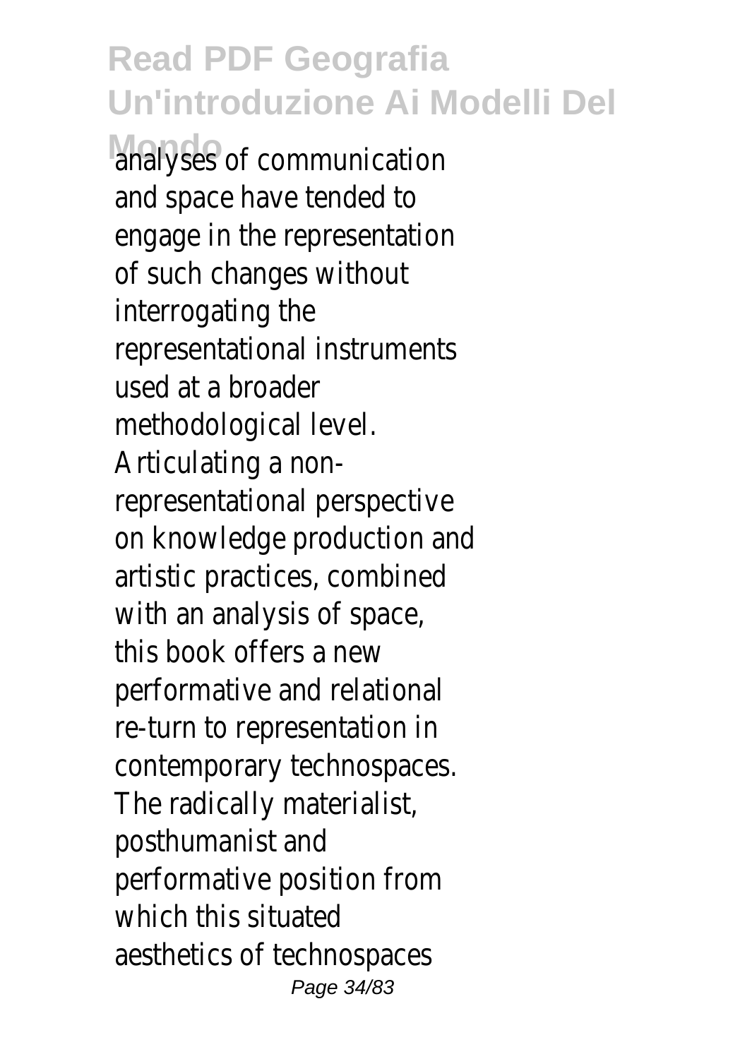analyses of communication and space have tended to engage in the representation of such changes without interrogating the representational instruments used at a broader methodological level. Articulating a non-representational perspective on knowledge production and artistic practices, combined with an analysis of space, this book offers a new performative and relational re-turn to representation in contemporary technospaces. The radically materialist, posthumanist and performative position from which this situated aesthetics of technospaces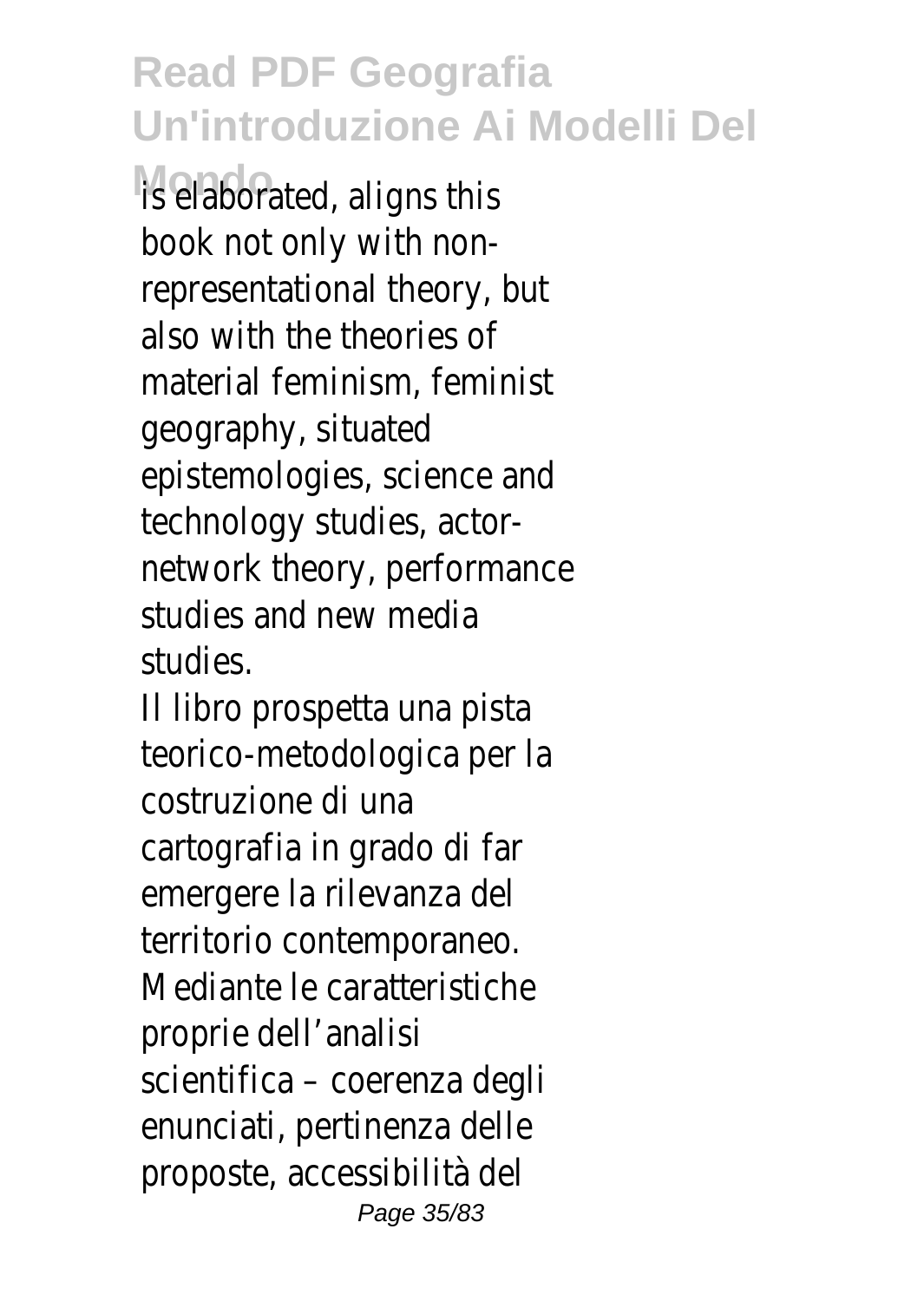is elaborated, aligns this book not only with non-representational theory, but also with the theories of material feminism, feminist geography, situated epistemologies, science and technology studies, actor-network theory, performance studies and new media studies.

Il libro prospetta una pista teorico-metodologica per la costruzione di una cartografia in grado di far emergere la rilevanza del territorio contemporaneo. Mediante le caratteristiche proprie dell'analisi scientifica – coerenza degli enunciati, pertinenza delle proposte, accessibilità del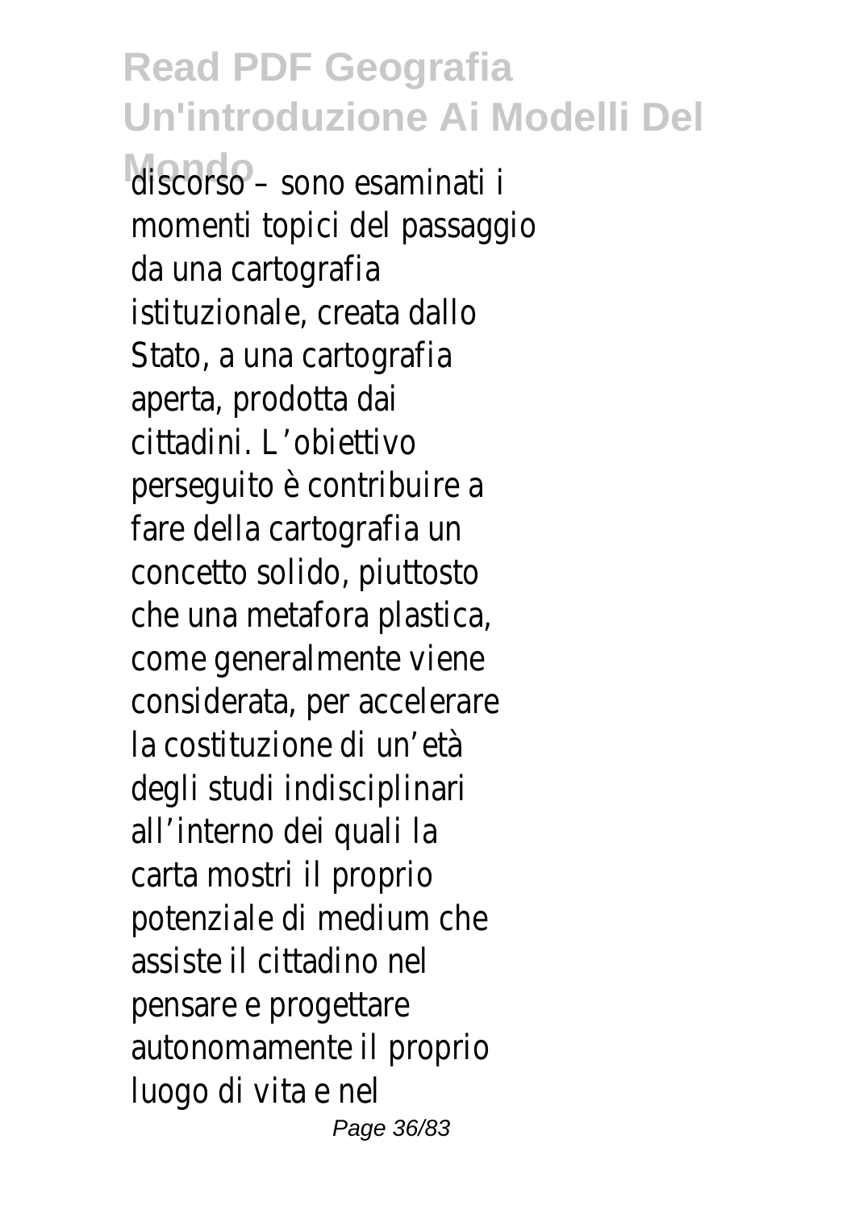discorso – sono esaminati i momenti topici del passaggio da una cartografia istituzionale, creata dallo Stato, a una cartografia aperta, prodotta dai cittadini. L'obiettivo perseguito è contribuire a fare della cartografia un concetto solido, piuttosto che una metafora plastica, come generalmente viene considerata, per accelerare la costituzione di un'età degli studi indisciplinari all'interno dei quali la carta mostri il proprio potenziale di medium che assiste il cittadino nel pensare e progettare autonomamente il proprio luogo di vita e nel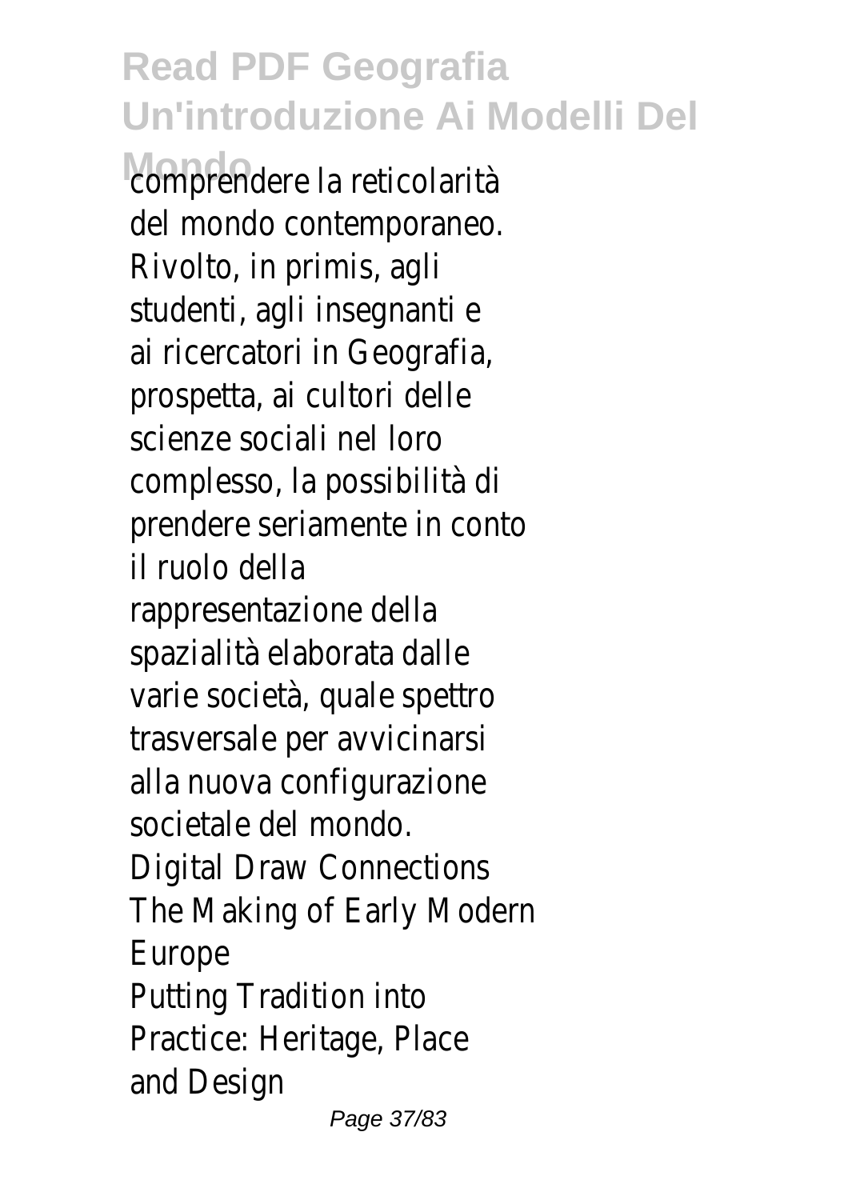comprendere la reticolarità del mondo contemporaneo. Rivolto, in primis, agli studenti, agli insegnanti e ai ricercatori in Geografia, prospetta, ai cultori delle scienze sociali nel loro complesso, la possibilità di prendere seriamente in conto il ruolo della rappresentazione della spazialità elaborata dalle varie società, quale spettro trasversale per avvicinarsi alla nuova configurazione societale del mondo.

Digital Draw Connections

The Making of Early Modern Europe

Putting Tradition into Practice: Heritage, Place and Design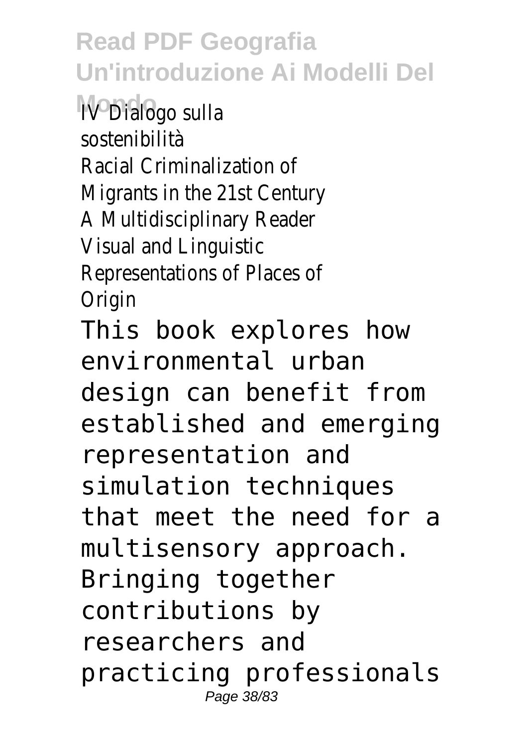IV Dialogo sulla sostenibilità

Racial Criminalization of Migrants in the 21st Century

A Multidisciplinary Reader

Visual and Linguistic Representations of Places of Origin

This book explores how environmental urban design can benefit from established and emerging representation and simulation techniques that meet the need for a multisensory approach. Bringing together contributions by researchers and practicing professionals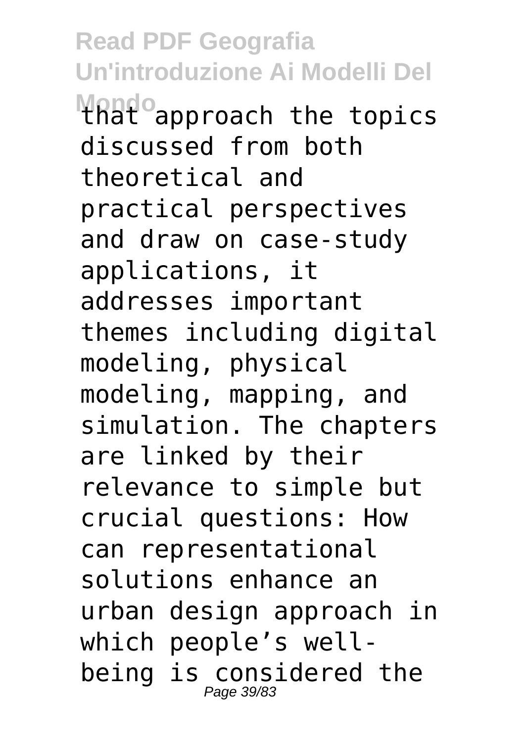that approach the topics discussed from both theoretical and practical perspectives and draw on case-study applications, it addresses important themes including digital modeling, physical modeling, mapping, and simulation. The chapters are linked by their relevance to simple but crucial questions: How can representational solutions enhance an urban design approach in which people’s well-being is considered the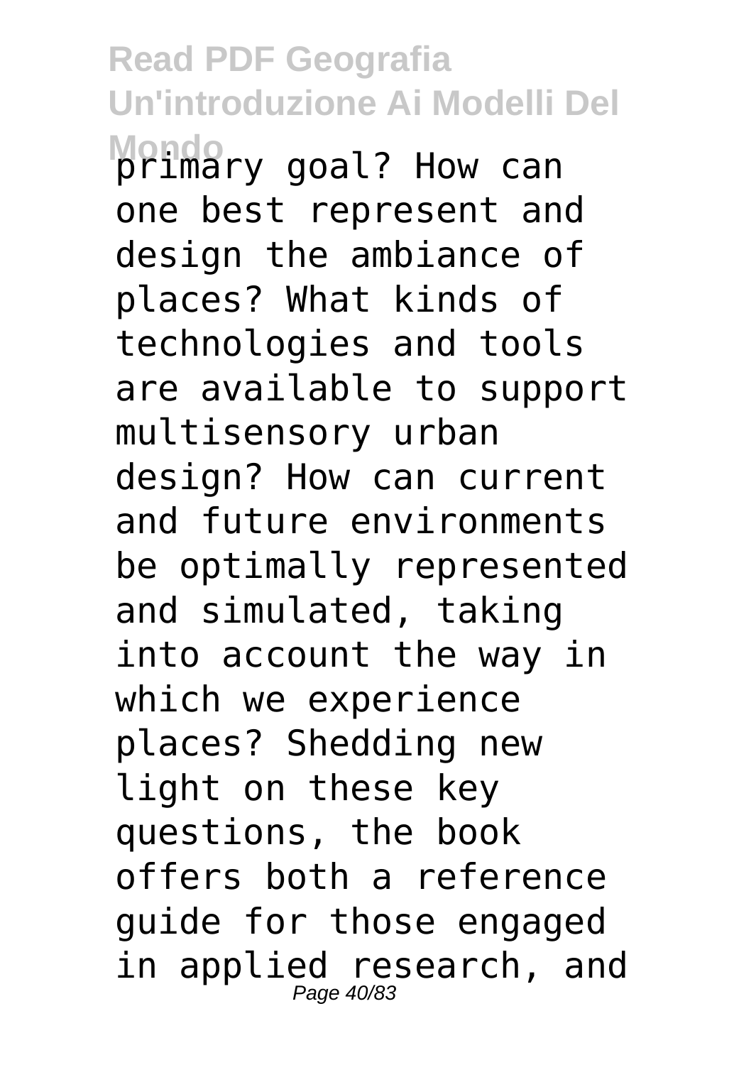primary goal? How can one best represent and design the ambiance of places? What kinds of technologies and tools are available to support multisensory urban design? How can current and future environments be optimally represented and simulated, taking into account the way in which we experience places? Shedding new light on these key questions, the book offers both a reference guide for those engaged in applied research, and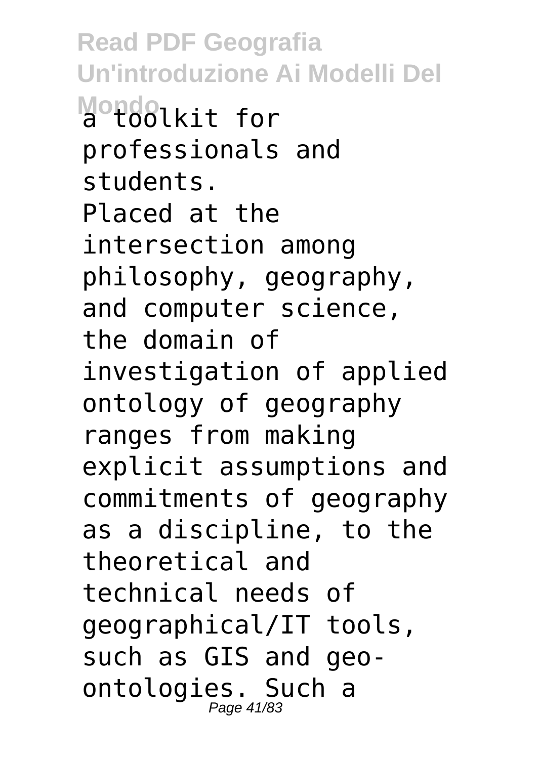a toolkit for professionals and students.

Placed at the intersection among philosophy, geography, and computer science, the domain of investigation of applied ontology of geography ranges from making explicit assumptions and commitments of geography as a discipline, to the theoretical and technical needs of geographical/IT tools, such as GIS and geo-ontologies. Such a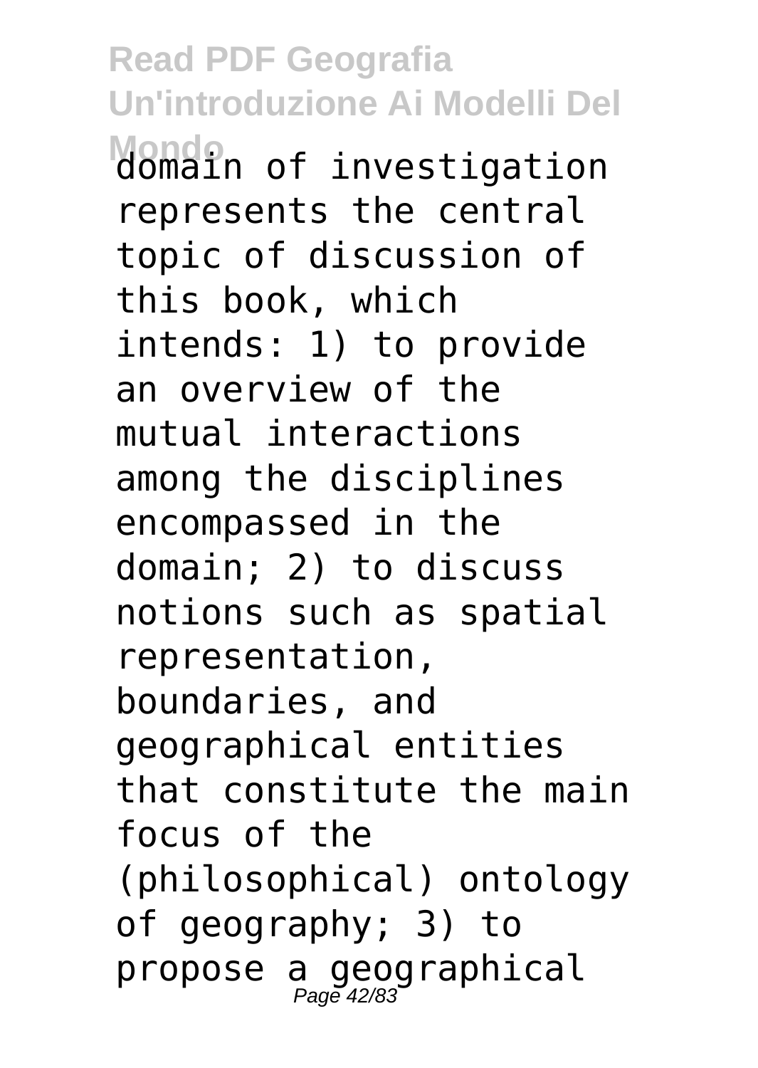domain of investigation represents the central topic of discussion of this book, which intends: 1) to provide an overview of the mutual interactions among the disciplines encompassed in the domain; 2) to discuss notions such as spatial representation, boundaries, and geographical entities that constitute the main focus of the (philosophical) ontology of geography; 3) to propose a geographical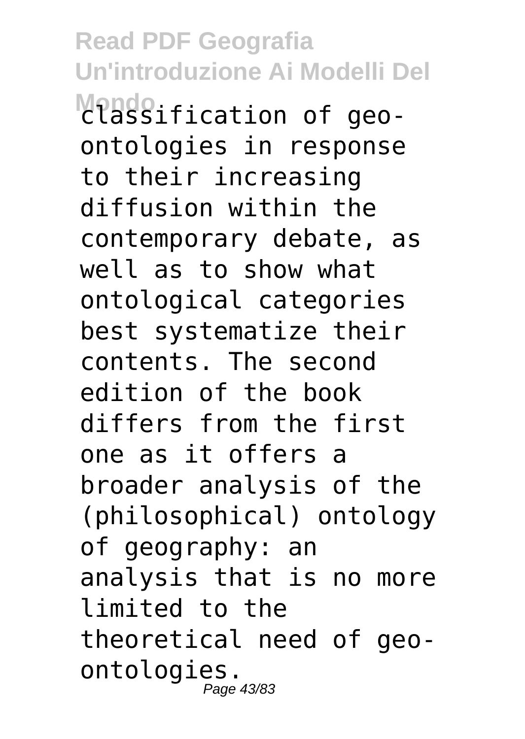classification of geo-ontologies in response to their increasing diffusion within the contemporary debate, as well as to show what ontological categories best systematize their contents. The second edition of the book differs from the first one as it offers a broader analysis of the (philosophical) ontology of geography: an analysis that is no more limited to the theoretical need of geo-ontologies.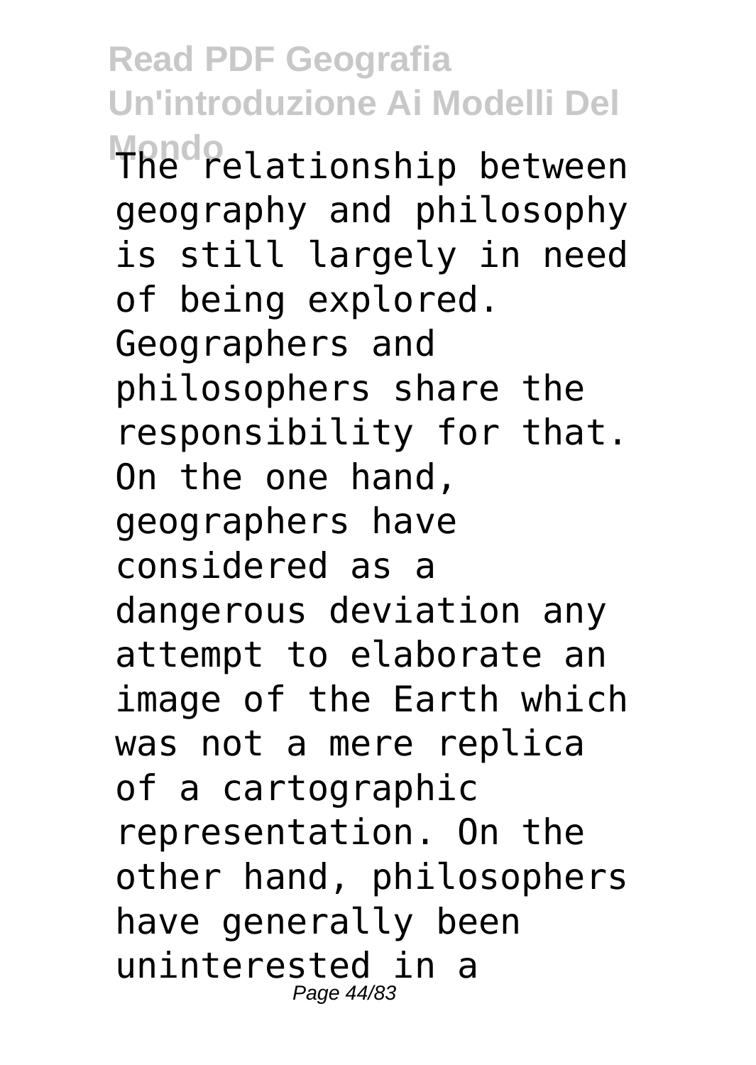The relationship between geography and philosophy is still largely in need of being explored. Geographers and philosophers share the responsibility for that. On the one hand, geographers have considered as a dangerous deviation any attempt to elaborate an image of the Earth which was not a mere replica of a cartographic representation. On the other hand, philosophers have generally been uninterested in a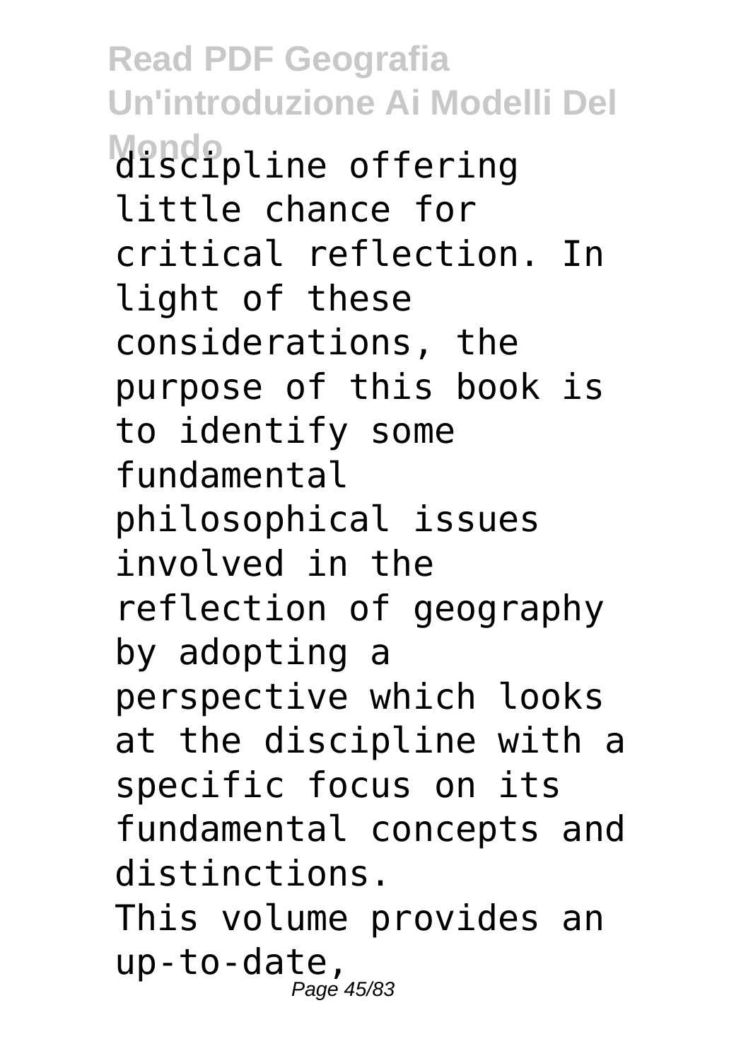discipline offering little chance for critical reflection. In light of these considerations, the purpose of this book is to identify some fundamental philosophical issues involved in the reflection of geography by adopting a perspective which looks at the discipline with a specific focus on its fundamental concepts and distinctions.

This volume provides an up-to-date,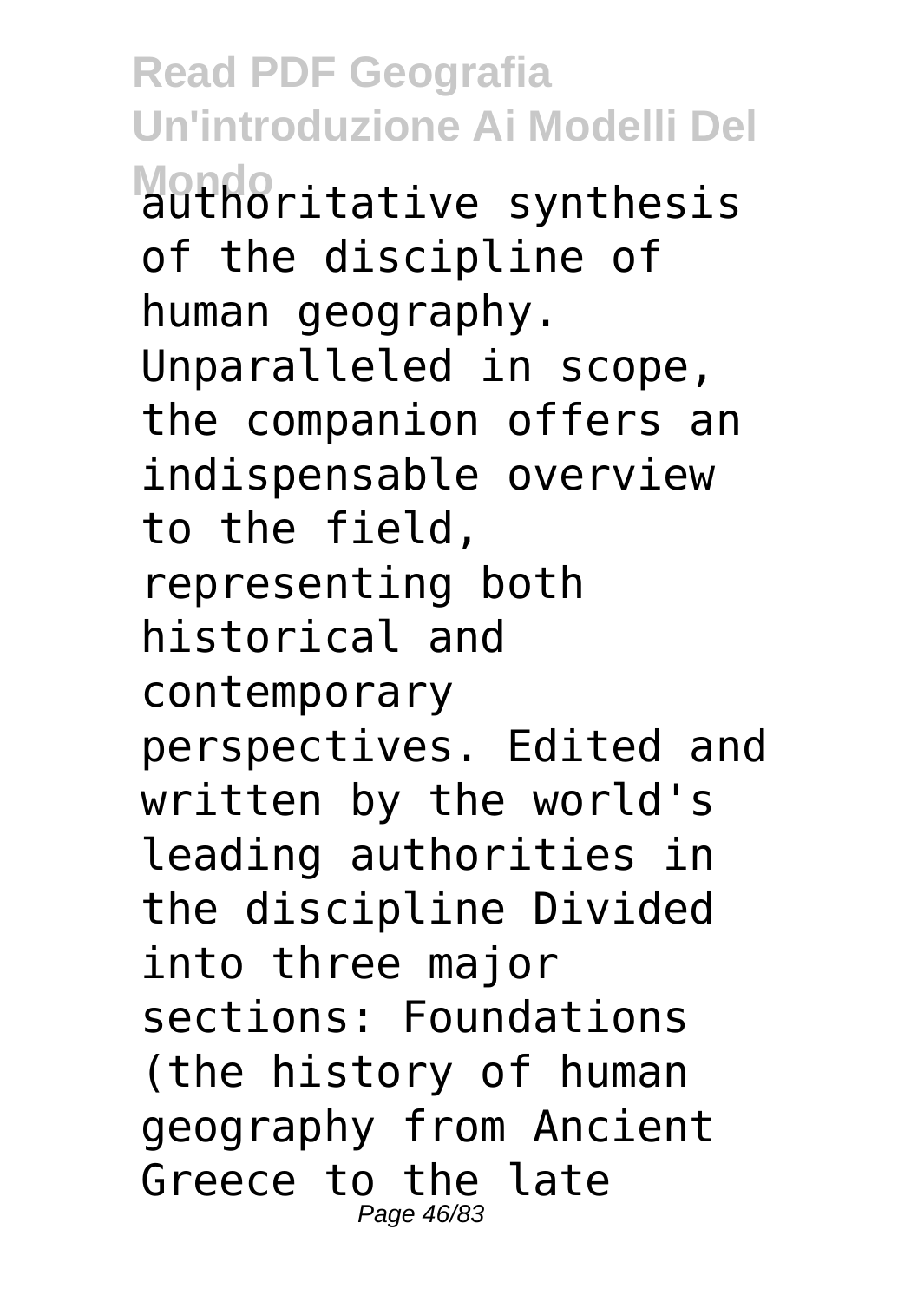authoritative synthesis of the discipline of human geography. Unparalleled in scope, the companion offers an indispensable overview to the field, representing both historical and contemporary perspectives. Edited and written by the world's leading authorities in the discipline Divided into three major sections: Foundations (the history of human geography from Ancient Greece to the late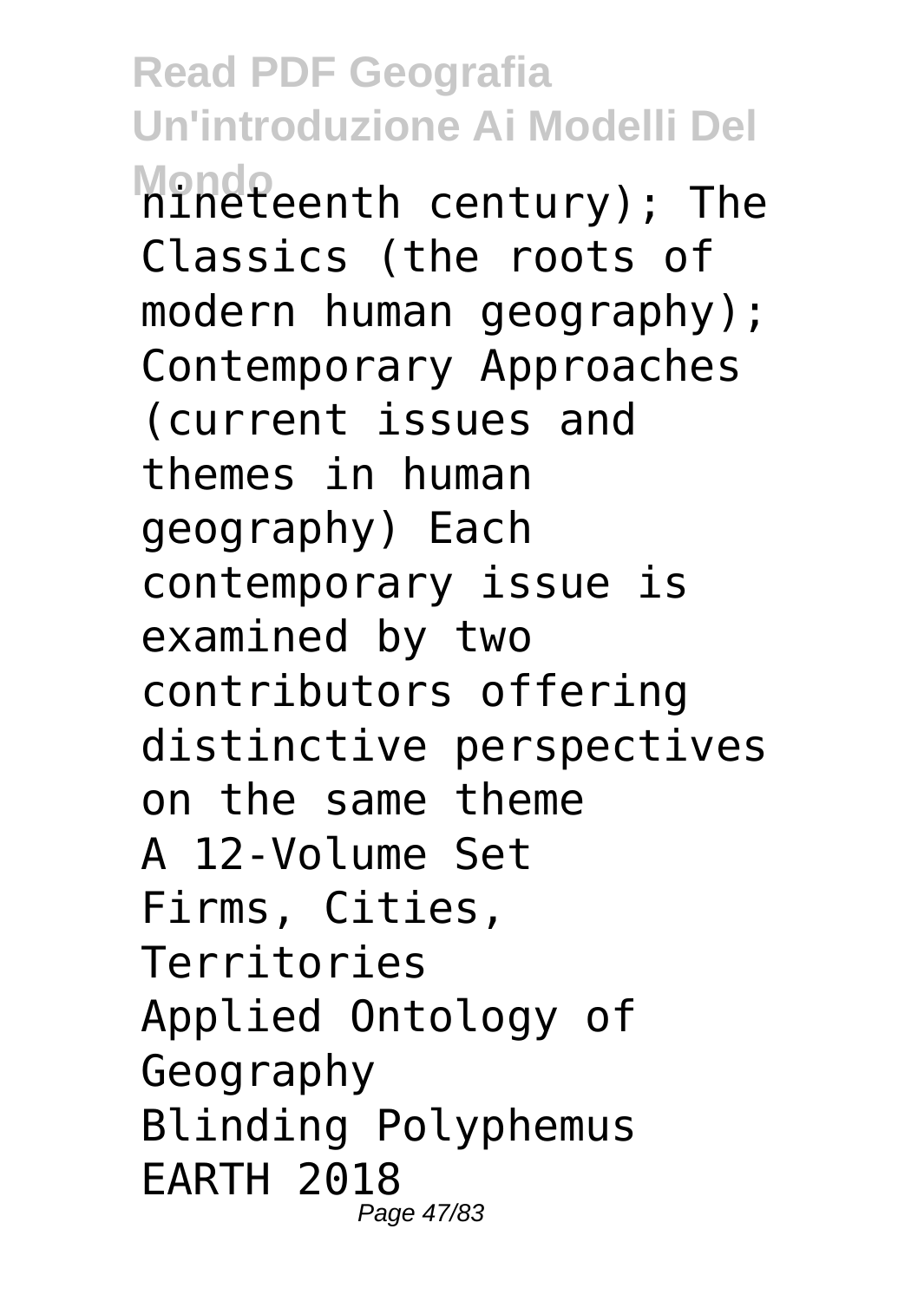nineteenth century); The Classics (the roots of modern human geography); Contemporary Approaches (current issues and themes in human geography) Each contemporary issue is examined by two contributors offering distinctive perspectives on the same theme

A 12-Volume Set

Firms, Cities, Territories

Applied Ontology of Geography

Blinding Polyphemus

EARTH 2018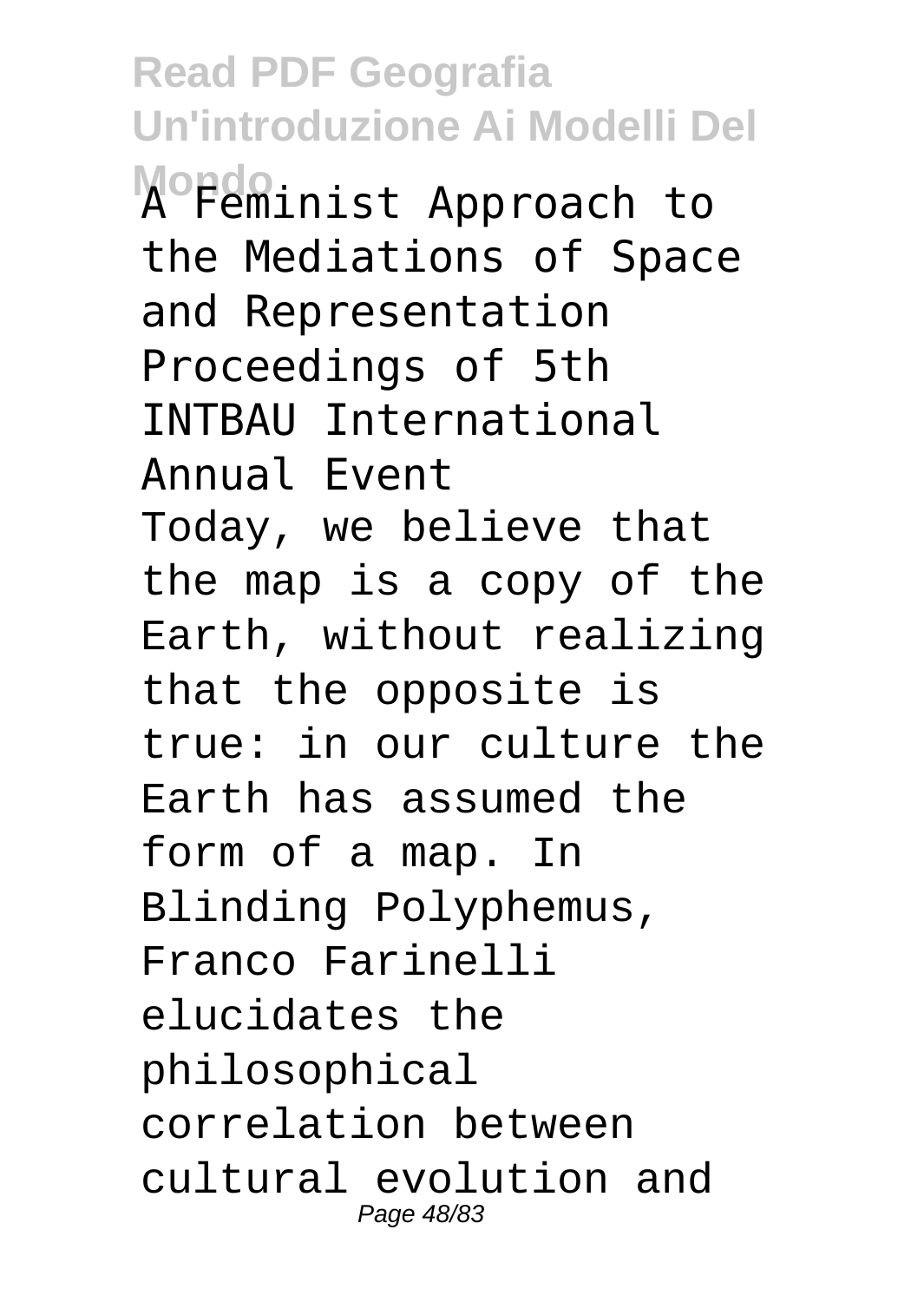A Feminist Approach to the Mediations of Space and Representation

Proceedings of 5th INTBAU International Annual Event

Today, we believe that the map is a copy of the Earth, without realizing that the opposite is true: in our culture the Earth has assumed the form of a map. In Blinding Polyphemus, Franco Farinelli elucidates the philosophical correlation between cultural evolution and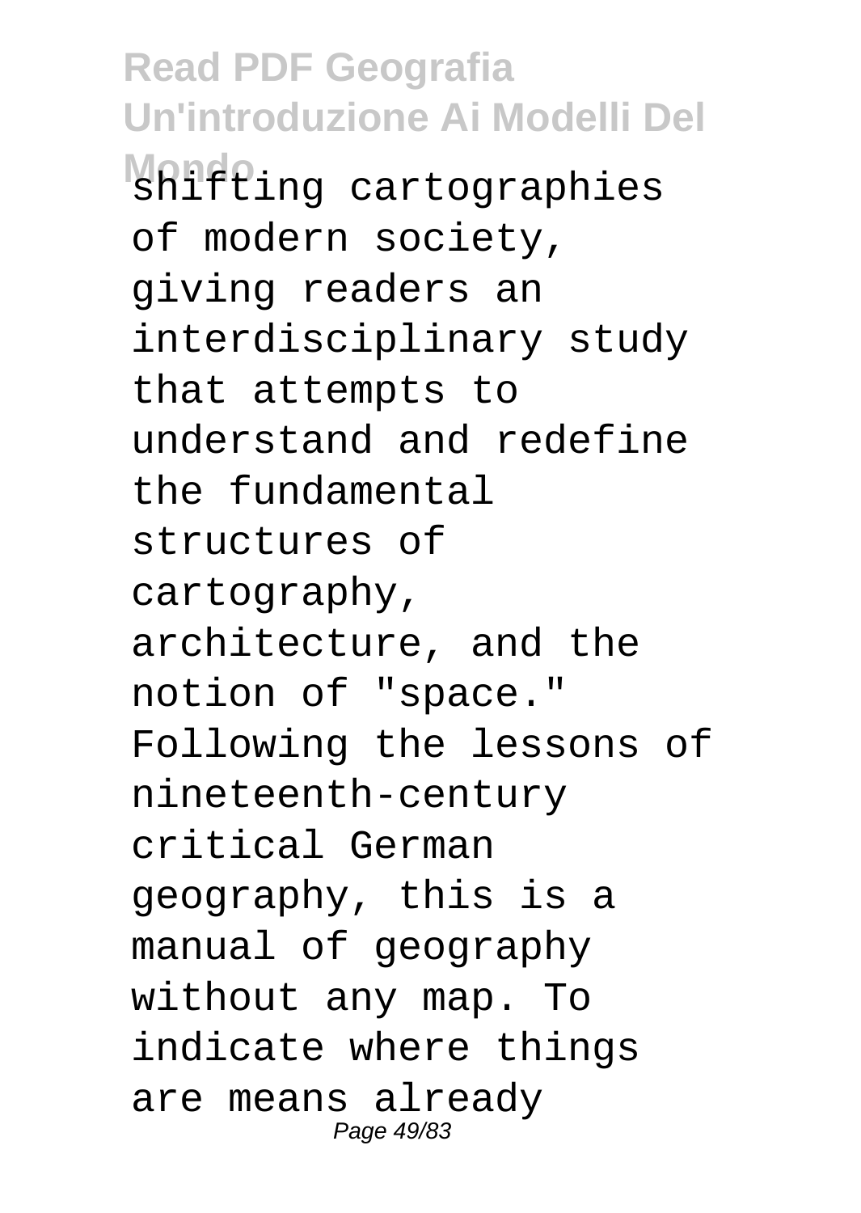shifting cartographies of modern society, giving readers an interdisciplinary study that attempts to understand and redefine the fundamental structures of cartography, architecture, and the notion of "space." Following the lessons of nineteenth-century critical German geography, this is a manual of geography without any map. To indicate where things are means already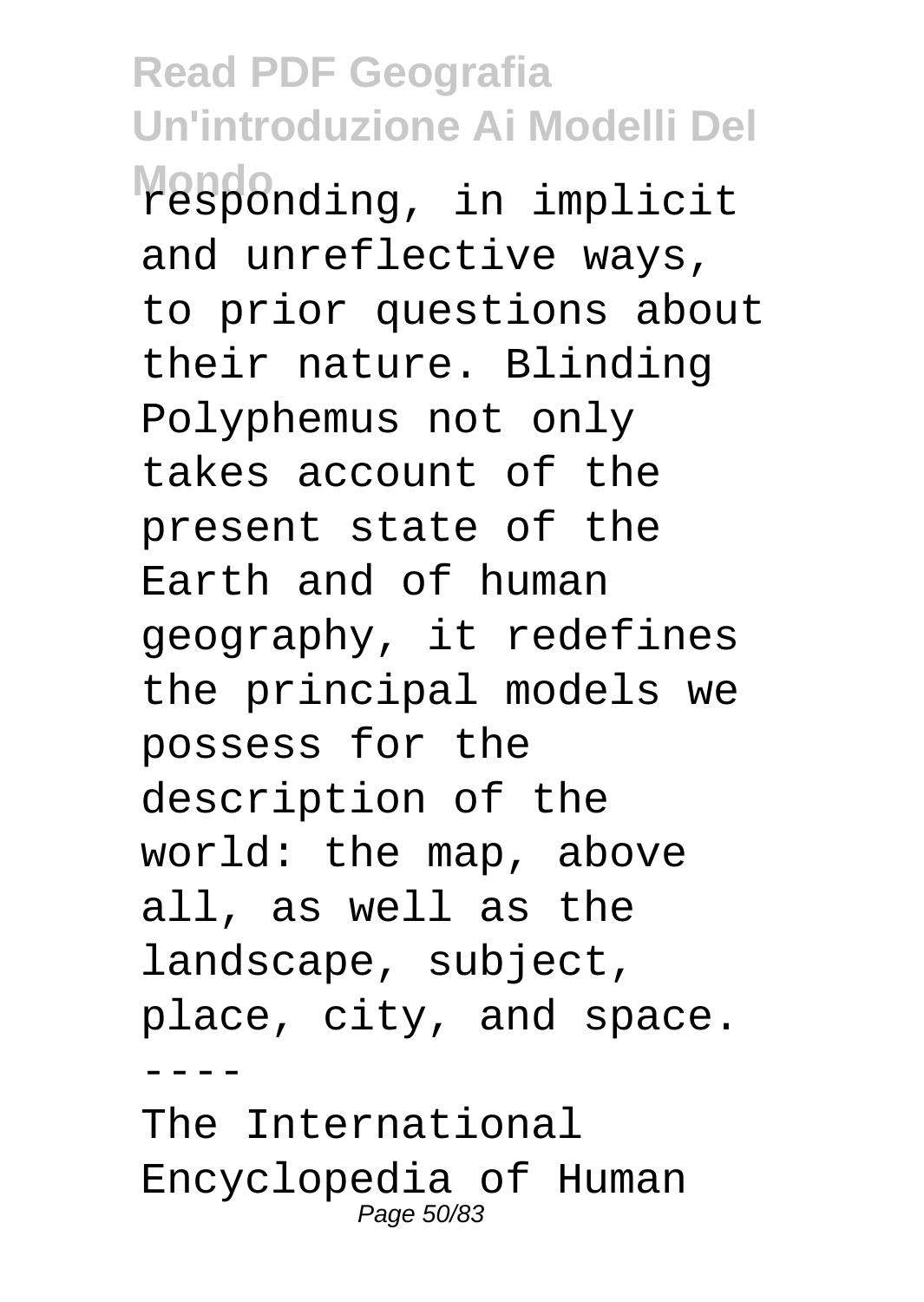responding, in implicit and unreflective ways, to prior questions about their nature. Blinding Polyphemus not only takes account of the present state of the Earth and of human geography, it redefines the principal models we possess for the description of the world: the map, above all, as well as the landscape, subject, place, city, and space.

----

The International Encyclopedia of Human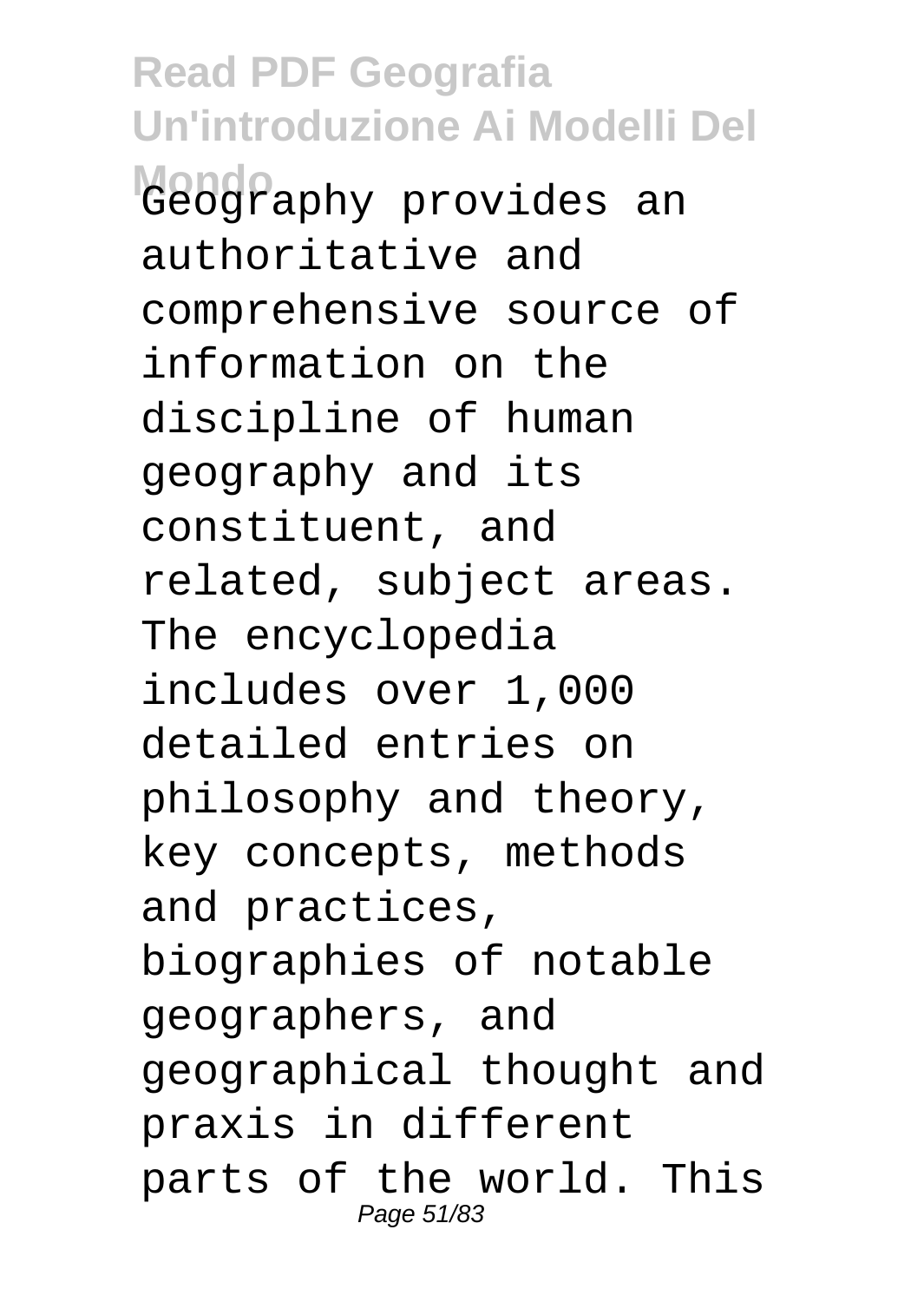Geography provides an authoritative and comprehensive source of information on the discipline of human geography and its constituent, and related, subject areas. The encyclopedia includes over 1,000 detailed entries on philosophy and theory, key concepts, methods and practices, biographies of notable geographers, and geographical thought and praxis in different parts of the world. This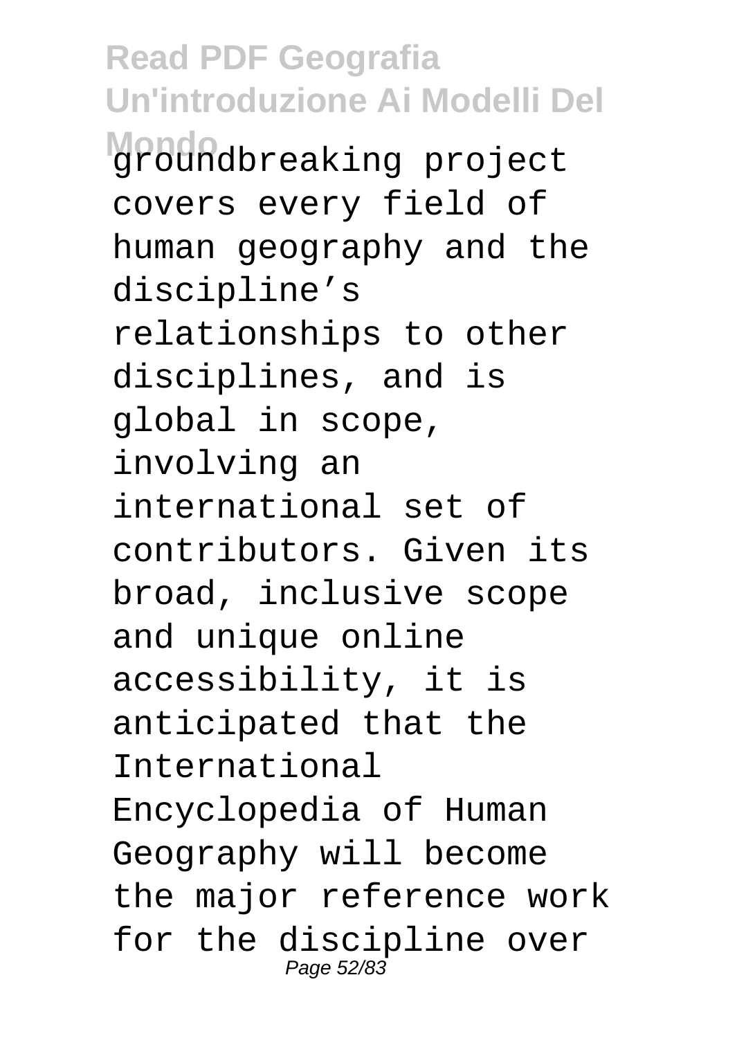groundbreaking project covers every field of human geography and the discipline's relationships to other disciplines, and is global in scope, involving an international set of contributors. Given its broad, inclusive scope and unique online accessibility, it is anticipated that the International Encyclopedia of Human Geography will become the major reference work for the discipline over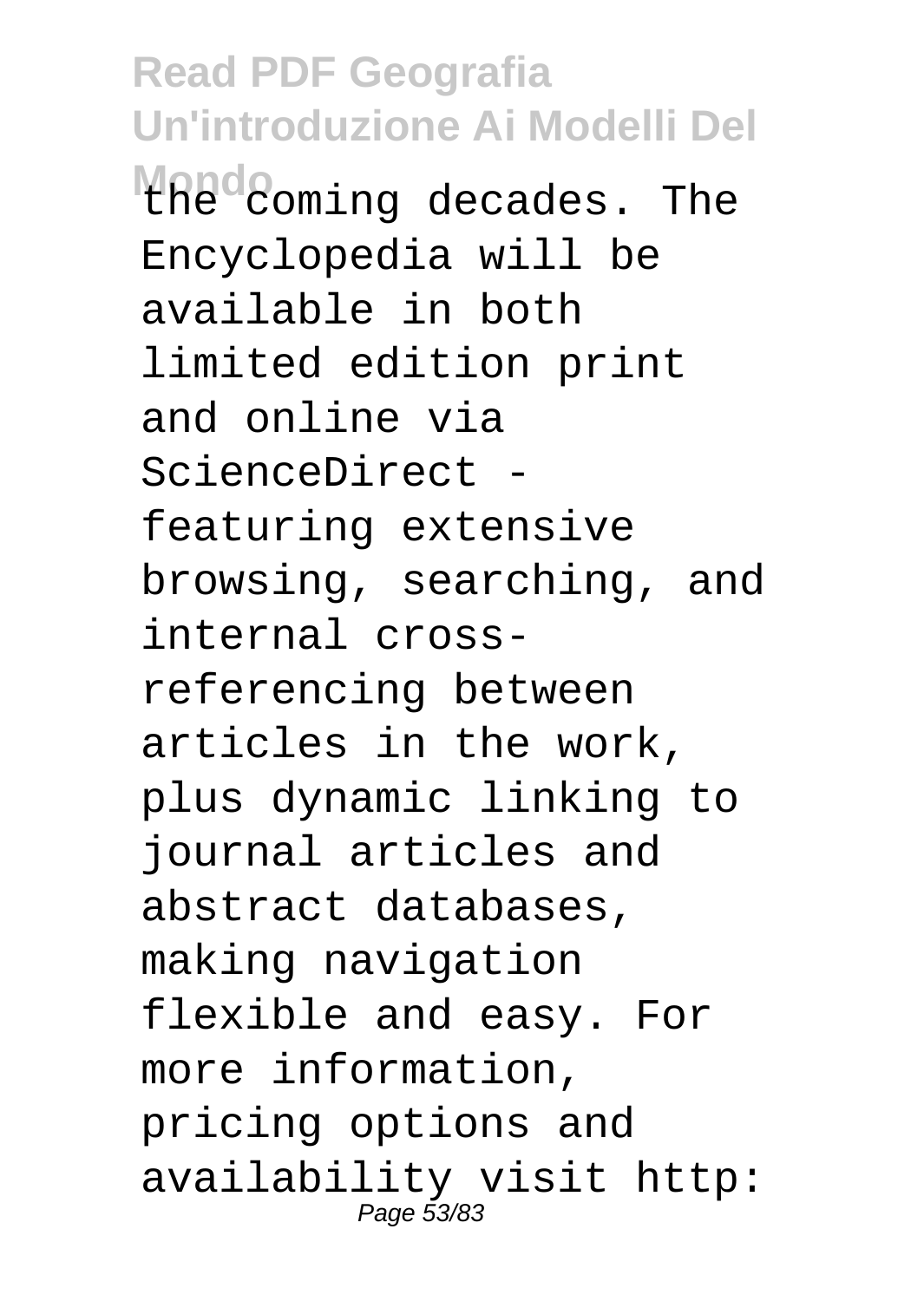the coming decades. The Encyclopedia will be available in both limited edition print and online via ScienceDirect - featuring extensive browsing, searching, and internal cross-referencing between articles in the work, plus dynamic linking to journal articles and abstract databases, making navigation flexible and easy. For more information, pricing options and availability visit http: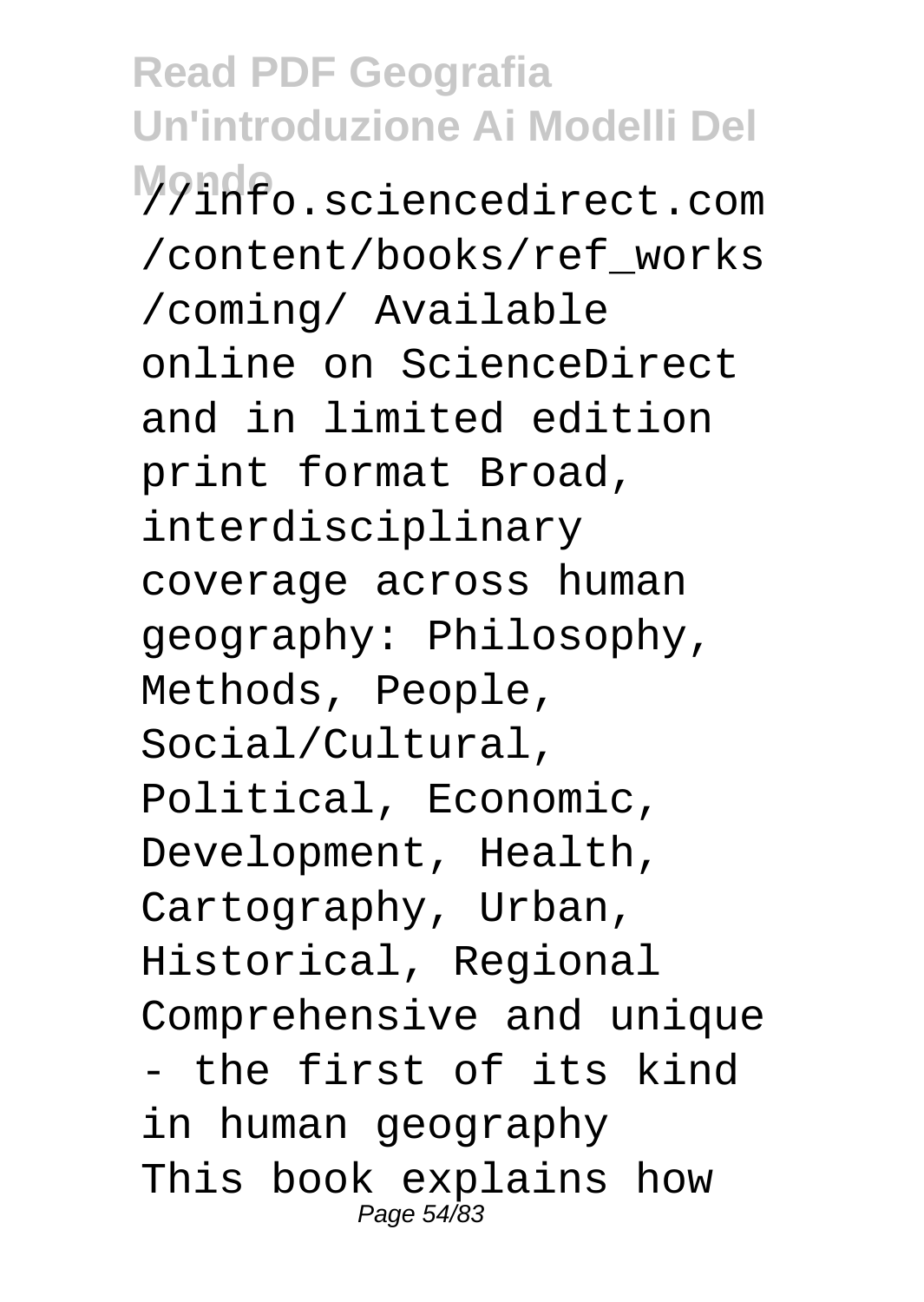//info.sciencedirect.com/content/books/ref_works/coming/ Available online on ScienceDirect and in limited edition print format Broad, interdisciplinary coverage across human geography: Philosophy, Methods, People, Social/Cultural, Political, Economic, Development, Health, Cartography, Urban, Historical, Regional Comprehensive and unique - the first of its kind in human geography This book explains how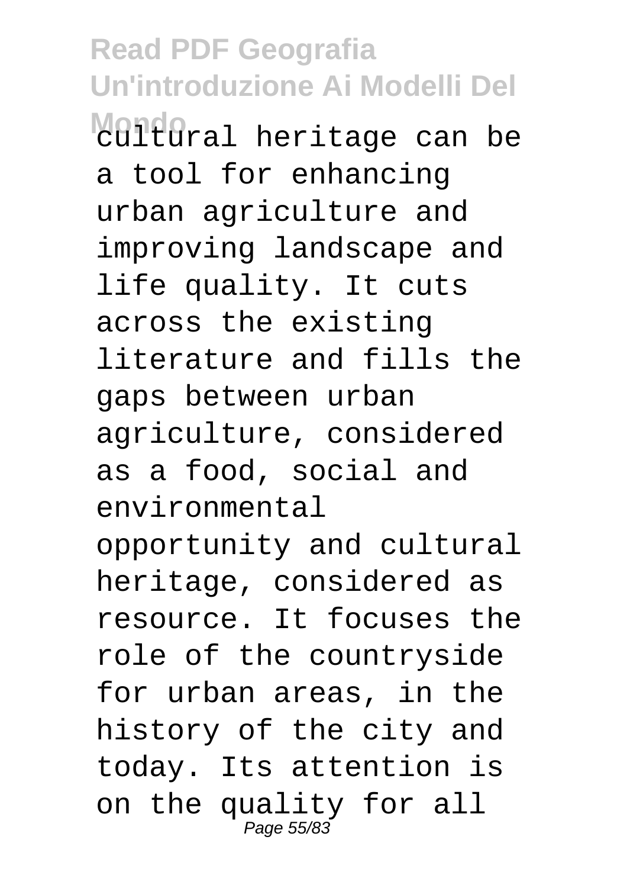cultural heritage can be a tool for enhancing urban agriculture and improving landscape and life quality. It cuts across the existing literature and fills the gaps between urban agriculture, considered as a food, social and environmental opportunity and cultural heritage, considered as resource. It focuses the role of the countryside for urban areas, in the history of the city and today. Its attention is on the quality for all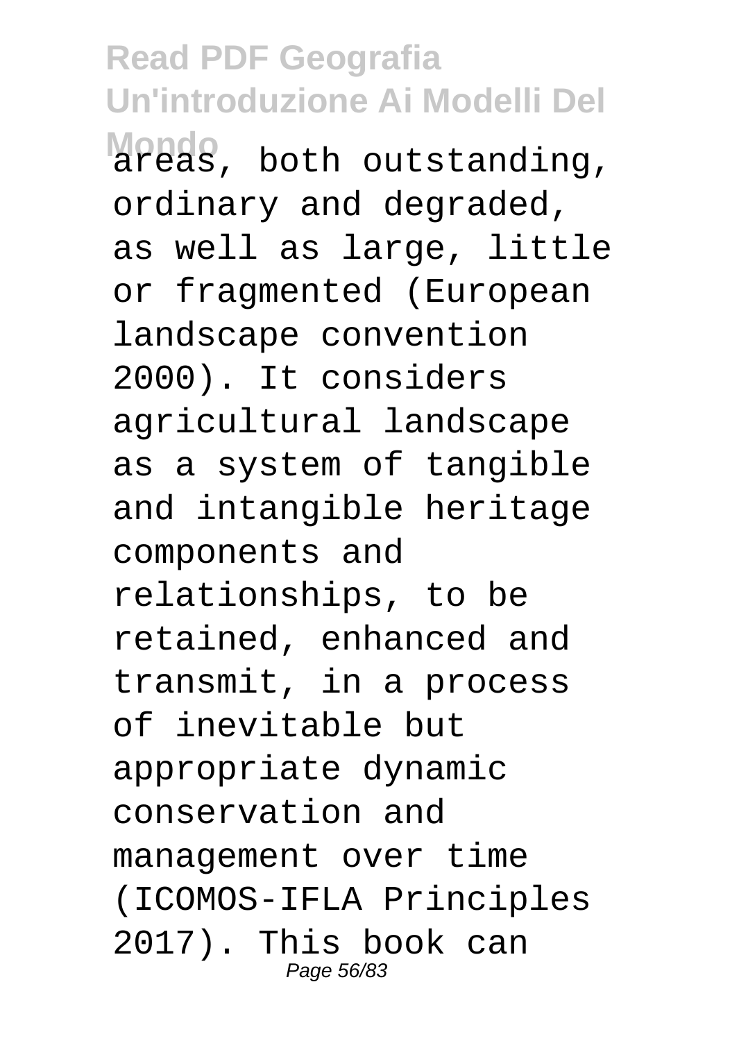areas, both outstanding, ordinary and degraded, as well as large, little or fragmented (European landscape convention 2000). It considers agricultural landscape as a system of tangible and intangible heritage components and relationships, to be retained, enhanced and transmit, in a process of inevitable but appropriate dynamic conservation and management over time (ICOMOS-IFLA Principles 2017). This book can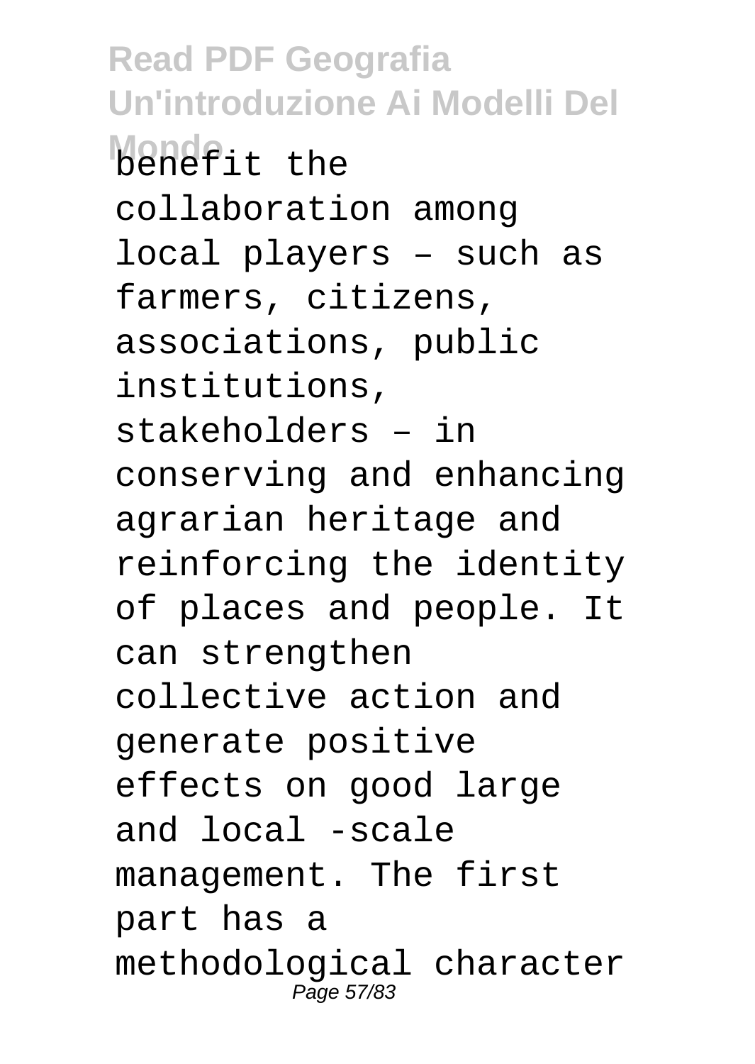benefit the collaboration among local players – such as farmers, citizens, associations, public institutions, stakeholders – in conserving and enhancing agrarian heritage and reinforcing the identity of places and people. It can strengthen collective action and generate positive effects on good large and local -scale management. The first part has a methodological character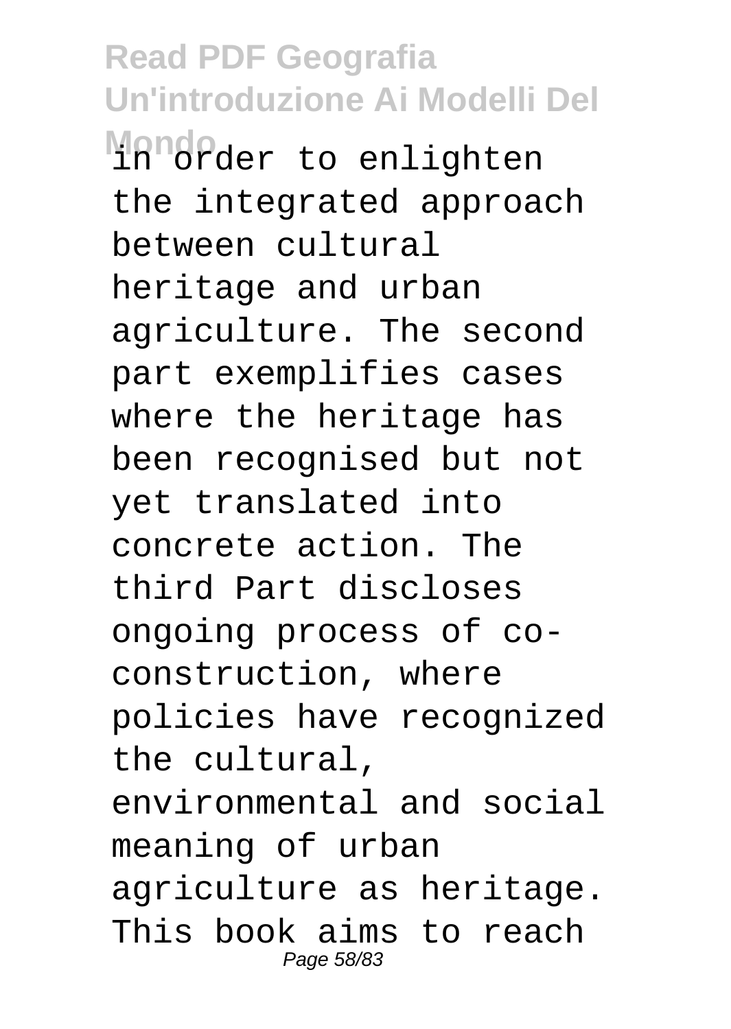in order to enlighten the integrated approach between cultural heritage and urban agriculture. The second part exemplifies cases where the heritage has been recognised but not yet translated into concrete action. The third Part discloses ongoing process of co-construction, where policies have recognized the cultural, environmental and social meaning of urban agriculture as heritage. This book aims to reach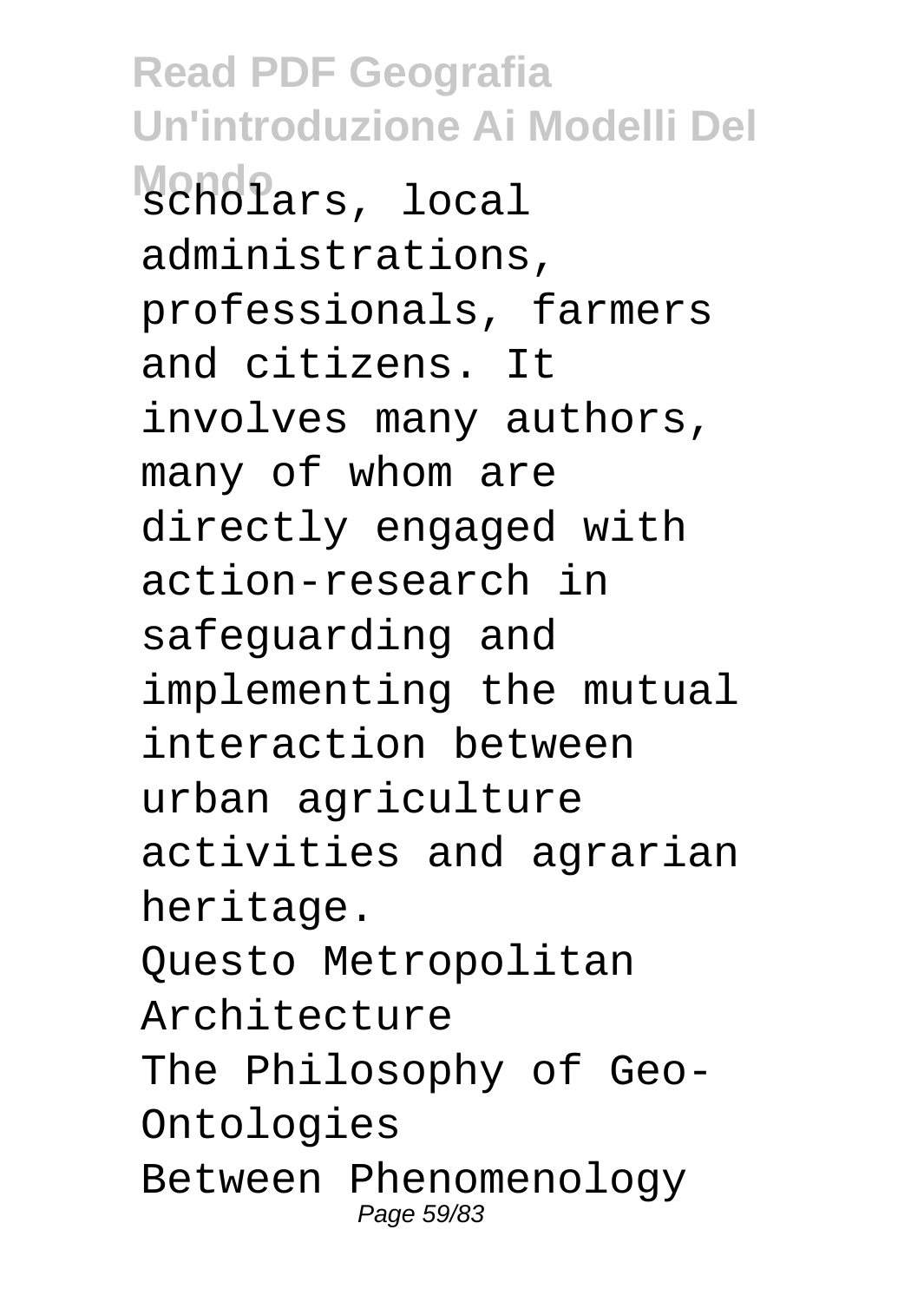scholars, local administrations, professionals, farmers and citizens. It involves many authors, many of whom are directly engaged with action-research in safeguarding and implementing the mutual interaction between urban agriculture activities and agrarian heritage.

Questo Metropolitan Architecture

The Philosophy of Geo-Ontologies

Between Phenomenology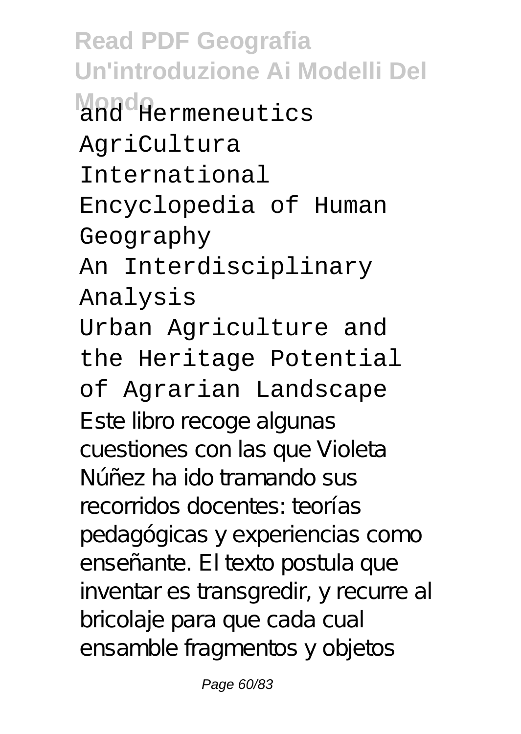and Hermeneutics

AgriCultura

International Encyclopedia of Human Geography

An Interdisciplinary Analysis

Urban Agriculture and the Heritage Potential of Agrarian Landscape

Este libro recoge algunas cuestiones con las que Violeta Núñez ha ido tramando sus recorridos docentes: teorías pedagógicas y experiencias como enseñante. El texto postula que inventar es transgredir, y recurre al bricolaje para que cada cual ensamble fragmentos y objetos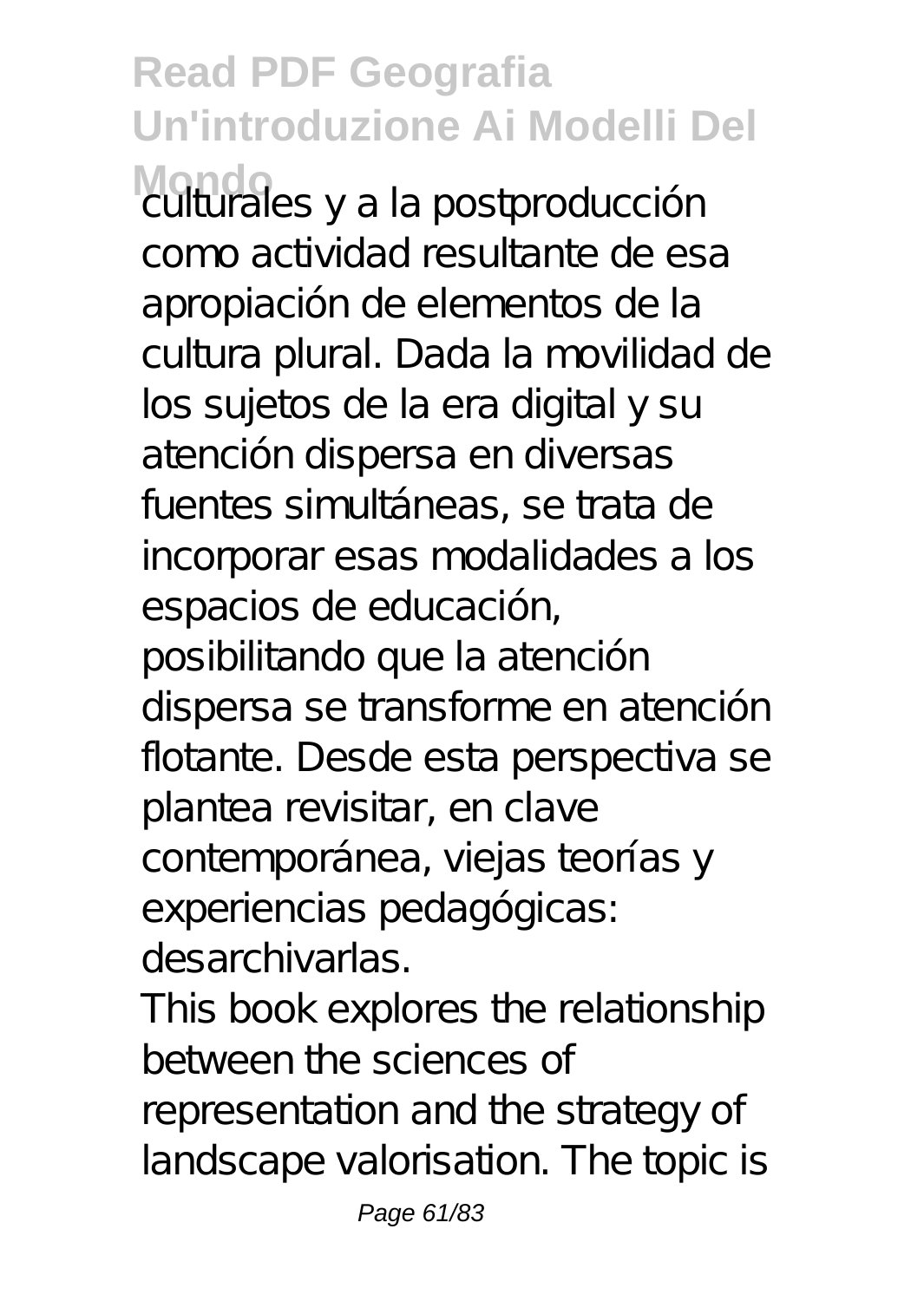culturales y a la postproducción como actividad resultante de esa apropiación de elementos de la cultura plural. Dada la movilidad de los sujetos de la era digital y su atención dispersa en diversas fuentes simultáneas, se trata de incorporar esas modalidades a los espacios de educación, posibilitando que la atención dispersa se transforme en atención flotante. Desde esta perspectiva se plantea revisitar, en clave contemporánea, viejas teorías y experiencias pedagógicas: desarchivarlas.

This book explores the relationship between the sciences of representation and the strategy of landscape valorisation. The topic is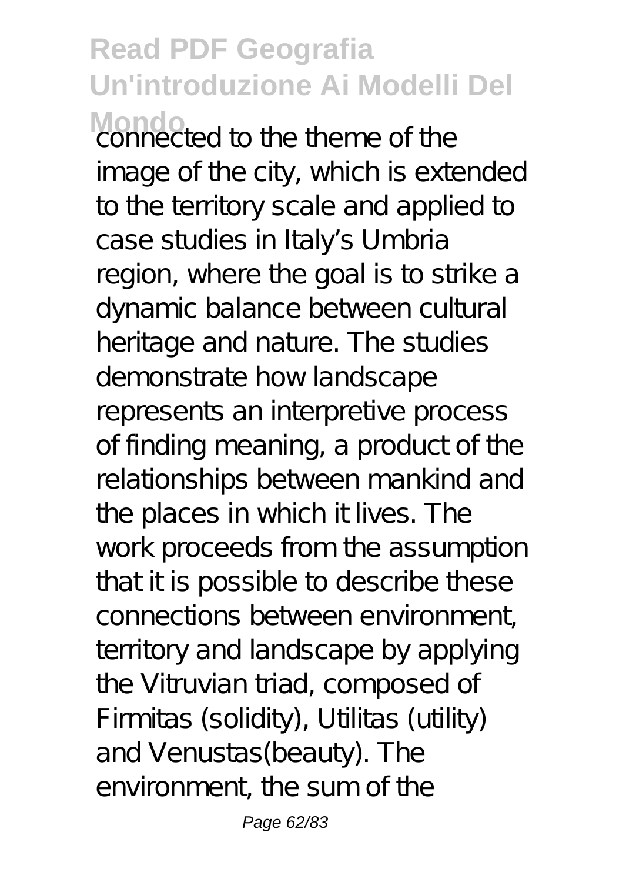connected to the theme of the image of the city, which is extended to the territory scale and applied to case studies in Italy's Umbria region, where the goal is to strike a dynamic balance between cultural heritage and nature. The studies demonstrate how landscape represents an interpretive process of finding meaning, a product of the relationships between mankind and the places in which it lives. The work proceeds from the assumption that it is possible to describe these connections between environment, territory and landscape by applying the Vitruvian triad, composed of Firmitas (solidity), Utilitas (utility) and Venustas(beauty). The environment, the sum of the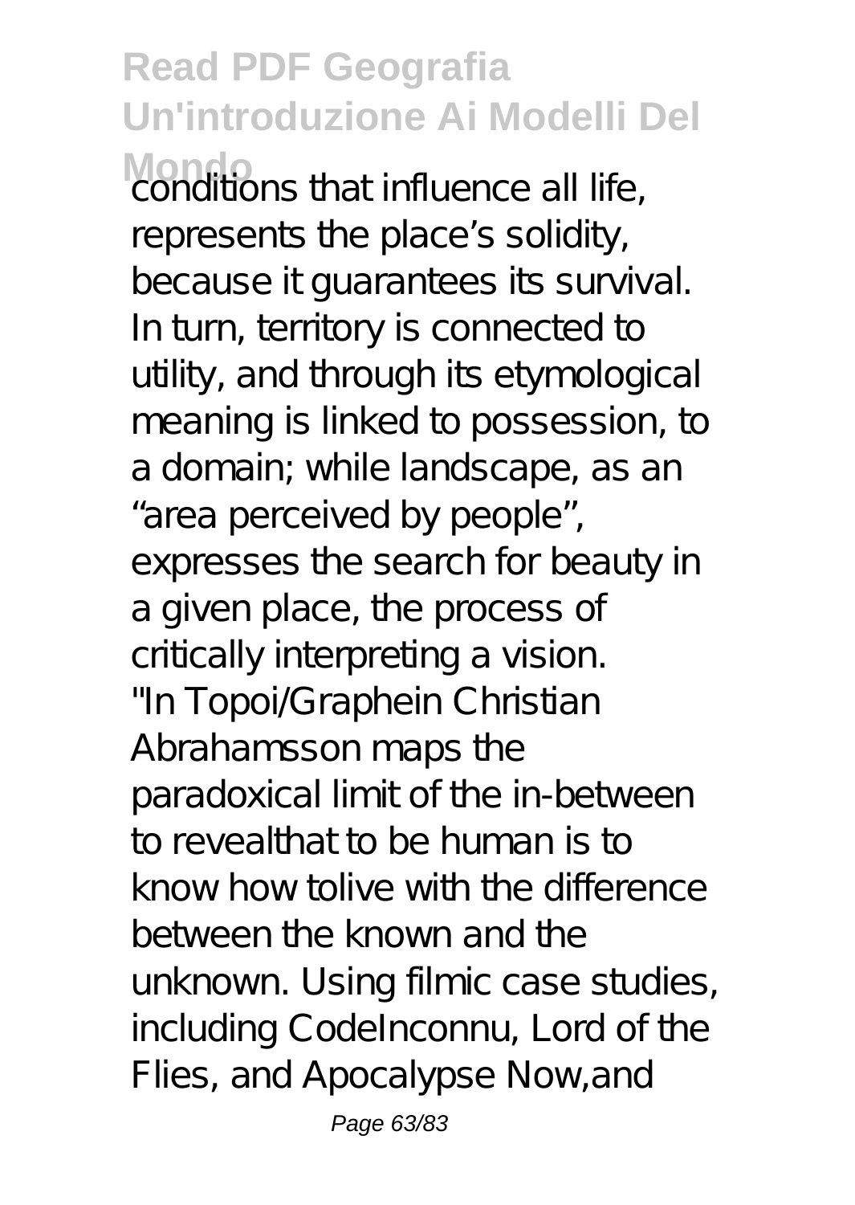conditions that influence all life, represents the place's solidity, because it guarantees its survival. In turn, territory is connected to utility, and through its etymological meaning is linked to possession, to a domain; while landscape, as an "area perceived by people", expresses the search for beauty in a given place, the process of critically interpreting a vision.

"In Topoi/Graphein Christian Abrahamsson maps the paradoxical limit of the in-between to revealthat to be human is to know how tolive with the difference between the known and the unknown. Using filmic case studies, including CodeInconnu, Lord of the Flies, and Apocalypse Now,and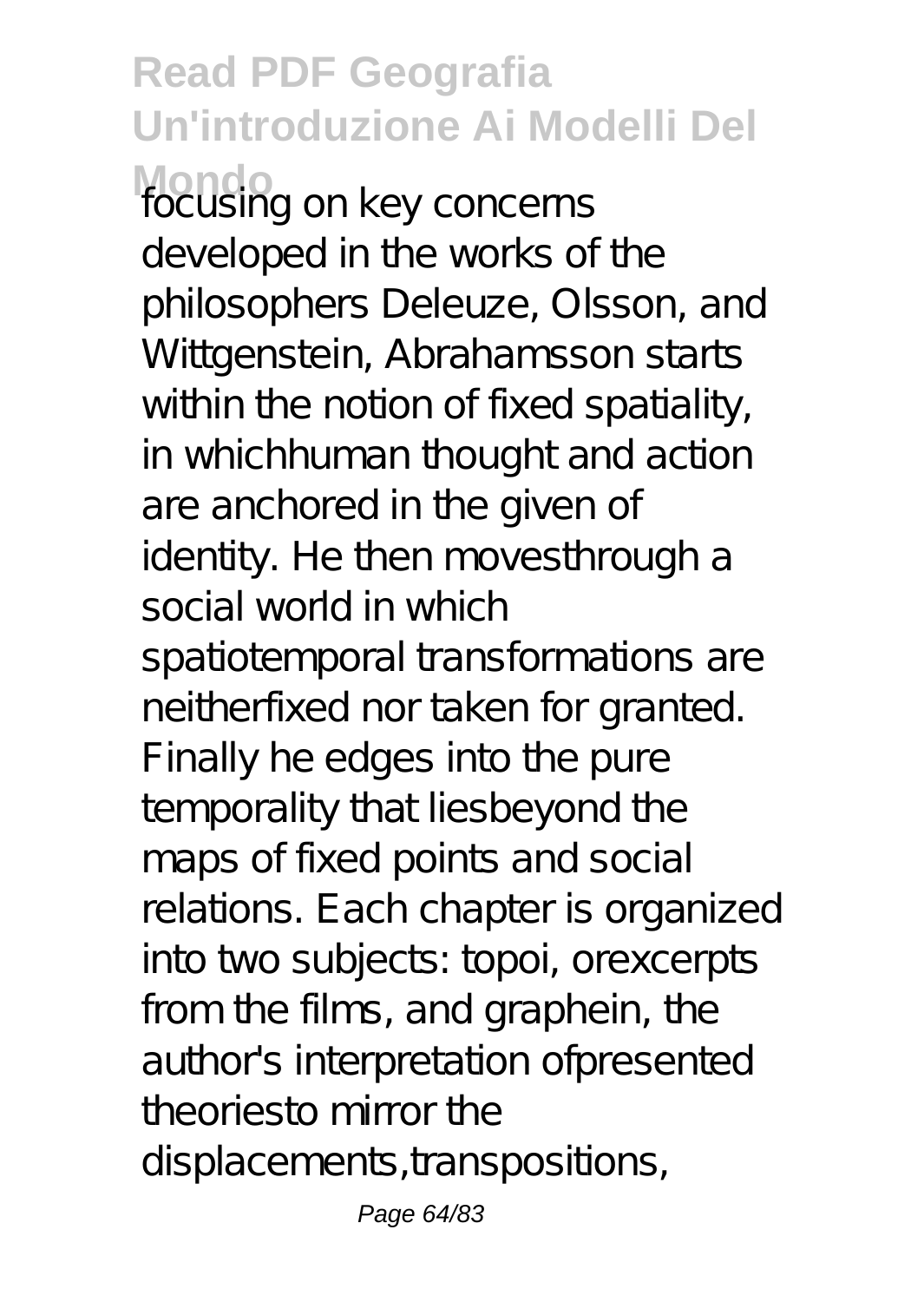focusing on key concerns developed in the works of the philosophers Deleuze, Olsson, and Wittgenstein, Abrahamsson starts within the notion of fixed spatiality, in whichhuman thought and action are anchored in the given of identity. He then movesthrough a social world in which spatiotemporal transformations are neitherfixed nor taken for granted. Finally he edges into the pure temporality that liesbeyond the maps of fixed points and social relations. Each chapter is organized into two subjects: topoi, orexcerpts from the films, and graphein, the author's interpretation ofpresented theoriesto mirror the displacements,transpositions,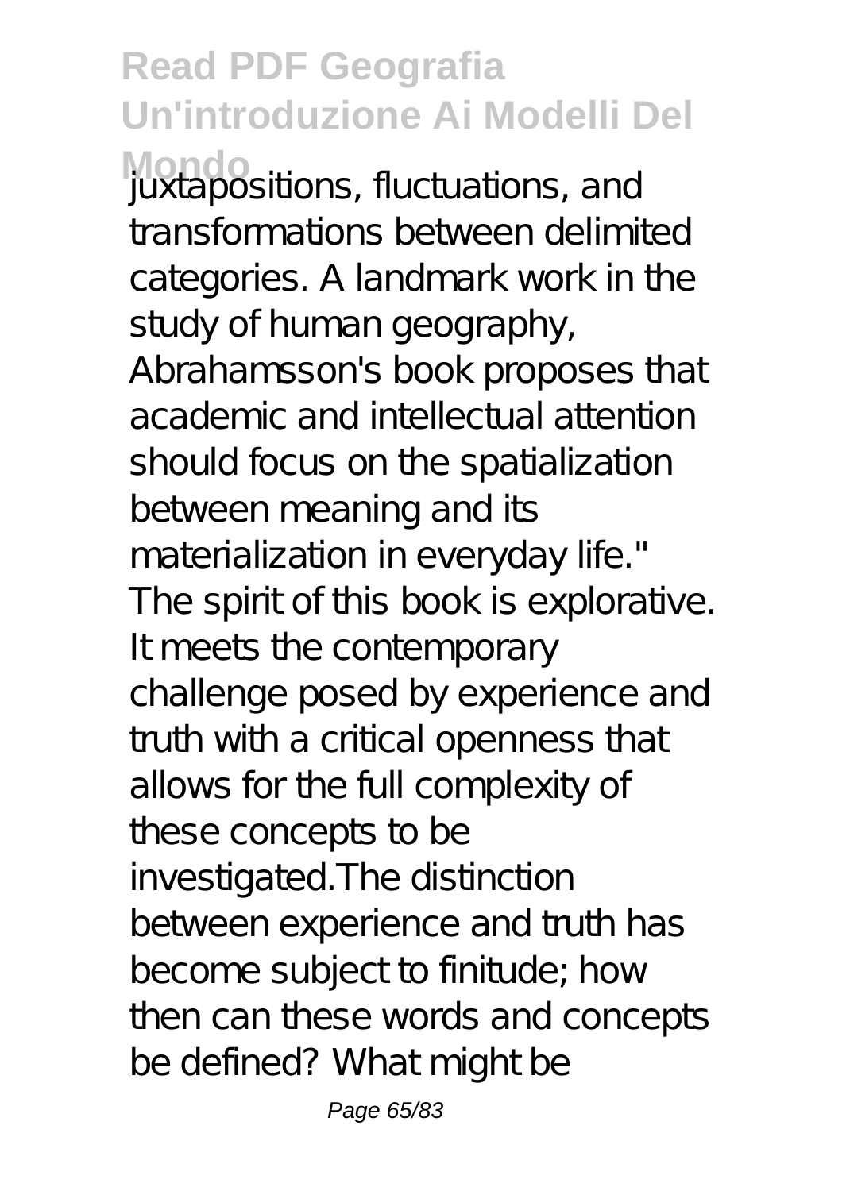juxtapositions, fluctuations, and transformations between delimited categories. A landmark work in the study of human geography, Abrahamsson's book proposes that academic and intellectual attention should focus on the spatialization between meaning and its materialization in everyday life." The spirit of this book is explorative. It meets the contemporary challenge posed by experience and truth with a critical openness that allows for the full complexity of these concepts to be investigated.The distinction between experience and truth has become subject to finitude; how then can these words and concepts be defined? What might be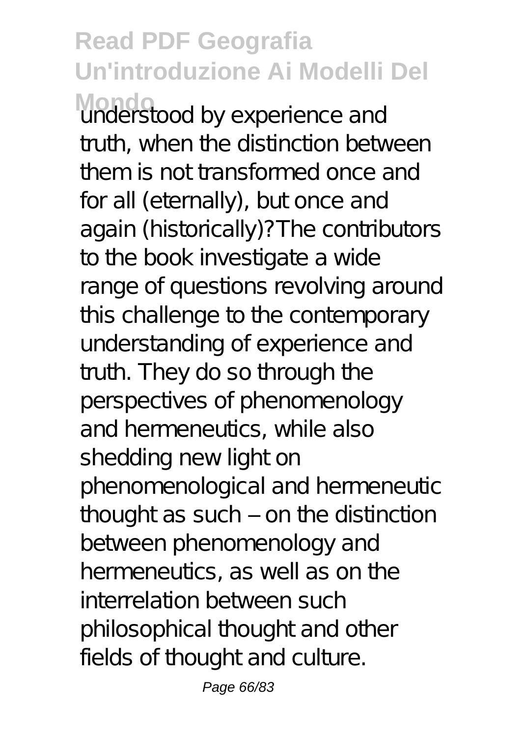understood by experience and truth, when the distinction between them is not transformed once and for all (eternally), but once and again (historically)? The contributors to the book investigate a wide range of questions revolving around this challenge to the contemporary understanding of experience and truth. They do so through the perspectives of phenomenology and hermeneutics, while also shedding new light on phenomenological and hermeneutic thought as such – on the distinction between phenomenology and hermeneutics, as well as on the interrelation between such philosophical thought and other fields of thought and culture.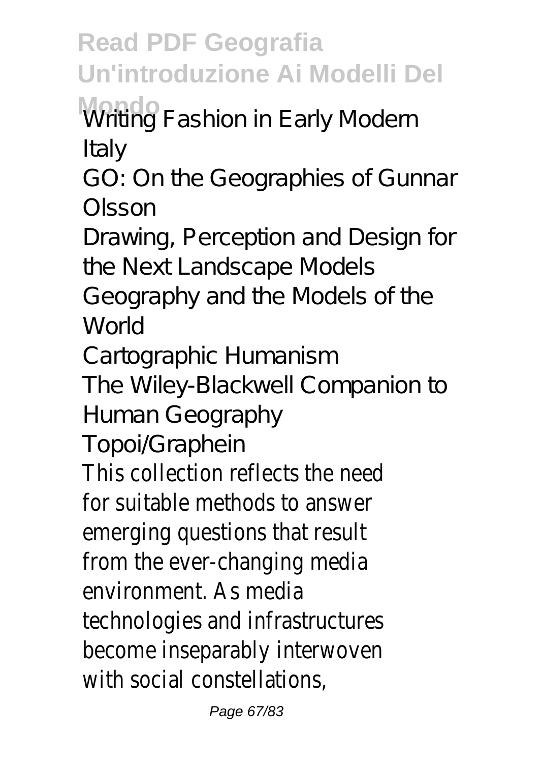Writing Fashion in Early Modern Italy

GO: On the Geographies of Gunnar Olsson

Drawing, Perception and Design for the Next Landscape Models

Geography and the Models of the World

Cartographic Humanism

The Wiley-Blackwell Companion to Human Geography

Topoi/Graphein

This collection reflects the need for suitable methods to answer emerging questions that result from the ever-changing media environment. As media technologies and infrastructures become inseparably interwoven with social constellations,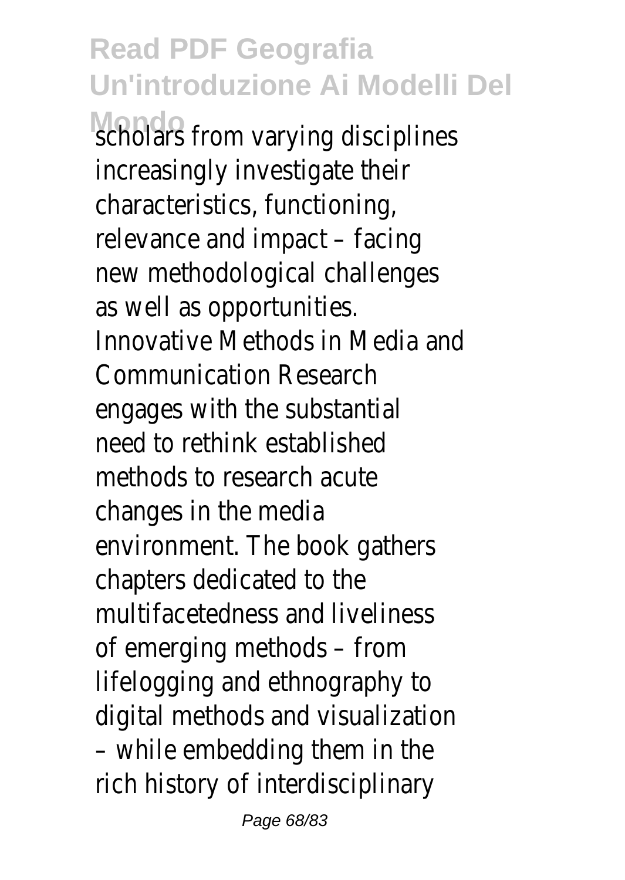scholars from varying disciplines increasingly investigate their characteristics, functioning, relevance and impact – facing new methodological challenges as well as opportunities. Innovative Methods in Media and Communication Research engages with the substantial need to rethink established methods to research acute changes in the media environment. The book gathers chapters dedicated to the multifacetedness and liveliness of emerging methods – from lifelogging and ethnography to digital methods and visualization – while embedding them in the rich history of interdisciplinary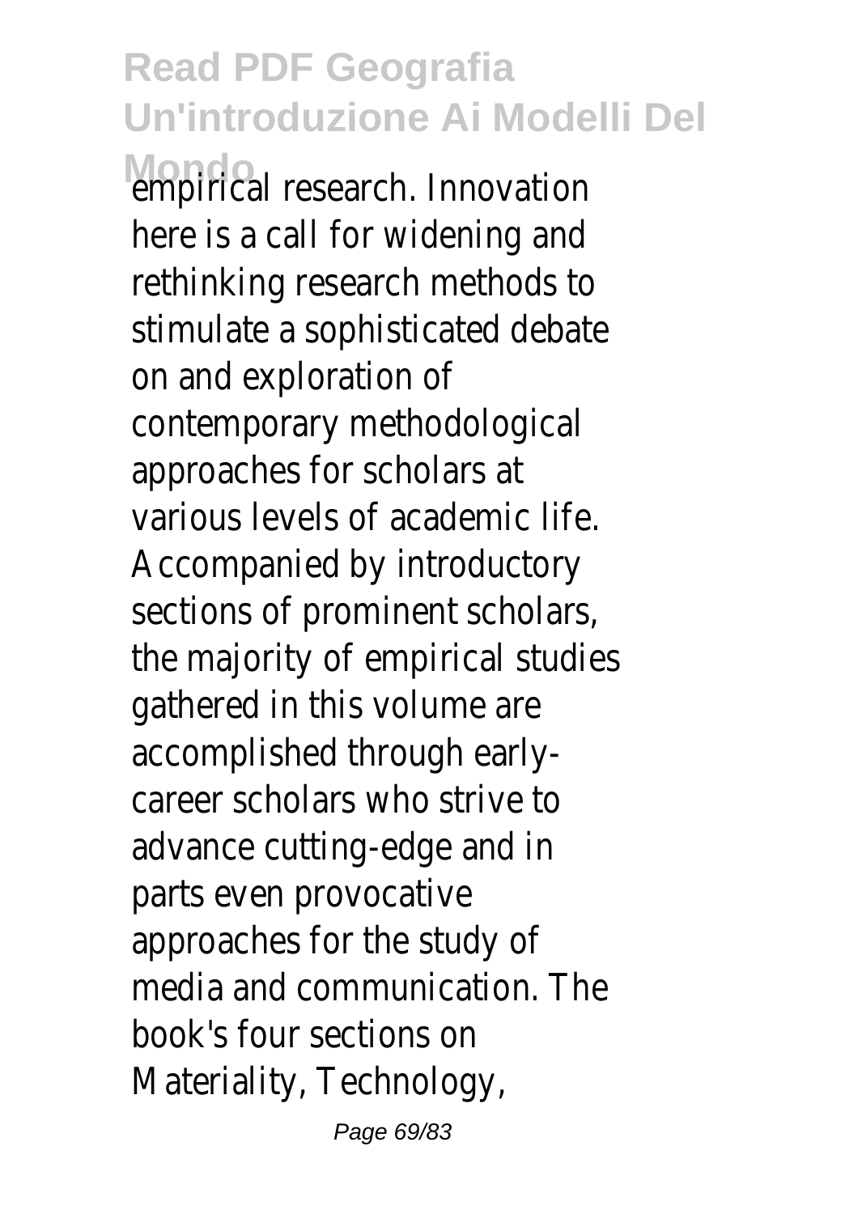empirical research. Innovation here is a call for widening and rethinking research methods to stimulate a sophisticated debate on and exploration of contemporary methodological approaches for scholars at various levels of academic life. Accompanied by introductory sections of prominent scholars, the majority of empirical studies gathered in this volume are accomplished through early-career scholars who strive to advance cutting-edge and in parts even provocative approaches for the study of media and communication. The book's four sections on Materiality, Technology,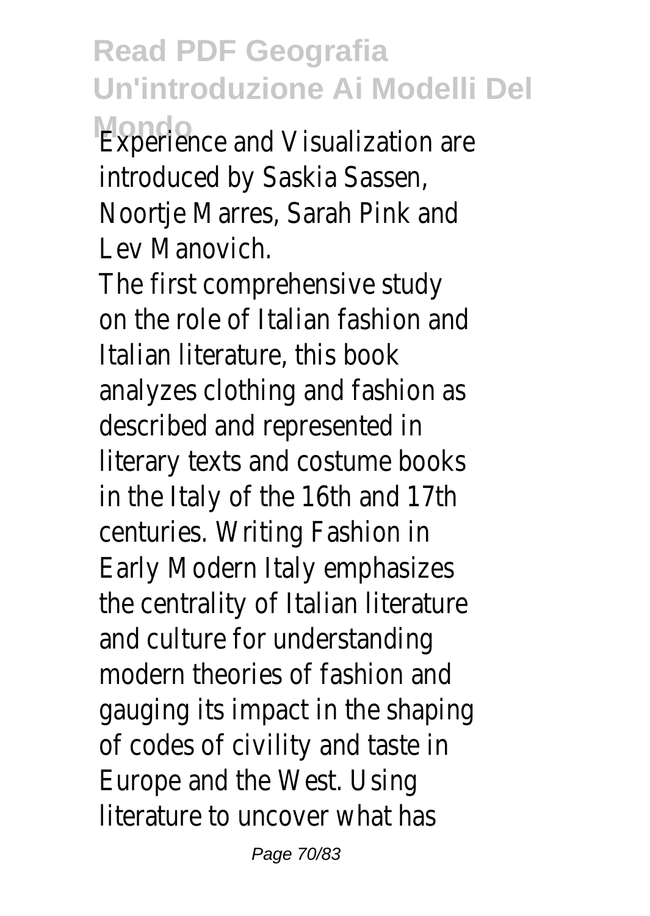Experience and Visualization are introduced by Saskia Sassen, Noortje Marres, Sarah Pink and Lev Manovich.

The first comprehensive study on the role of Italian fashion and Italian literature, this book analyzes clothing and fashion as described and represented in literary texts and costume books in the Italy of the 16th and 17th centuries. Writing Fashion in Early Modern Italy emphasizes the centrality of Italian literature and culture for understanding modern theories of fashion and gauging its impact in the shaping of codes of civility and taste in Europe and the West. Using literature to uncover what has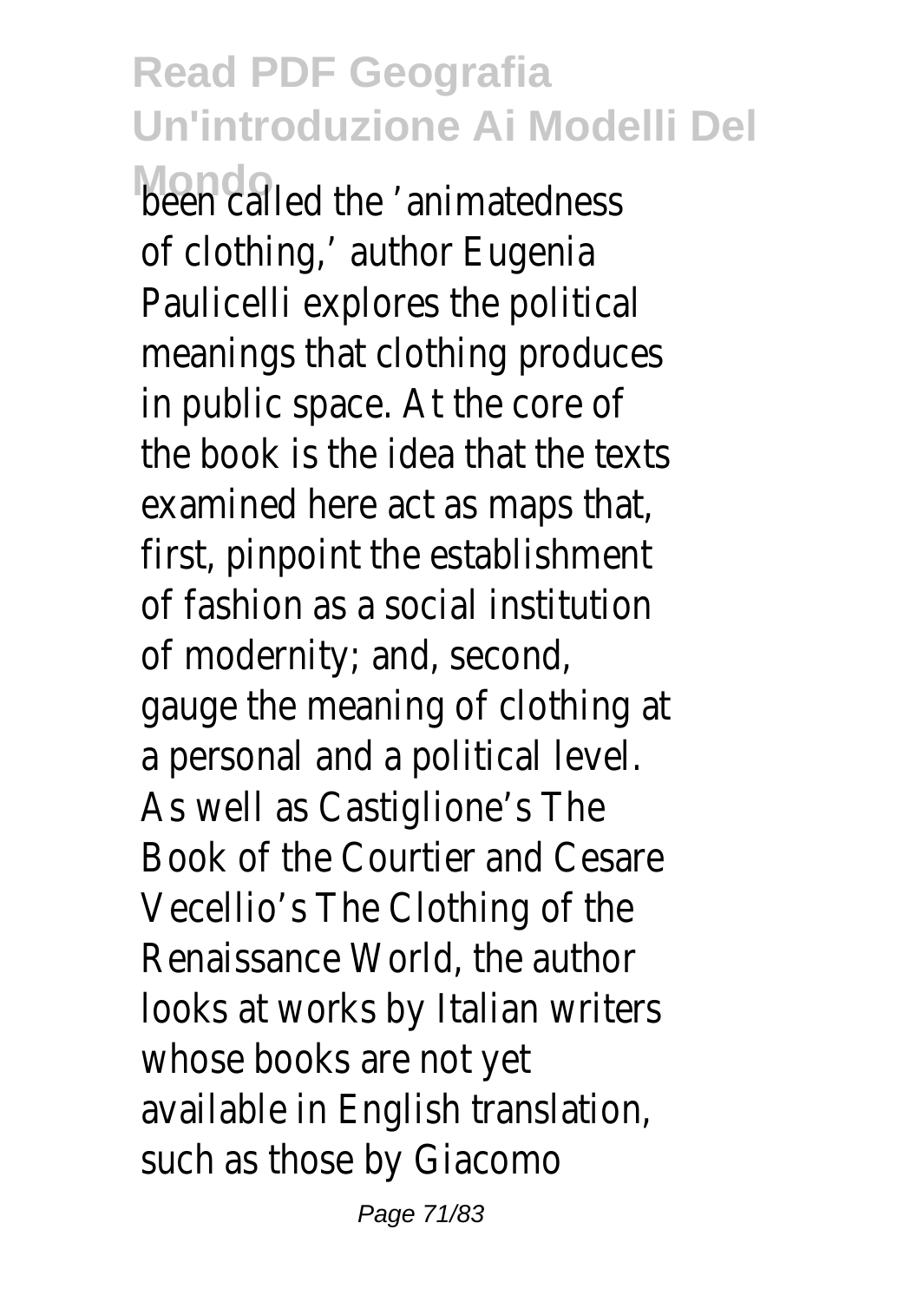been called the 'animatedness of clothing,' author Eugenia Paulicelli explores the political meanings that clothing produces in public space. At the core of the book is the idea that the texts examined here act as maps that, first, pinpoint the establishment of fashion as a social institution of modernity; and, second, gauge the meaning of clothing at a personal and a political level. As well as Castiglione's The Book of the Courtier and Cesare Vecellio's The Clothing of the Renaissance World, the author looks at works by Italian writers whose books are not yet available in English translation, such as those by Giacomo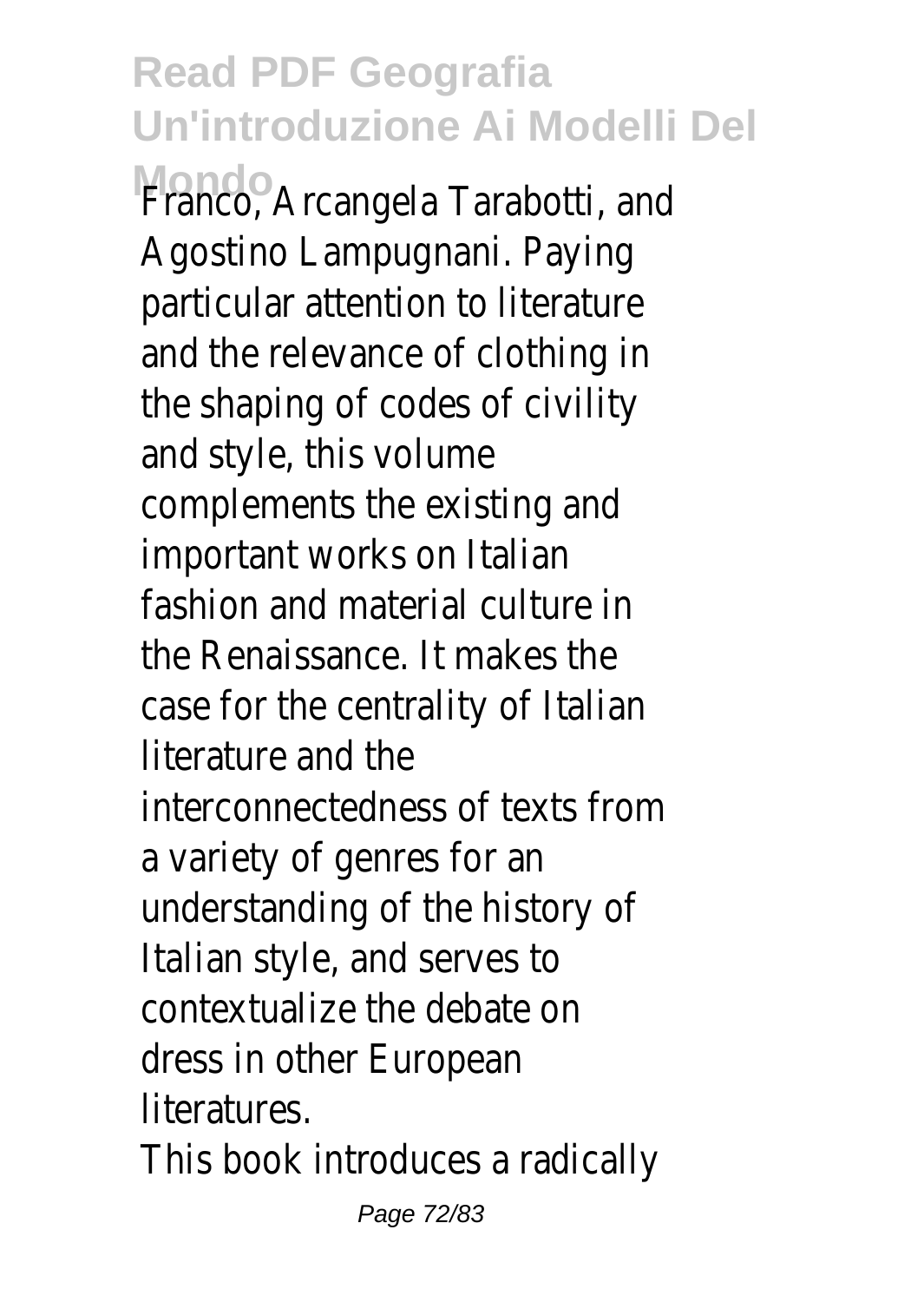Franco, Arcangela Tarabotti, and Agostino Lampugnani. Paying particular attention to literature and the relevance of clothing in the shaping of codes of civility and style, this volume complements the existing and important works on Italian fashion and material culture in the Renaissance. It makes the case for the centrality of Italian literature and the interconnectedness of texts from a variety of genres for an understanding of the history of Italian style, and serves to contextualize the debate on dress in other European literatures.

This book introduces a radically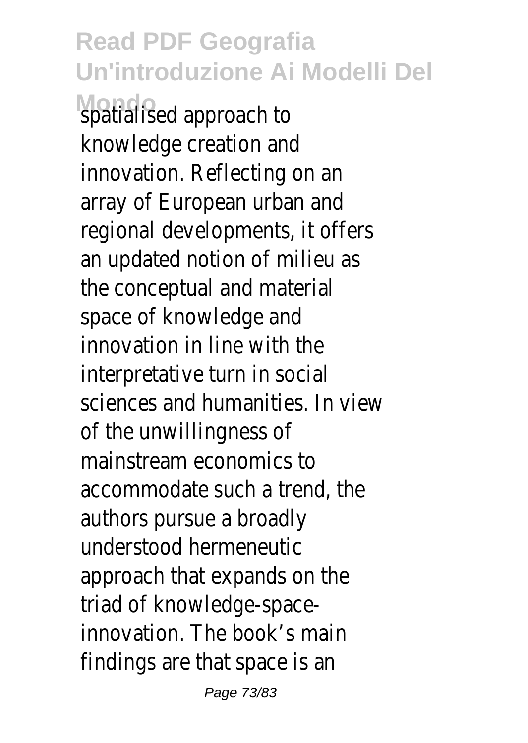spatialised approach to knowledge creation and innovation. Reflecting on an array of European urban and regional developments, it offers an updated notion of milieu as the conceptual and material space of knowledge and innovation in line with the interpretative turn in social sciences and humanities. In view of the unwillingness of mainstream economics to accommodate such a trend, the authors pursue a broadly understood hermeneutic approach that expands on the triad of knowledge-space-innovation. The book's main findings are that space is an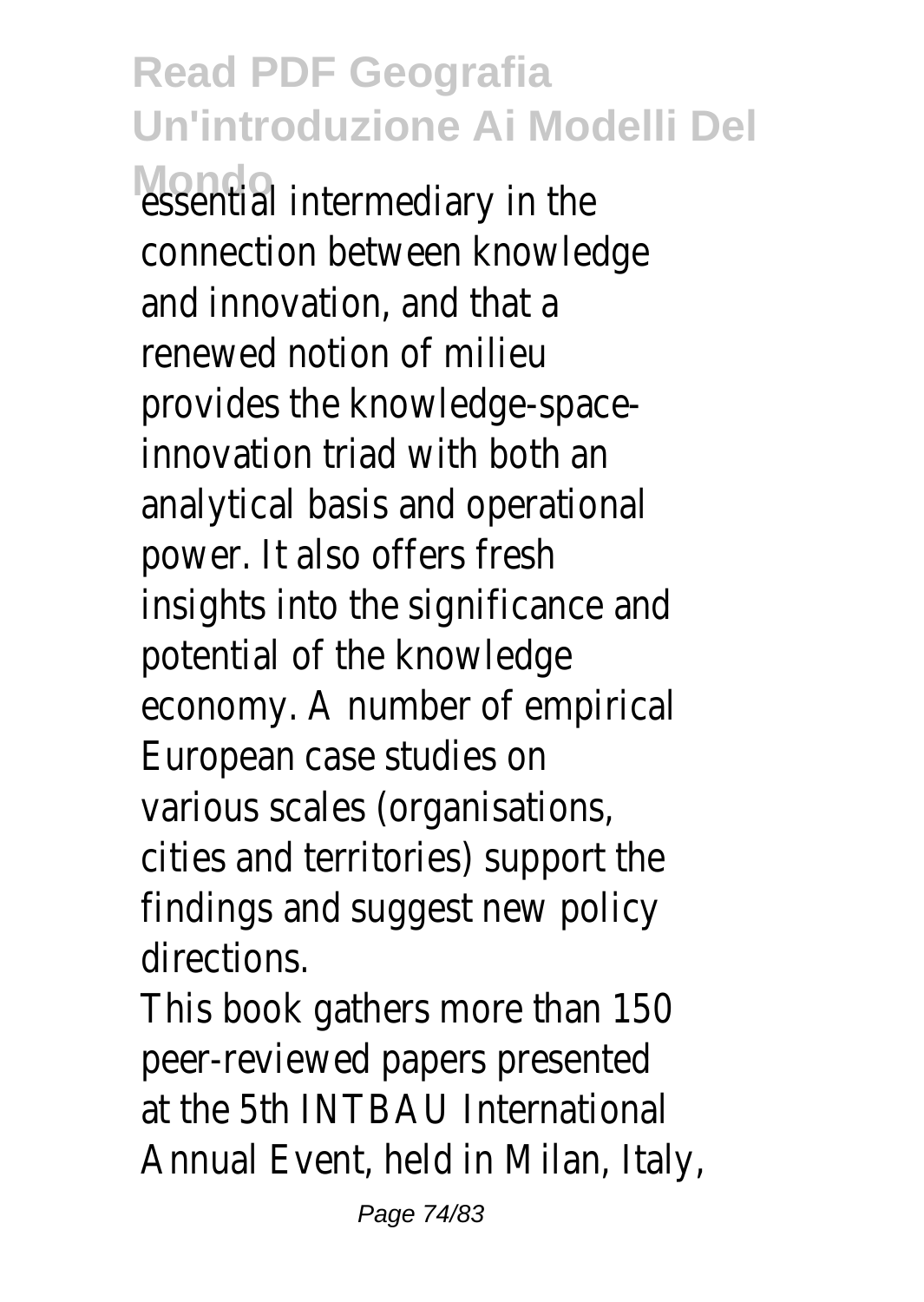essential intermediary in the connection between knowledge and innovation, and that a renewed notion of milieu provides the knowledge-space-innovation triad with both an analytical basis and operational power. It also offers fresh insights into the significance and potential of the knowledge economy. A number of empirical European case studies on various scales (organisations, cities and territories) support the findings and suggest new policy directions.

This book gathers more than 150 peer-reviewed papers presented at the 5th INTBAU International Annual Event, held in Milan, Italy,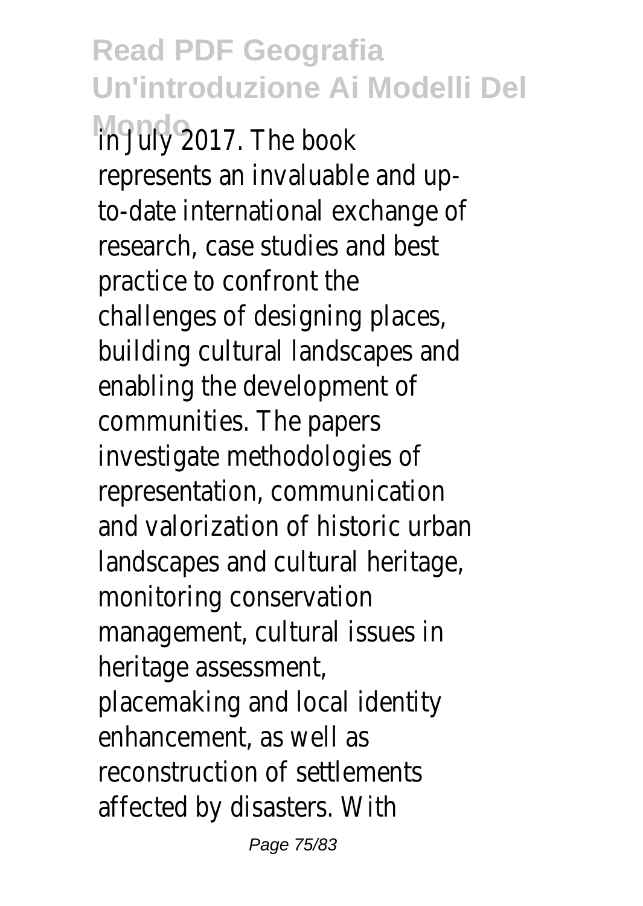in July 2017. The book represents an invaluable and up-to-date international exchange of research, case studies and best practice to confront the challenges of designing places, building cultural landscapes and enabling the development of communities. The papers investigate methodologies of representation, communication and valorization of historic urban landscapes and cultural heritage, monitoring conservation management, cultural issues in heritage assessment, placemaking and local identity enhancement, as well as reconstruction of settlements affected by disasters. With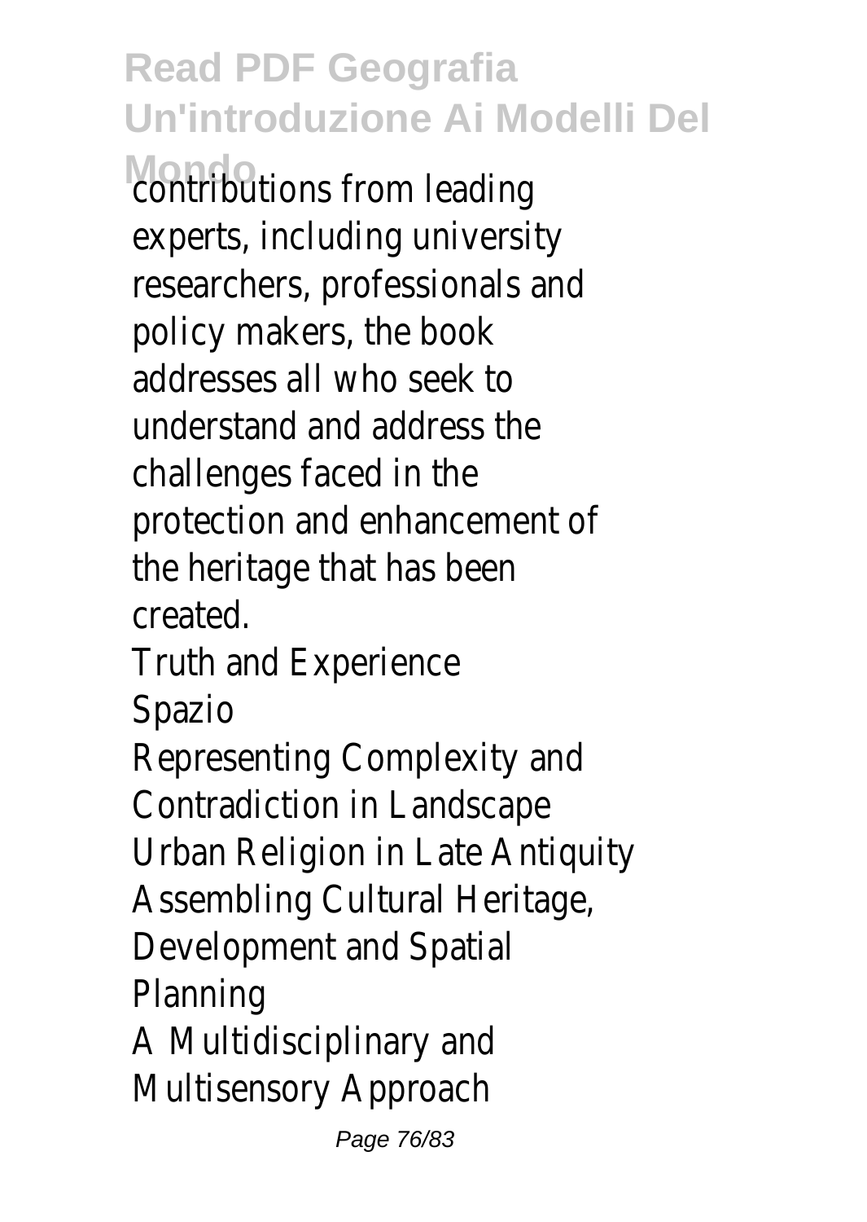contributions from leading experts, including university researchers, professionals and policy makers, the book addresses all who seek to understand and address the challenges faced in the protection and enhancement of the heritage that has been created.

Truth and Experience

Spazio

Representing Complexity and Contradiction in Landscape

Urban Religion in Late Antiquity

Assembling Cultural Heritage, Development and Spatial Planning

A Multidisciplinary and Multisensory Approach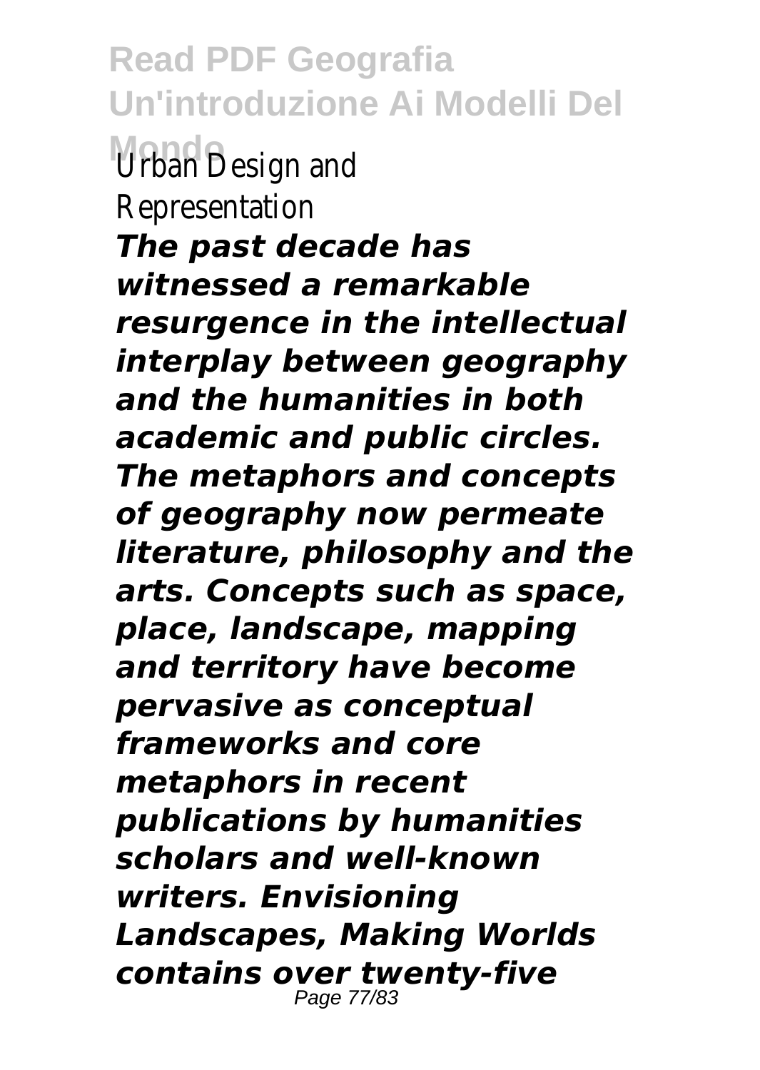Urban Design and Representation

***The past decade has witnessed a remarkable resurgence in the intellectual interplay between geography and the humanities in both academic and public circles. The metaphors and concepts of geography now permeate literature, philosophy and the arts. Concepts such as space, place, landscape, mapping and territory have become pervasive as conceptual frameworks and core metaphors in recent publications by humanities scholars and well-known writers. Envisioning Landscapes, Making Worlds contains over twenty-five***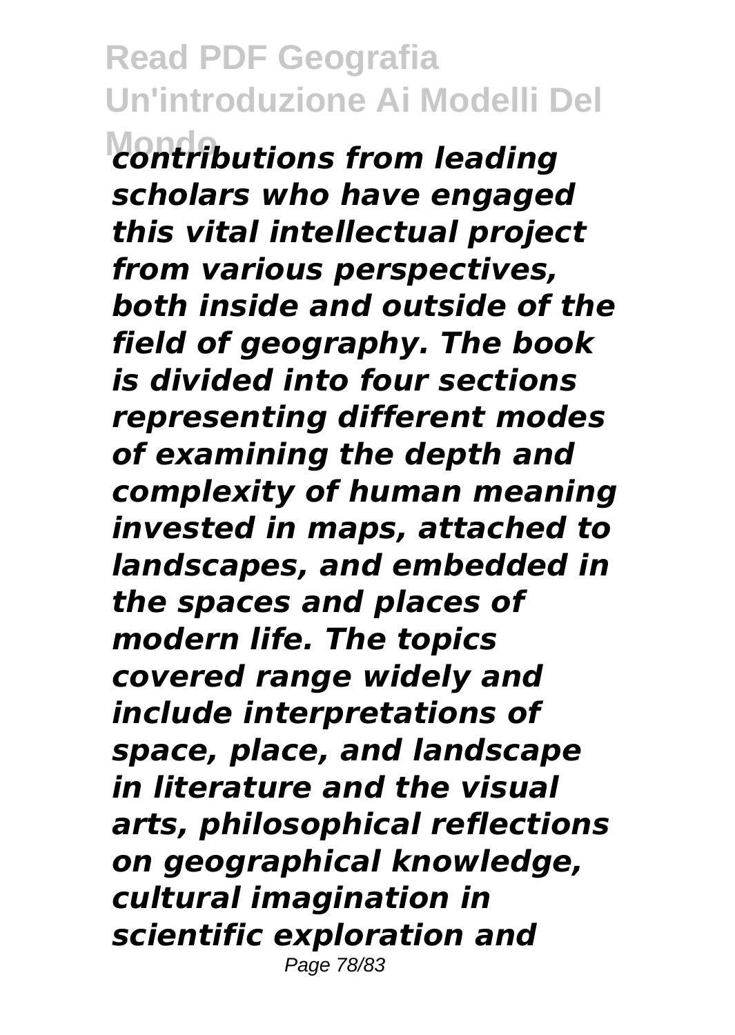*contributions from leading scholars who have engaged this vital intellectual project from various perspectives, both inside and outside of the field of geography. The book is divided into four sections representing different modes of examining the depth and complexity of human meaning invested in maps, attached to landscapes, and embedded in the spaces and places of modern life. The topics covered range widely and include interpretations of space, place, and landscape in literature and the visual arts, philosophical reflections on geographical knowledge, cultural imagination in scientific exploration and*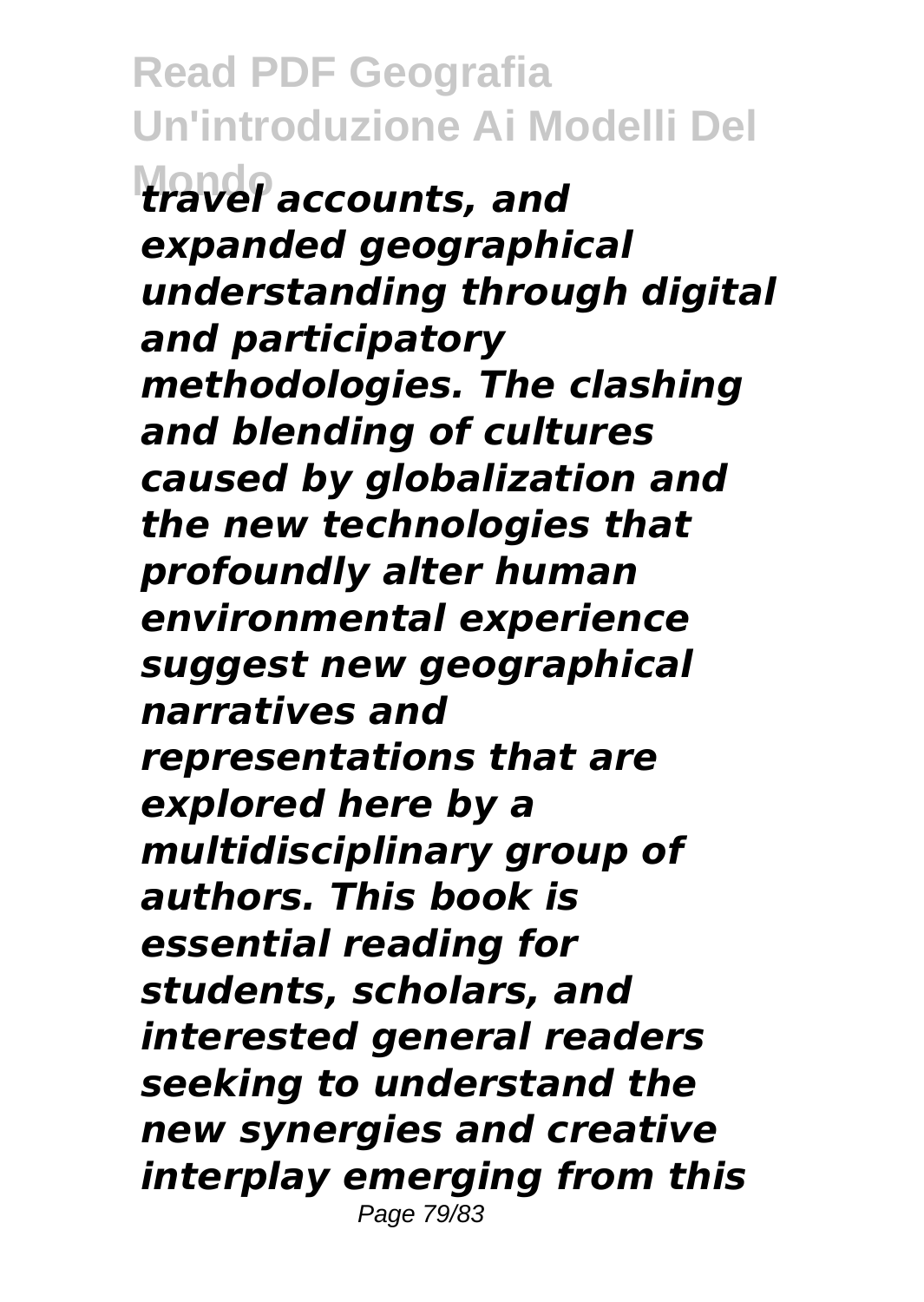*travel accounts, and expanded geographical understanding through digital and participatory methodologies. The clashing and blending of cultures caused by globalization and the new technologies that profoundly alter human environmental experience suggest new geographical narratives and representations that are explored here by a multidisciplinary group of authors. This book is essential reading for students, scholars, and interested general readers seeking to understand the new synergies and creative interplay emerging from this*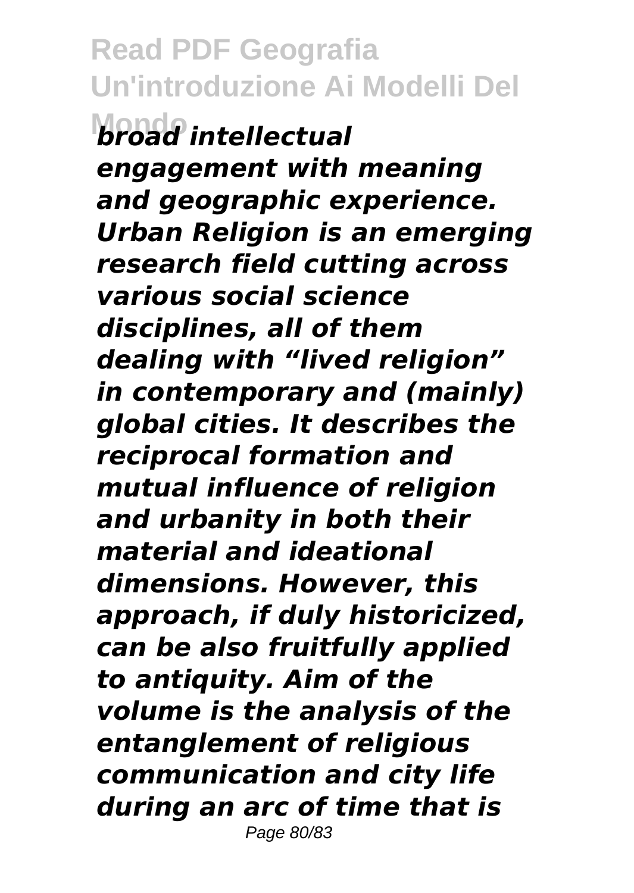*broad intellectual engagement with meaning and geographic experience. Urban Religion is an emerging research field cutting across various social science disciplines, all of them dealing with "lived religion" in contemporary and (mainly) global cities. It describes the reciprocal formation and mutual influence of religion and urbanity in both their material and ideational dimensions. However, this approach, if duly historicized, can be also fruitfully applied to antiquity. Aim of the volume is the analysis of the entanglement of religious communication and city life during an arc of time that is*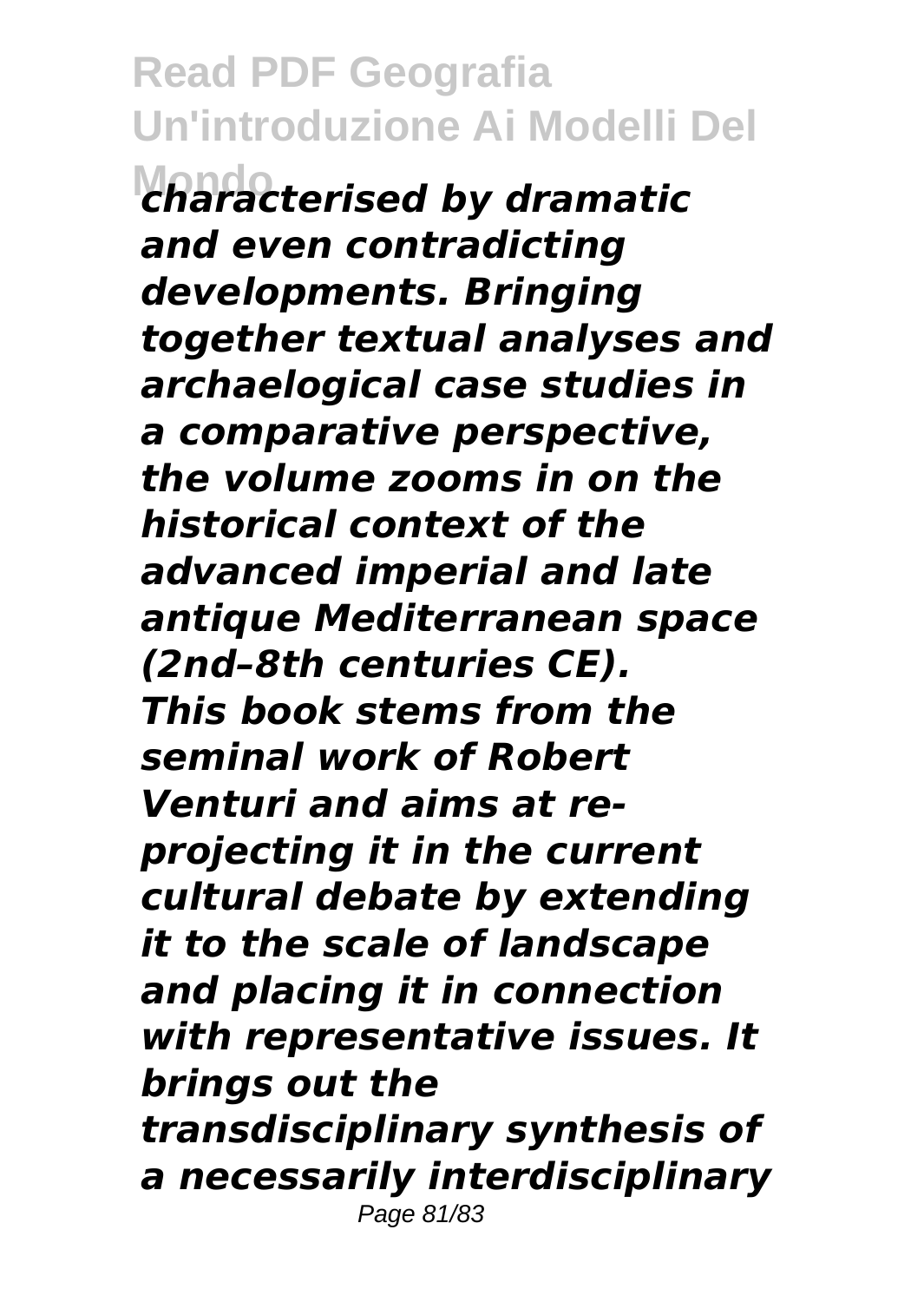*characterised by dramatic and even contradicting developments. Bringing together textual analyses and archaelogical case studies in a comparative perspective, the volume zooms in on the historical context of the advanced imperial and late antique Mediterranean space (2nd–8th centuries CE).*

*This book stems from the seminal work of Robert Venturi and aims at re-projecting it in the current cultural debate by extending it to the scale of landscape and placing it in connection with representative issues. It brings out the transdisciplinary synthesis of a necessarily interdisciplinary*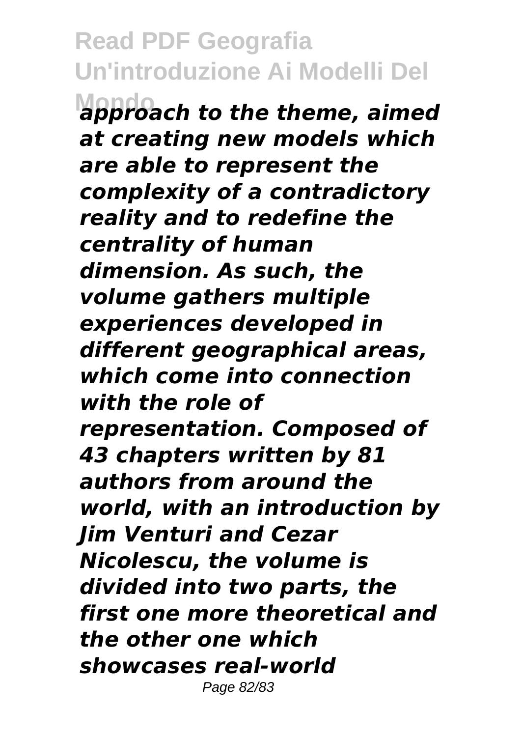***approach to the theme, aimed at creating new models which are able to represent the complexity of a contradictory reality and to redefine the centrality of human dimension. As such, the volume gathers multiple experiences developed in different geographical areas, which come into connection with the role of representation. Composed of 43 chapters written by 81 authors from around the world, with an introduction by Jim Venturi and Cezar Nicolescu, the volume is divided into two parts, the first one more theoretical and the other one which showcases real-world***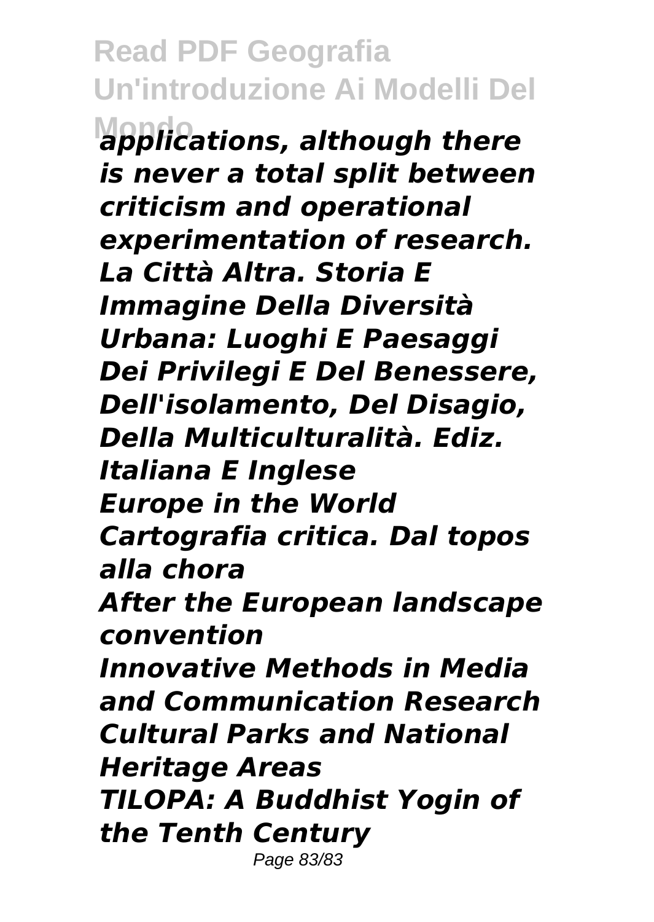*applications, although there is never a total split between criticism and operational experimentation of research.*

*La Città Altra. Storia E Immagine Della Diversità Urbana: Luoghi E Paesaggi Dei Privilegi E Del Benessere, Dell'isolamento, Del Disagio, Della Multiculturalità. Ediz. Italiana E Inglese*

*Europe in the World*

*Cartografia critica. Dal topos alla chora*

*After the European landscape convention*

*Innovative Methods in Media and Communication Research*

*Cultural Parks and National Heritage Areas*

*TILOPA: A Buddhist Yogin of the Tenth Century*